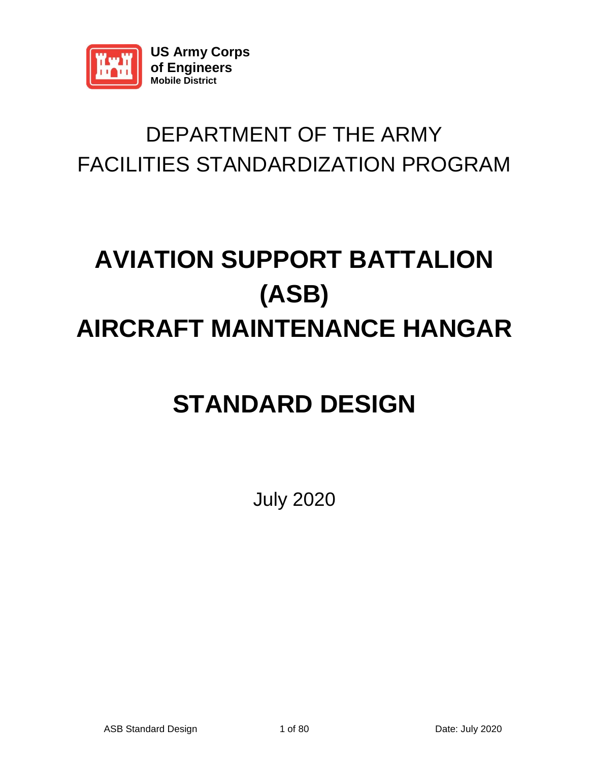US Army Corps
of Engineers
Mobile District

DEPARTMENT OF THE ARMY
FACILITIES STANDARDIZATION PROGRAM

# AVIATION SUPPORT BATTALION (ASB) AIRCRAFT MAINTENANCE HANGAR

# STANDARD DESIGN

July 2020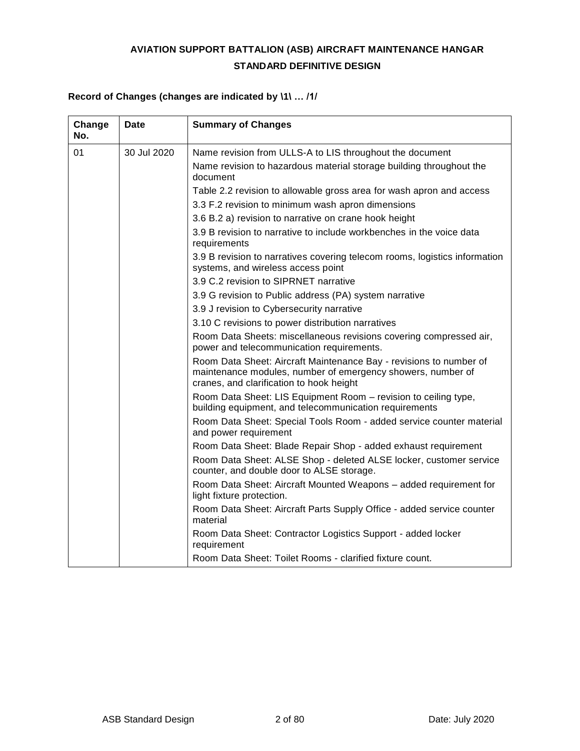**AVIATION SUPPORT BATTALION (ASB) AIRCRAFT MAINTENANCE HANGAR**

**STANDARD DEFINITIVE DESIGN**

**Record of Changes (changes are indicated by \1\ … /1/**

| Change No. | Date | Summary of Changes |
|---|---|---|
| 01 | 30 Jul 2020 | Name revision from ULLS-A to LIS throughout the document<br>Name revision to hazardous material storage building throughout the document<br>Table 2.2 revision to allowable gross area for wash apron and access<br>3.3 F.2 revision to minimum wash apron dimensions<br>3.6 B.2 a) revision to narrative on crane hook height<br>3.9 B revision to narrative to include workbenches in the voice data requirements<br>3.9 B revision to narratives covering telecom rooms, logistics information systems, and wireless access point<br>3.9 C.2 revision to SIPRNET narrative<br>3.9 G revision to Public address (PA) system narrative<br>3.9 J revision to Cybersecurity narrative<br>3.10 C revisions to power distribution narratives<br>Room Data Sheets: miscellaneous revisions covering compressed air, power and telecommunication requirements.<br>Room Data Sheet: Aircraft Maintenance Bay - revisions to number of maintenance modules, number of emergency showers, number of cranes, and clarification to hook height<br>Room Data Sheet: LIS Equipment Room – revision to ceiling type, building equipment, and telecommunication requirements<br>Room Data Sheet: Special Tools Room - added service counter material and power requirement<br>Room Data Sheet: Blade Repair Shop - added exhaust requirement<br>Room Data Sheet: ALSE Shop - deleted ALSE locker, customer service counter, and double door to ALSE storage.<br>Room Data Sheet: Aircraft Mounted Weapons – added requirement for light fixture protection.<br>Room Data Sheet: Aircraft Parts Supply Office - added service counter material<br>Room Data Sheet: Contractor Logistics Support - added locker requirement<br>Room Data Sheet: Toilet Rooms - clarified fixture count. |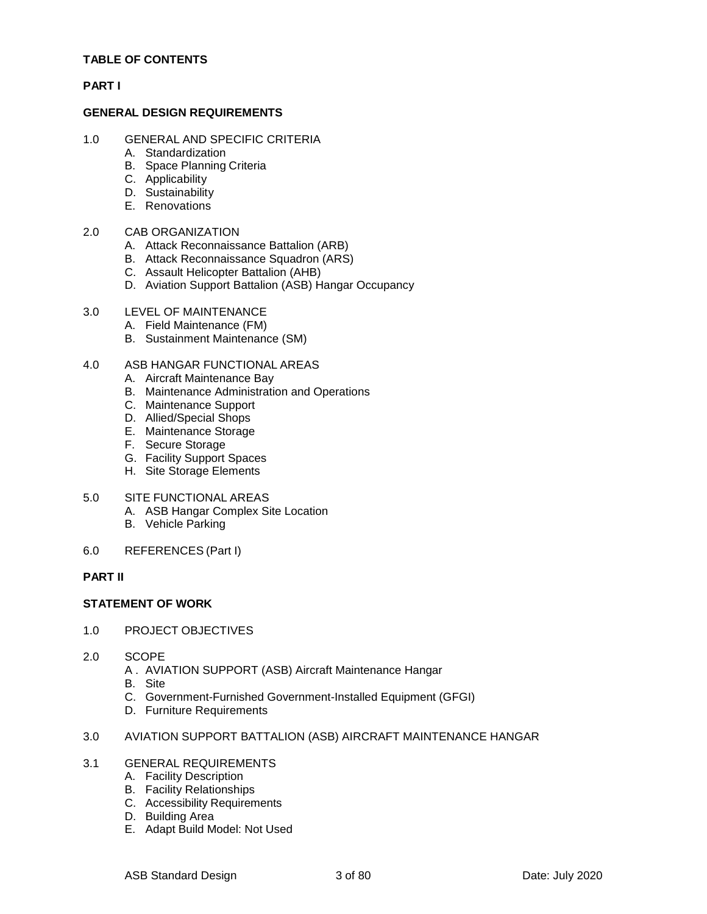**TABLE OF CONTENTS**

**PART I**

**GENERAL DESIGN REQUIREMENTS**

1.0 GENERAL AND SPECIFIC CRITERIA
- A. Standardization
- B. Space Planning Criteria
- C. Applicability
- D. Sustainability
- E. Renovations

2.0 CAB ORGANIZATION
- A. Attack Reconnaissance Battalion (ARB)
- B. Attack Reconnaissance Squadron (ARS)
- C. Assault Helicopter Battalion (AHB)
- D. Aviation Support Battalion (ASB) Hangar Occupancy

3.0 LEVEL OF MAINTENANCE
- A. Field Maintenance (FM)
- B. Sustainment Maintenance (SM)

4.0 ASB HANGAR FUNCTIONAL AREAS
- A. Aircraft Maintenance Bay
- B. Maintenance Administration and Operations
- C. Maintenance Support
- D. Allied/Special Shops
- E. Maintenance Storage
- F. Secure Storage
- G. Facility Support Spaces
- H. Site Storage Elements

5.0 SITE FUNCTIONAL AREAS
- A. ASB Hangar Complex Site Location
- B. Vehicle Parking

6.0 REFERENCES (Part I)

**PART II**

**STATEMENT OF WORK**

1.0 PROJECT OBJECTIVES

2.0 SCOPE
- A . AVIATION SUPPORT (ASB) Aircraft Maintenance Hangar
- B. Site
- C. Government-Furnished Government-Installed Equipment (GFGI)
- D. Furniture Requirements

3.0 AVIATION SUPPORT BATTALION (ASB) AIRCRAFT MAINTENANCE HANGAR

3.1 GENERAL REQUIREMENTS
- A. Facility Description
- B. Facility Relationships
- C. Accessibility Requirements
- D. Building Area
- E. Adapt Build Model: Not Used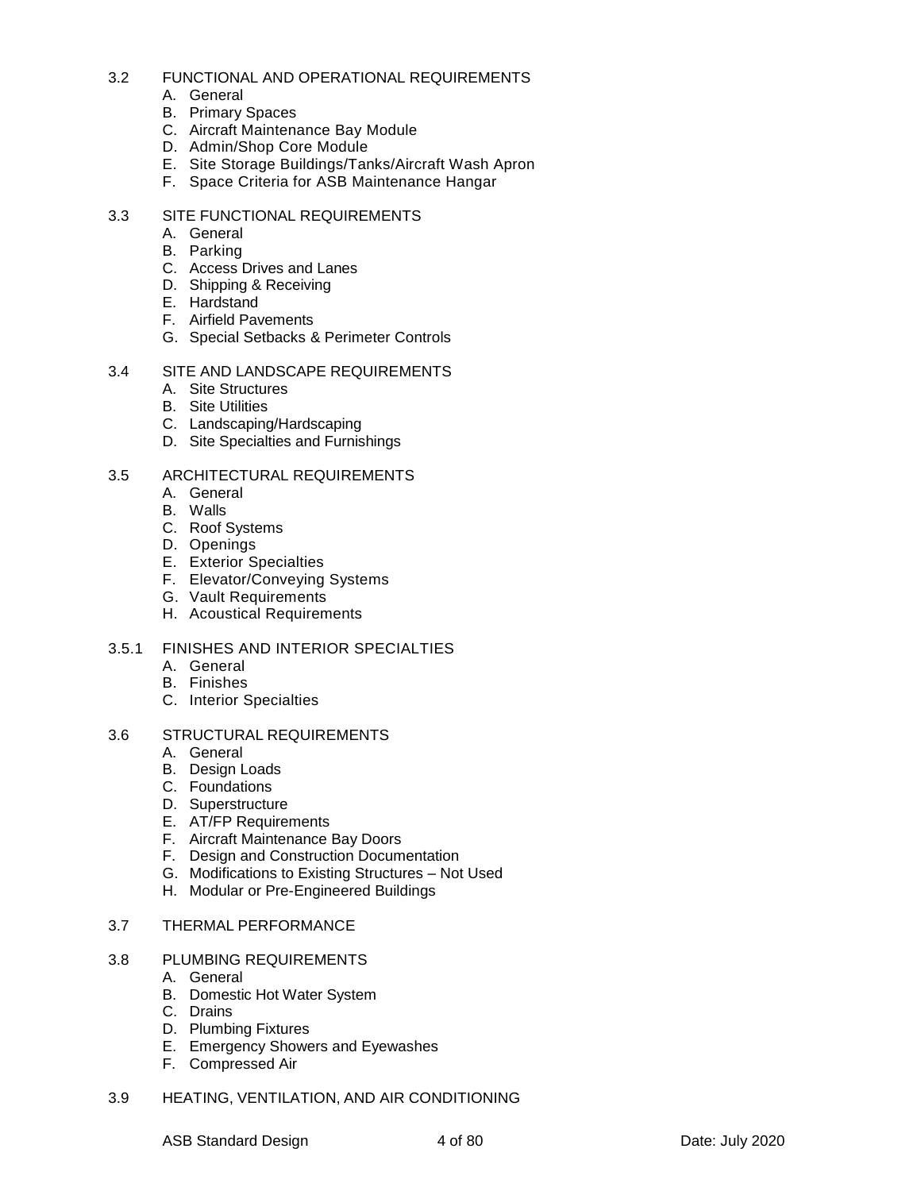3.2 FUNCTIONAL AND OPERATIONAL REQUIREMENTS
- A. General
- B. Primary Spaces
- C. Aircraft Maintenance Bay Module
- D. Admin/Shop Core Module
- E. Site Storage Buildings/Tanks/Aircraft Wash Apron
- F. Space Criteria for ASB Maintenance Hangar

3.3 SITE FUNCTIONAL REQUIREMENTS
- A. General
- B. Parking
- C. Access Drives and Lanes
- D. Shipping & Receiving
- E. Hardstand
- F. Airfield Pavements
- G. Special Setbacks & Perimeter Controls

3.4 SITE AND LANDSCAPE REQUIREMENTS
- A. Site Structures
- B. Site Utilities
- C. Landscaping/Hardscaping
- D. Site Specialties and Furnishings

3.5 ARCHITECTURAL REQUIREMENTS
- A. General
- B. Walls
- C. Roof Systems
- D. Openings
- E. Exterior Specialties
- F. Elevator/Conveying Systems
- G. Vault Requirements
- H. Acoustical Requirements

3.5.1 FINISHES AND INTERIOR SPECIALTIES
- A. General
- B. Finishes
- C. Interior Specialties

3.6 STRUCTURAL REQUIREMENTS
- A. General
- B. Design Loads
- C. Foundations
- D. Superstructure
- E. AT/FP Requirements
- F. Aircraft Maintenance Bay Doors
- F. Design and Construction Documentation
- G. Modifications to Existing Structures – Not Used
- H. Modular or Pre-Engineered Buildings

3.7 THERMAL PERFORMANCE

3.8 PLUMBING REQUIREMENTS
- A. General
- B. Domestic Hot Water System
- C. Drains
- D. Plumbing Fixtures
- E. Emergency Showers and Eyewashes
- F. Compressed Air

3.9 HEATING, VENTILATION, AND AIR CONDITIONING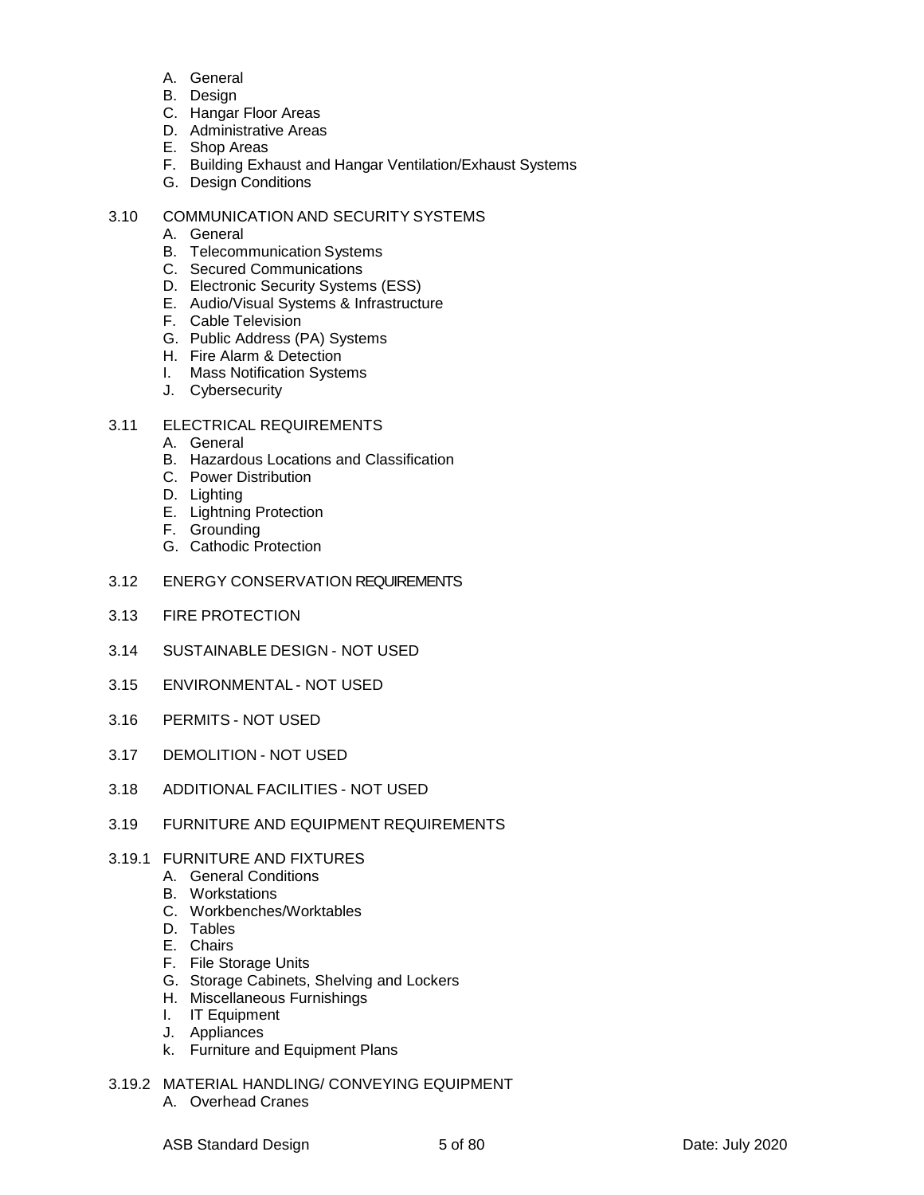A. General
B. Design
C. Hangar Floor Areas
D. Administrative Areas
E. Shop Areas
F. Building Exhaust and Hangar Ventilation/Exhaust Systems
G. Design Conditions

3.10 COMMUNICATION AND SECURITY SYSTEMS
A. General
B. Telecommunication Systems
C. Secured Communications
D. Electronic Security Systems (ESS)
E. Audio/Visual Systems & Infrastructure
F. Cable Television
G. Public Address (PA) Systems
H. Fire Alarm & Detection
I. Mass Notification Systems
J. Cybersecurity

3.11 ELECTRICAL REQUIREMENTS
A. General
B. Hazardous Locations and Classification
C. Power Distribution
D. Lighting
E. Lightning Protection
F. Grounding
G. Cathodic Protection

3.12 ENERGY CONSERVATION REQUIREMENTS

3.13 FIRE PROTECTION

3.14 SUSTAINABLE DESIGN - NOT USED

3.15 ENVIRONMENTAL - NOT USED

3.16 PERMITS - NOT USED

3.17 DEMOLITION - NOT USED

3.18 ADDITIONAL FACILITIES - NOT USED

3.19 FURNITURE AND EQUIPMENT REQUIREMENTS

3.19.1 FURNITURE AND FIXTURES
A. General Conditions
B. Workstations
C. Workbenches/Worktables
D. Tables
E. Chairs
F. File Storage Units
G. Storage Cabinets, Shelving and Lockers
H. Miscellaneous Furnishings
I. IT Equipment
J. Appliances
k. Furniture and Equipment Plans

3.19.2 MATERIAL HANDLING/ CONVEYING EQUIPMENT
A. Overhead Cranes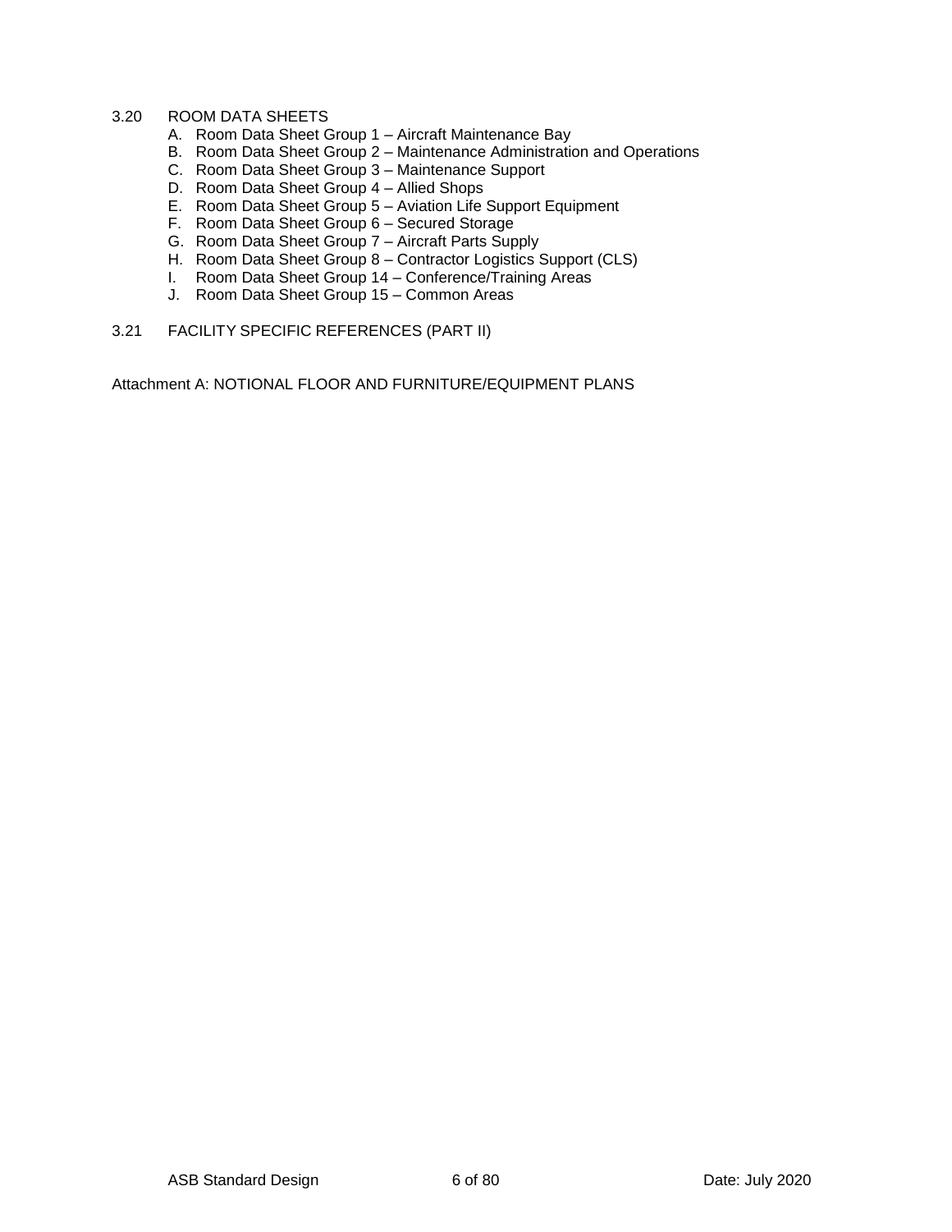3.20 ROOM DATA SHEETS

A. Room Data Sheet Group 1 – Aircraft Maintenance Bay
B. Room Data Sheet Group 2 – Maintenance Administration and Operations
C. Room Data Sheet Group 3 – Maintenance Support
D. Room Data Sheet Group 4 – Allied Shops
E. Room Data Sheet Group 5 – Aviation Life Support Equipment
F. Room Data Sheet Group 6 – Secured Storage
G. Room Data Sheet Group 7 – Aircraft Parts Supply
H. Room Data Sheet Group 8 – Contractor Logistics Support (CLS)
I. Room Data Sheet Group 14 – Conference/Training Areas
J. Room Data Sheet Group 15 – Common Areas

3.21 FACILITY SPECIFIC REFERENCES (PART II)

Attachment A: NOTIONAL FLOOR AND FURNITURE/EQUIPMENT PLANS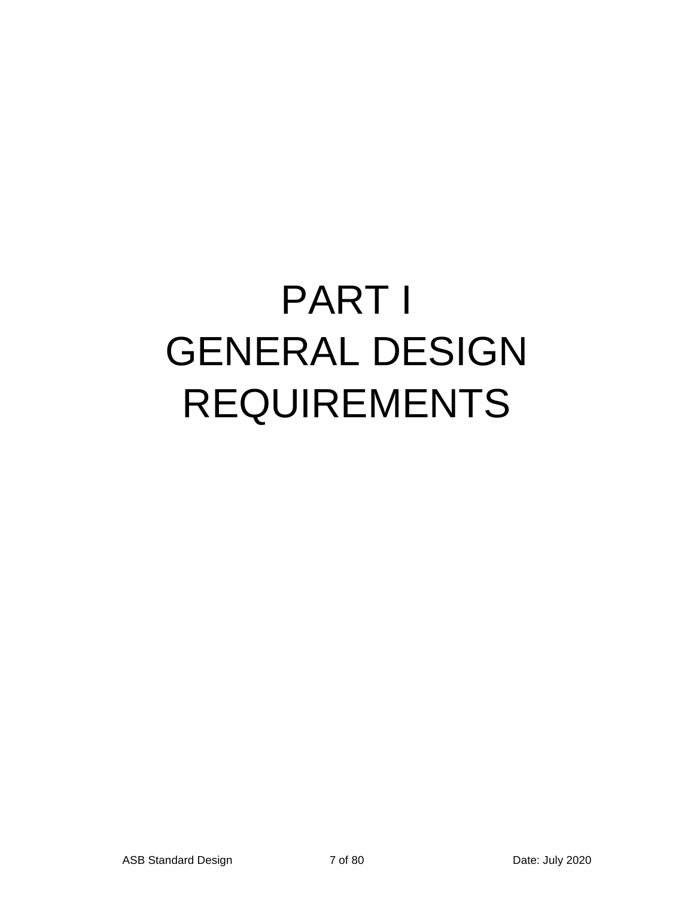# PART I
# GENERAL DESIGN REQUIREMENTS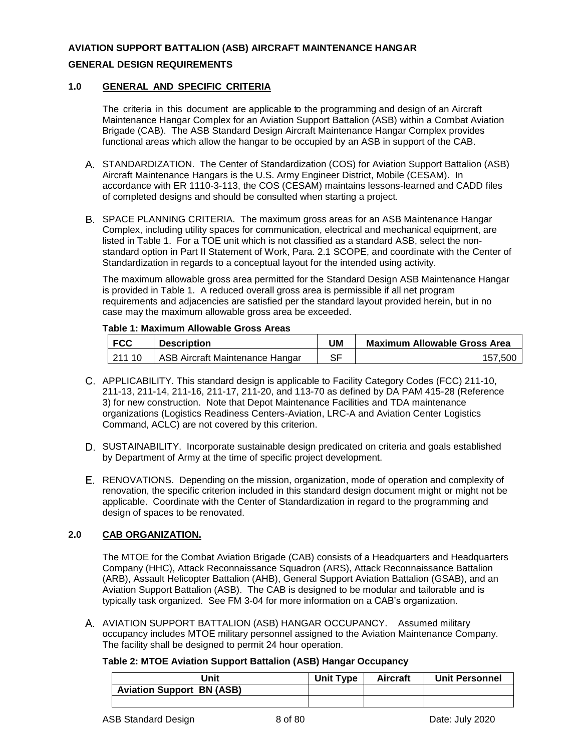**AVIATION SUPPORT BATTALION (ASB) AIRCRAFT MAINTENANCE HANGAR**

**GENERAL DESIGN REQUIREMENTS**

## 1.0 GENERAL AND SPECIFIC CRITERIA

The criteria in this document are applicable to the programming and design of an Aircraft Maintenance Hangar Complex for an Aviation Support Battalion (ASB) within a Combat Aviation Brigade (CAB). The ASB Standard Design Aircraft Maintenance Hangar Complex provides functional areas which allow the hangar to be occupied by an ASB in support of the CAB.

A. STANDARDIZATION. The Center of Standardization (COS) for Aviation Support Battalion (ASB) Aircraft Maintenance Hangars is the U.S. Army Engineer District, Mobile (CESAM). In accordance with ER 1110-3-113, the COS (CESAM) maintains lessons-learned and CADD files of completed designs and should be consulted when starting a project.

B. SPACE PLANNING CRITERIA. The maximum gross areas for an ASB Maintenance Hangar Complex, including utility spaces for communication, electrical and mechanical equipment, are listed in Table 1. For a TOE unit which is not classified as a standard ASB, select the non-standard option in Part II Statement of Work, Para. 2.1 SCOPE, and coordinate with the Center of Standardization in regards to a conceptual layout for the intended using activity.

The maximum allowable gross area permitted for the Standard Design ASB Maintenance Hangar is provided in Table 1. A reduced overall gross area is permissible if all net program requirements and adjacencies are satisfied per the standard layout provided herein, but in no case may the maximum allowable gross area be exceeded.

**Table 1: Maximum Allowable Gross Areas**

| FCC | Description | UM | Maximum Allowable Gross Area |
|---|---|---|---|
| 211 10 | ASB Aircraft Maintenance Hangar | SF | 157,500 |

C. APPLICABILITY. This standard design is applicable to Facility Category Codes (FCC) 211-10, 211-13, 211-14, 211-16, 211-17, 211-20, and 113-70 as defined by DA PAM 415-28 (Reference 3) for new construction. Note that Depot Maintenance Facilities and TDA maintenance organizations (Logistics Readiness Centers-Aviation, LRC-A and Aviation Center Logistics Command, ACLC) are not covered by this criterion.

D. SUSTAINABILITY. Incorporate sustainable design predicated on criteria and goals established by Department of Army at the time of specific project development.

E. RENOVATIONS. Depending on the mission, organization, mode of operation and complexity of renovation, the specific criterion included in this standard design document might or might not be applicable. Coordinate with the Center of Standardization in regard to the programming and design of spaces to be renovated.

## 2.0 CAB ORGANIZATION.

The MTOE for the Combat Aviation Brigade (CAB) consists of a Headquarters and Headquarters Company (HHC), Attack Reconnaissance Squadron (ARS), Attack Reconnaissance Battalion (ARB), Assault Helicopter Battalion (AHB), General Support Aviation Battalion (GSAB), and an Aviation Support Battalion (ASB). The CAB is designed to be modular and tailorable and is typically task organized. See FM 3-04 for more information on a CAB's organization.

A. AVIATION SUPPORT BATTALION (ASB) HANGAR OCCUPANCY. Assumed military occupancy includes MTOE military personnel assigned to the Aviation Maintenance Company. The facility shall be designed to permit 24 hour operation.

**Table 2: MTOE Aviation Support Battalion (ASB) Hangar Occupancy**

| Unit | Unit Type | Aircraft | Unit Personnel |
|---|---|---|---|
| **Aviation Support BN (ASB)** | | | |
| | | | |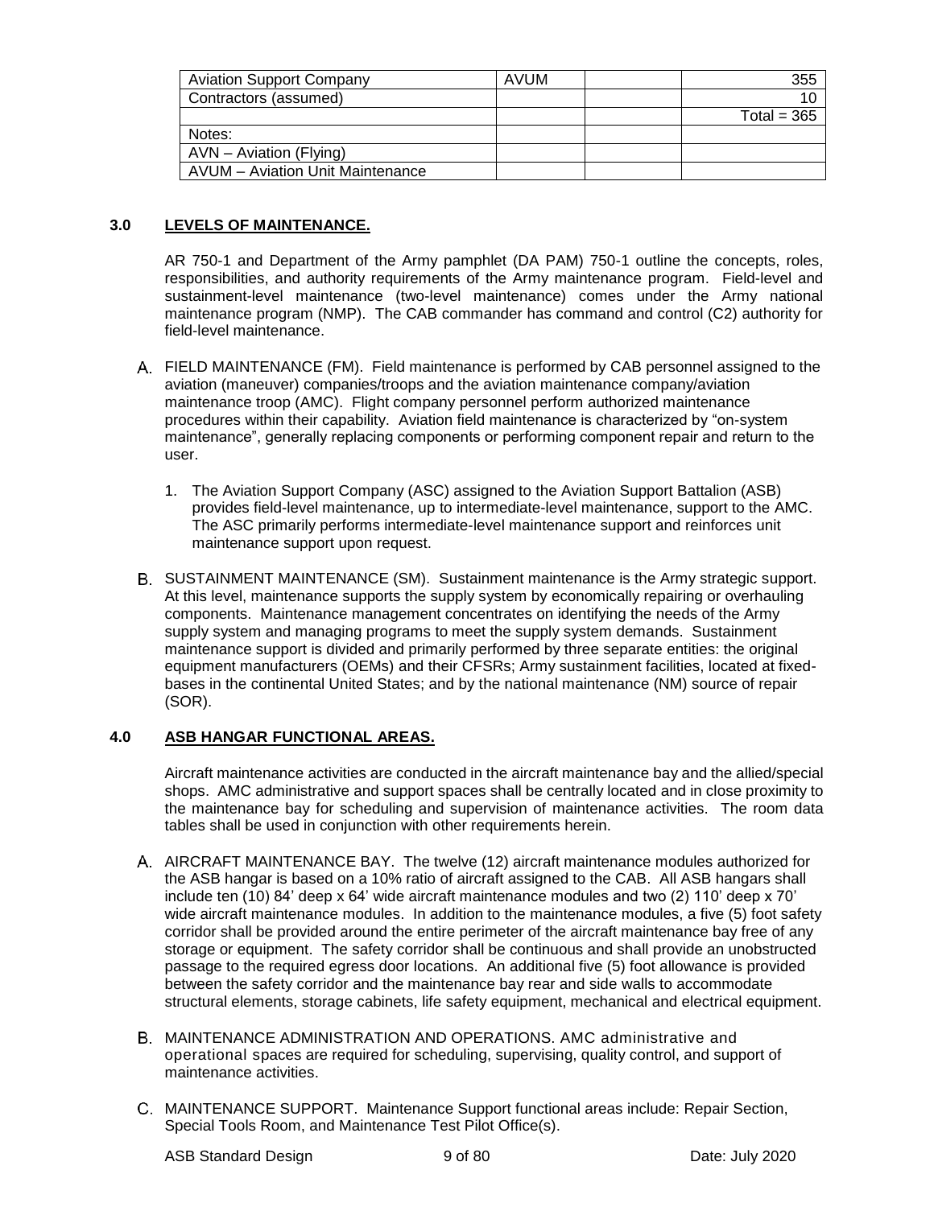| Aviation Support Company | AVUM | | 355 |
|---|---|---|---|
| Contractors (assumed) | | | 10 |
| | | | Total = 365 |
| Notes: | | | |
| AVN – Aviation (Flying) | | | |
| AVUM – Aviation Unit Maintenance | | | |

## 3.0 LEVELS OF MAINTENANCE.

AR 750-1 and Department of the Army pamphlet (DA PAM) 750-1 outline the concepts, roles, responsibilities, and authority requirements of the Army maintenance program. Field-level and sustainment-level maintenance (two-level maintenance) comes under the Army national maintenance program (NMP). The CAB commander has command and control (C2) authority for field-level maintenance.

A. FIELD MAINTENANCE (FM). Field maintenance is performed by CAB personnel assigned to the aviation (maneuver) companies/troops and the aviation maintenance company/aviation maintenance troop (AMC). Flight company personnel perform authorized maintenance procedures within their capability. Aviation field maintenance is characterized by "on-system maintenance", generally replacing components or performing component repair and return to the user.

1. The Aviation Support Company (ASC) assigned to the Aviation Support Battalion (ASB) provides field-level maintenance, up to intermediate-level maintenance, support to the AMC. The ASC primarily performs intermediate-level maintenance support and reinforces unit maintenance support upon request.

B. SUSTAINMENT MAINTENANCE (SM). Sustainment maintenance is the Army strategic support. At this level, maintenance supports the supply system by economically repairing or overhauling components. Maintenance management concentrates on identifying the needs of the Army supply system and managing programs to meet the supply system demands. Sustainment maintenance support is divided and primarily performed by three separate entities: the original equipment manufacturers (OEMs) and their CFSRs; Army sustainment facilities, located at fixed-bases in the continental United States; and by the national maintenance (NM) source of repair (SOR).

## 4.0 ASB HANGAR FUNCTIONAL AREAS.

Aircraft maintenance activities are conducted in the aircraft maintenance bay and the allied/special shops. AMC administrative and support spaces shall be centrally located and in close proximity to the maintenance bay for scheduling and supervision of maintenance activities. The room data tables shall be used in conjunction with other requirements herein.

A. AIRCRAFT MAINTENANCE BAY. The twelve (12) aircraft maintenance modules authorized for the ASB hangar is based on a 10% ratio of aircraft assigned to the CAB. All ASB hangars shall include ten (10) 84' deep x 64' wide aircraft maintenance modules and two (2) 110' deep x 70' wide aircraft maintenance modules. In addition to the maintenance modules, a five (5) foot safety corridor shall be provided around the entire perimeter of the aircraft maintenance bay free of any storage or equipment. The safety corridor shall be continuous and shall provide an unobstructed passage to the required egress door locations. An additional five (5) foot allowance is provided between the safety corridor and the maintenance bay rear and side walls to accommodate structural elements, storage cabinets, life safety equipment, mechanical and electrical equipment.

B. MAINTENANCE ADMINISTRATION AND OPERATIONS. AMC administrative and operational spaces are required for scheduling, supervising, quality control, and support of maintenance activities.

C. MAINTENANCE SUPPORT. Maintenance Support functional areas include: Repair Section, Special Tools Room, and Maintenance Test Pilot Office(s).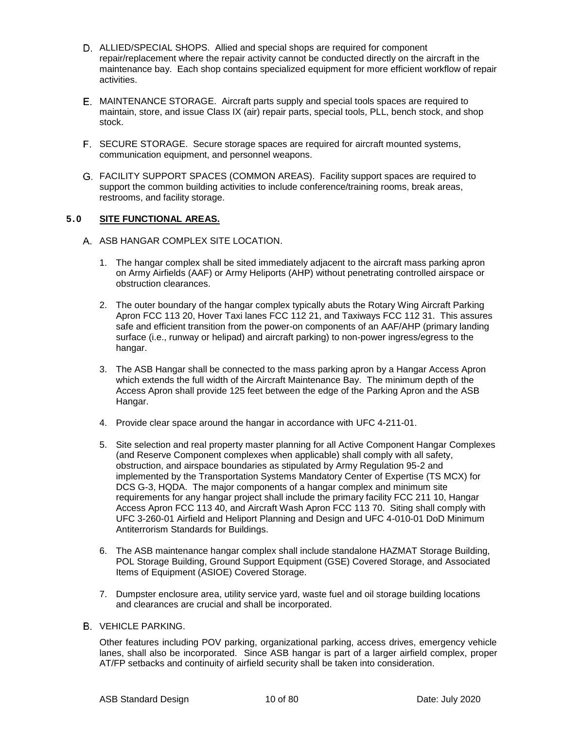D. ALLIED/SPECIAL SHOPS. Allied and special shops are required for component repair/replacement where the repair activity cannot be conducted directly on the aircraft in the maintenance bay. Each shop contains specialized equipment for more efficient workflow of repair activities.

E. MAINTENANCE STORAGE. Aircraft parts supply and special tools spaces are required to maintain, store, and issue Class IX (air) repair parts, special tools, PLL, bench stock, and shop stock.

F. SECURE STORAGE. Secure storage spaces are required for aircraft mounted systems, communication equipment, and personnel weapons.

G. FACILITY SUPPORT SPACES (COMMON AREAS). Facility support spaces are required to support the common building activities to include conference/training rooms, break areas, restrooms, and facility storage.

## 5.0 SITE FUNCTIONAL AREAS.

A. ASB HANGAR COMPLEX SITE LOCATION.

1. The hangar complex shall be sited immediately adjacent to the aircraft mass parking apron on Army Airfields (AAF) or Army Heliports (AHP) without penetrating controlled airspace or obstruction clearances.

2. The outer boundary of the hangar complex typically abuts the Rotary Wing Aircraft Parking Apron FCC 113 20, Hover Taxi lanes FCC 112 21, and Taxiways FCC 112 31. This assures safe and efficient transition from the power-on components of an AAF/AHP (primary landing surface (i.e., runway or helipad) and aircraft parking) to non-power ingress/egress to the hangar.

3. The ASB Hangar shall be connected to the mass parking apron by a Hangar Access Apron which extends the full width of the Aircraft Maintenance Bay. The minimum depth of the Access Apron shall provide 125 feet between the edge of the Parking Apron and the ASB Hangar.

4. Provide clear space around the hangar in accordance with UFC 4-211-01.

5. Site selection and real property master planning for all Active Component Hangar Complexes (and Reserve Component complexes when applicable) shall comply with all safety, obstruction, and airspace boundaries as stipulated by Army Regulation 95-2 and implemented by the Transportation Systems Mandatory Center of Expertise (TS MCX) for DCS G-3, HQDA. The major components of a hangar complex and minimum site requirements for any hangar project shall include the primary facility FCC 211 10, Hangar Access Apron FCC 113 40, and Aircraft Wash Apron FCC 113 70. Siting shall comply with UFC 3-260-01 Airfield and Heliport Planning and Design and UFC 4-010-01 DoD Minimum Antiterrorism Standards for Buildings.

6. The ASB maintenance hangar complex shall include standalone HAZMAT Storage Building, POL Storage Building, Ground Support Equipment (GSE) Covered Storage, and Associated Items of Equipment (ASIOE) Covered Storage.

7. Dumpster enclosure area, utility service yard, waste fuel and oil storage building locations and clearances are crucial and shall be incorporated.

B. VEHICLE PARKING.

Other features including POV parking, organizational parking, access drives, emergency vehicle lanes, shall also be incorporated. Since ASB hangar is part of a larger airfield complex, proper AT/FP setbacks and continuity of airfield security shall be taken into consideration.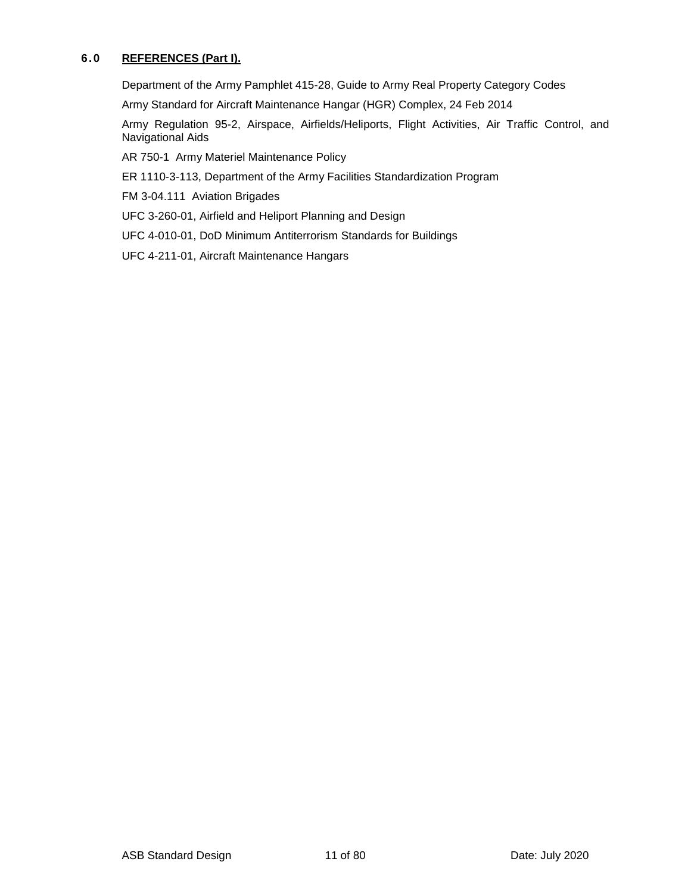## 6.0 REFERENCES (Part I).

Department of the Army Pamphlet 415-28, Guide to Army Real Property Category Codes

Army Standard for Aircraft Maintenance Hangar (HGR) Complex, 24 Feb 2014

Army Regulation 95-2, Airspace, Airfields/Heliports, Flight Activities, Air Traffic Control, and Navigational Aids

AR 750-1 Army Materiel Maintenance Policy

ER 1110-3-113, Department of the Army Facilities Standardization Program

FM 3-04.111 Aviation Brigades

UFC 3-260-01, Airfield and Heliport Planning and Design

UFC 4-010-01, DoD Minimum Antiterrorism Standards for Buildings

UFC 4-211-01, Aircraft Maintenance Hangars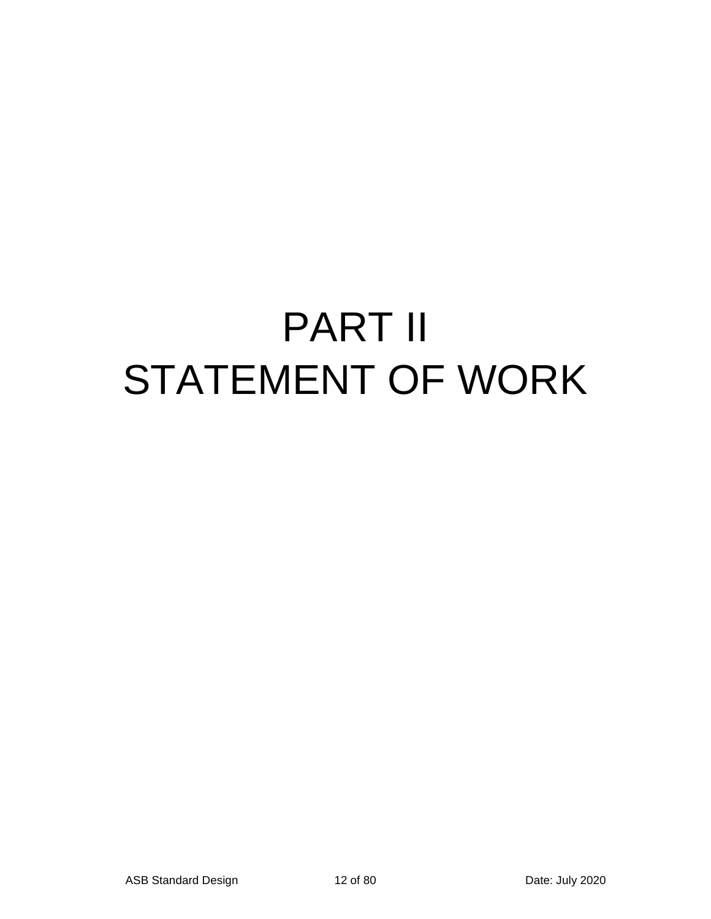# PART II
# STATEMENT OF WORK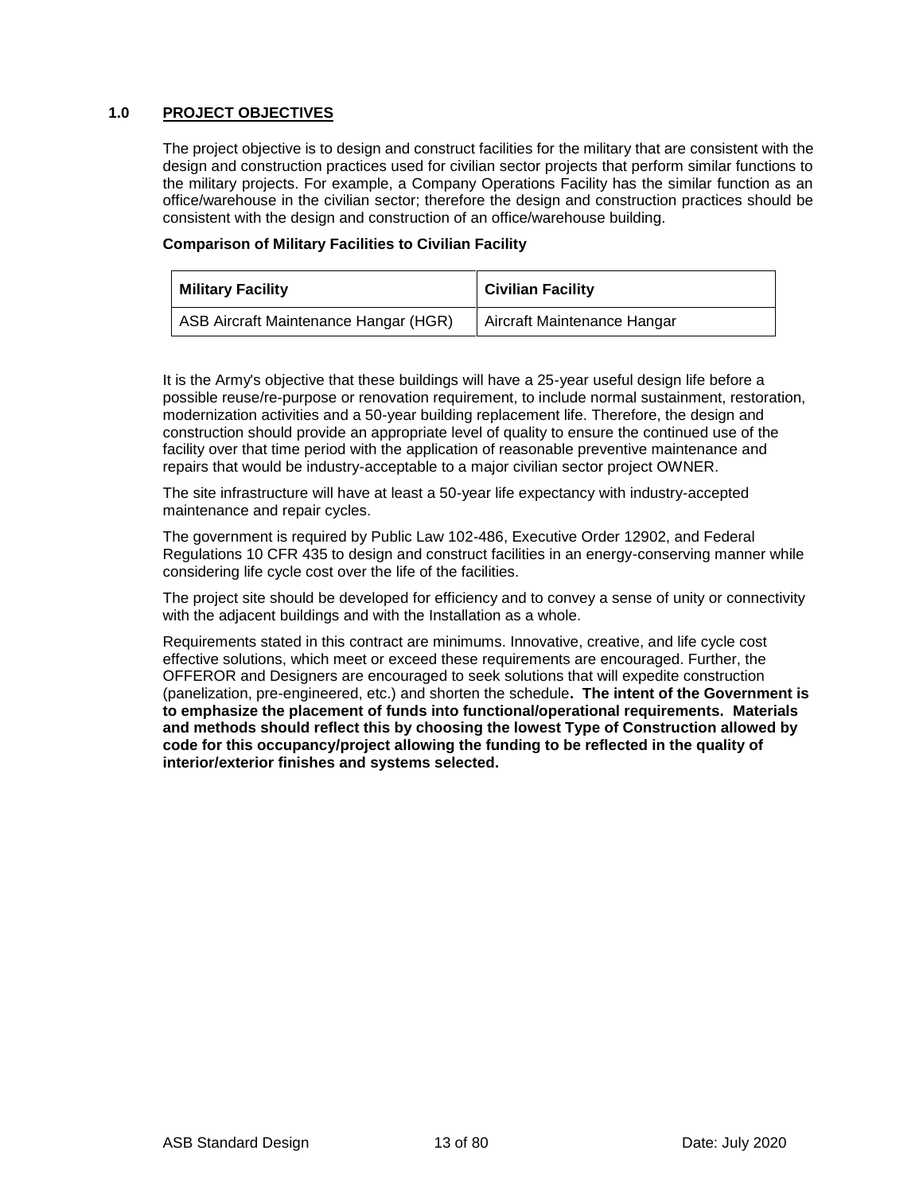## 1.0 PROJECT OBJECTIVES

The project objective is to design and construct facilities for the military that are consistent with the design and construction practices used for civilian sector projects that perform similar functions to the military projects. For example, a Company Operations Facility has the similar function as an office/warehouse in the civilian sector; therefore the design and construction practices should be consistent with the design and construction of an office/warehouse building.

**Comparison of Military Facilities to Civilian Facility**

| Military Facility | Civilian Facility |
|---|---|
| ASB Aircraft Maintenance Hangar (HGR) | Aircraft Maintenance Hangar |

It is the Army's objective that these buildings will have a 25-year useful design life before a possible reuse/re-purpose or renovation requirement, to include normal sustainment, restoration, modernization activities and a 50-year building replacement life. Therefore, the design and construction should provide an appropriate level of quality to ensure the continued use of the facility over that time period with the application of reasonable preventive maintenance and repairs that would be industry-acceptable to a major civilian sector project OWNER.

The site infrastructure will have at least a 50-year life expectancy with industry-accepted maintenance and repair cycles.

The government is required by Public Law 102-486, Executive Order 12902, and Federal Regulations 10 CFR 435 to design and construct facilities in an energy-conserving manner while considering life cycle cost over the life of the facilities.

The project site should be developed for efficiency and to convey a sense of unity or connectivity with the adjacent buildings and with the Installation as a whole.

Requirements stated in this contract are minimums. Innovative, creative, and life cycle cost effective solutions, which meet or exceed these requirements are encouraged. Further, the OFFEROR and Designers are encouraged to seek solutions that will expedite construction (panelization, pre-engineered, etc.) and shorten the schedule**. The intent of the Government is to emphasize the placement of funds into functional/operational requirements. Materials and methods should reflect this by choosing the lowest Type of Construction allowed by code for this occupancy/project allowing the funding to be reflected in the quality of interior/exterior finishes and systems selected.**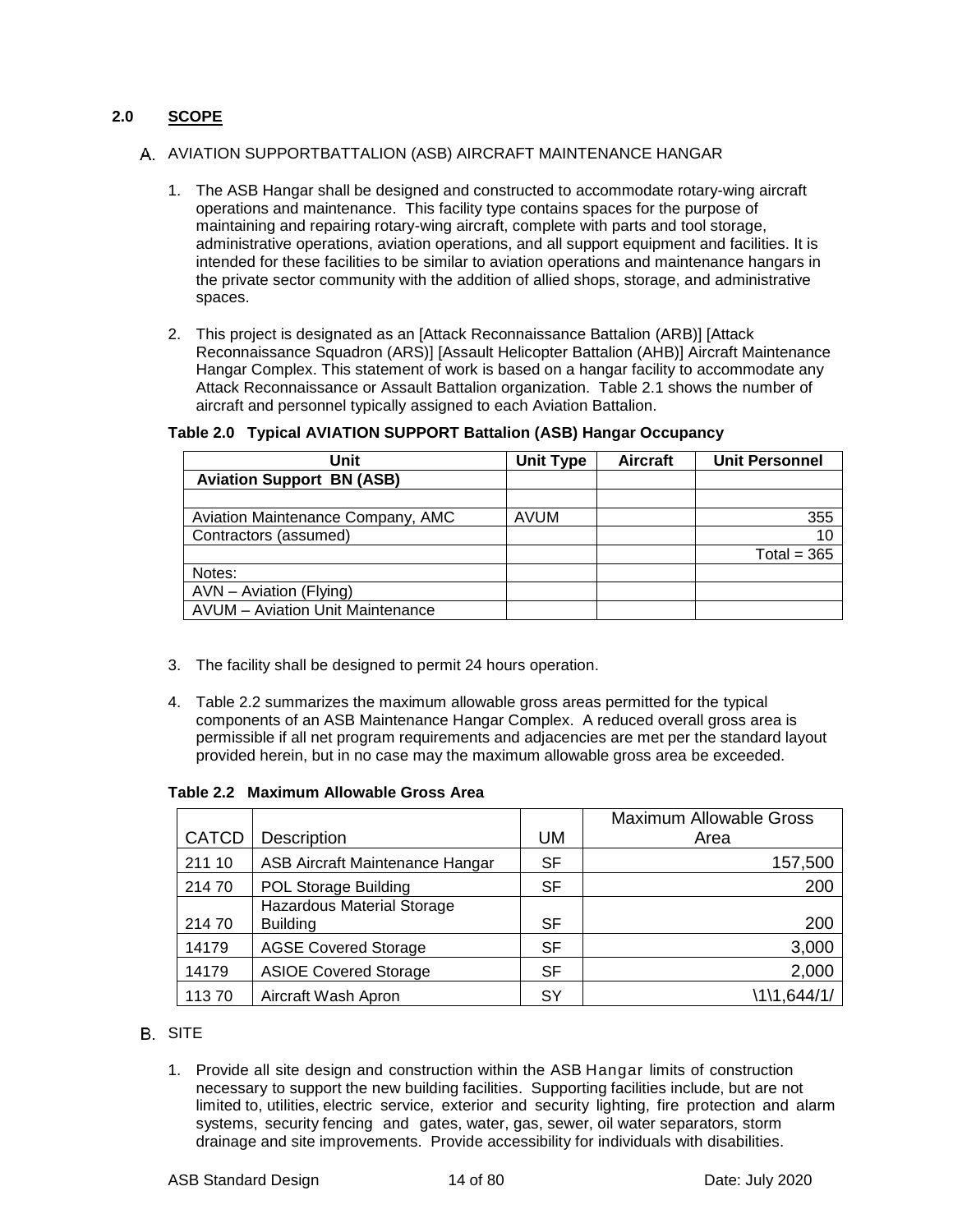## 2.0 SCOPE

A. AVIATION SUPPORTBATTALION (ASB) AIRCRAFT MAINTENANCE HANGAR

1. The ASB Hangar shall be designed and constructed to accommodate rotary-wing aircraft operations and maintenance. This facility type contains spaces for the purpose of maintaining and repairing rotary-wing aircraft, complete with parts and tool storage, administrative operations, aviation operations, and all support equipment and facilities. It is intended for these facilities to be similar to aviation operations and maintenance hangars in the private sector community with the addition of allied shops, storage, and administrative spaces.

2. This project is designated as an [Attack Reconnaissance Battalion (ARB)] [Attack Reconnaissance Squadron (ARS)] [Assault Helicopter Battalion (AHB)] Aircraft Maintenance Hangar Complex. This statement of work is based on a hangar facility to accommodate any Attack Reconnaissance or Assault Battalion organization. Table 2.1 shows the number of aircraft and personnel typically assigned to each Aviation Battalion.

**Table 2.0 Typical AVIATION SUPPORT Battalion (ASB) Hangar Occupancy**

| Unit | Unit Type | Aircraft | Unit Personnel |
|---|---|---|---|
| **Aviation Support BN (ASB)** | | | |
| | | | |
| Aviation Maintenance Company, AMC | AVUM | | 355 |
| Contractors (assumed) | | | 10 |
| | | | Total = 365 |
| Notes: | | | |
| AVN – Aviation (Flying) | | | |
| AVUM – Aviation Unit Maintenance | | | |

3. The facility shall be designed to permit 24 hours operation.

4. Table 2.2 summarizes the maximum allowable gross areas permitted for the typical components of an ASB Maintenance Hangar Complex. A reduced overall gross area is permissible if all net program requirements and adjacencies are met per the standard layout provided herein, but in no case may the maximum allowable gross area be exceeded.

**Table 2.2 Maximum Allowable Gross Area**

| CATCD | Description | UM | Maximum Allowable Gross Area |
|---|---|---|---|
| 211 10 | ASB Aircraft Maintenance Hangar | SF | 157,500 |
| 214 70 | POL Storage Building | SF | 200 |
| 214 70 | Hazardous Material Storage Building | SF | 200 |
| 14179 | AGSE Covered Storage | SF | 3,000 |
| 14179 | ASIOE Covered Storage | SF | 2,000 |
| 113 70 | Aircraft Wash Apron | SY | \1\1,644/1/ |

B. SITE

1. Provide all site design and construction within the ASB Hangar limits of construction necessary to support the new building facilities. Supporting facilities include, but are not limited to, utilities, electric service, exterior and security lighting, fire protection and alarm systems, security fencing and gates, water, gas, sewer, oil water separators, storm drainage and site improvements. Provide accessibility for individuals with disabilities.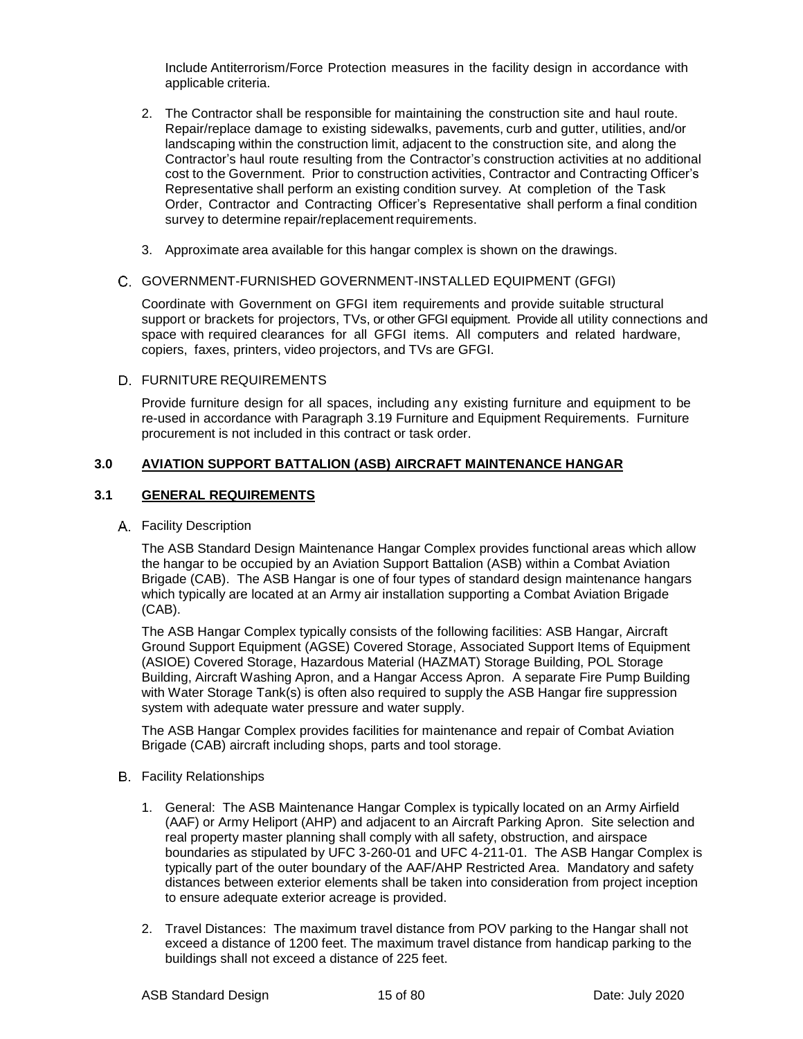Include Antiterrorism/Force Protection measures in the facility design in accordance with applicable criteria.

2. The Contractor shall be responsible for maintaining the construction site and haul route. Repair/replace damage to existing sidewalks, pavements, curb and gutter, utilities, and/or landscaping within the construction limit, adjacent to the construction site, and along the Contractor's haul route resulting from the Contractor's construction activities at no additional cost to the Government. Prior to construction activities, Contractor and Contracting Officer's Representative shall perform an existing condition survey. At completion of the Task Order, Contractor and Contracting Officer's Representative shall perform a final condition survey to determine repair/replacement requirements.

3. Approximate area available for this hangar complex is shown on the drawings.

C. GOVERNMENT-FURNISHED GOVERNMENT-INSTALLED EQUIPMENT (GFGI)

Coordinate with Government on GFGI item requirements and provide suitable structural support or brackets for projectors, TVs, or other GFGI equipment. Provide all utility connections and space with required clearances for all GFGI items. All computers and related hardware, copiers, faxes, printers, video projectors, and TVs are GFGI.

D. FURNITURE REQUIREMENTS

Provide furniture design for all spaces, including any existing furniture and equipment to be re-used in accordance with Paragraph 3.19 Furniture and Equipment Requirements. Furniture procurement is not included in this contract or task order.

## 3.0 AVIATION SUPPORT BATTALION (ASB) AIRCRAFT MAINTENANCE HANGAR

### 3.1 GENERAL REQUIREMENTS

A. Facility Description

The ASB Standard Design Maintenance Hangar Complex provides functional areas which allow the hangar to be occupied by an Aviation Support Battalion (ASB) within a Combat Aviation Brigade (CAB). The ASB Hangar is one of four types of standard design maintenance hangars which typically are located at an Army air installation supporting a Combat Aviation Brigade (CAB).

The ASB Hangar Complex typically consists of the following facilities: ASB Hangar, Aircraft Ground Support Equipment (AGSE) Covered Storage, Associated Support Items of Equipment (ASIOE) Covered Storage, Hazardous Material (HAZMAT) Storage Building, POL Storage Building, Aircraft Washing Apron, and a Hangar Access Apron. A separate Fire Pump Building with Water Storage Tank(s) is often also required to supply the ASB Hangar fire suppression system with adequate water pressure and water supply.

The ASB Hangar Complex provides facilities for maintenance and repair of Combat Aviation Brigade (CAB) aircraft including shops, parts and tool storage.

B. Facility Relationships

1. General: The ASB Maintenance Hangar Complex is typically located on an Army Airfield (AAF) or Army Heliport (AHP) and adjacent to an Aircraft Parking Apron. Site selection and real property master planning shall comply with all safety, obstruction, and airspace boundaries as stipulated by UFC 3-260-01 and UFC 4-211-01. The ASB Hangar Complex is typically part of the outer boundary of the AAF/AHP Restricted Area. Mandatory and safety distances between exterior elements shall be taken into consideration from project inception to ensure adequate exterior acreage is provided.

2. Travel Distances: The maximum travel distance from POV parking to the Hangar shall not exceed a distance of 1200 feet. The maximum travel distance from handicap parking to the buildings shall not exceed a distance of 225 feet.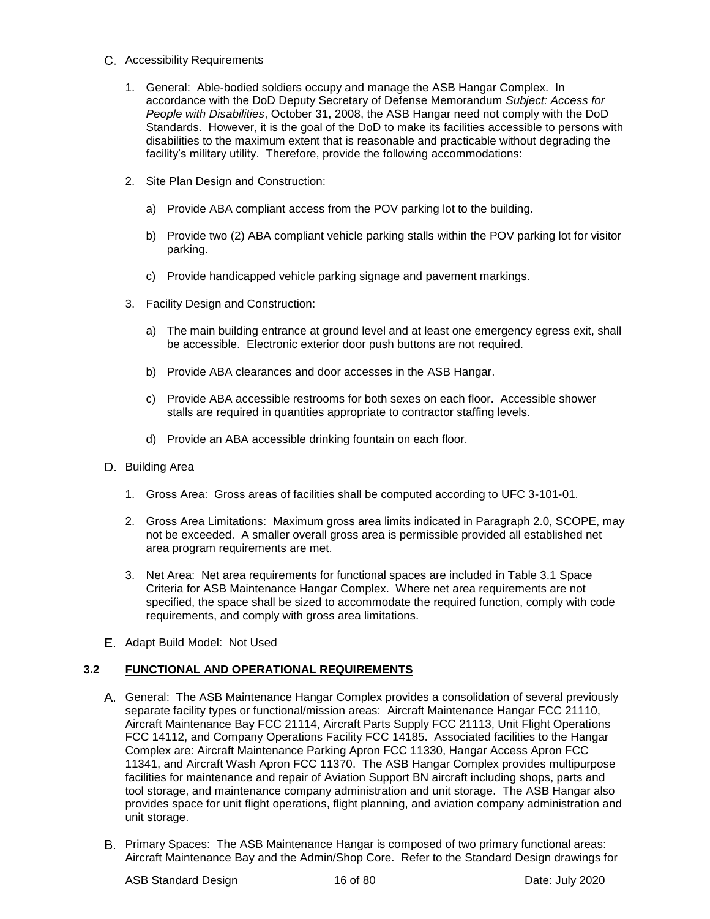C. Accessibility Requirements

1. General: Able-bodied soldiers occupy and manage the ASB Hangar Complex. In accordance with the DoD Deputy Secretary of Defense Memorandum *Subject: Access for People with Disabilities*, October 31, 2008, the ASB Hangar need not comply with the DoD Standards. However, it is the goal of the DoD to make its facilities accessible to persons with disabilities to the maximum extent that is reasonable and practicable without degrading the facility's military utility. Therefore, provide the following accommodations:

2. Site Plan Design and Construction:

    a) Provide ABA compliant access from the POV parking lot to the building.

    b) Provide two (2) ABA compliant vehicle parking stalls within the POV parking lot for visitor parking.

    c) Provide handicapped vehicle parking signage and pavement markings.

3. Facility Design and Construction:

    a) The main building entrance at ground level and at least one emergency egress exit, shall be accessible. Electronic exterior door push buttons are not required.

    b) Provide ABA clearances and door accesses in the ASB Hangar.

    c) Provide ABA accessible restrooms for both sexes on each floor. Accessible shower stalls are required in quantities appropriate to contractor staffing levels.

    d) Provide an ABA accessible drinking fountain on each floor.

D. Building Area

1. Gross Area: Gross areas of facilities shall be computed according to UFC 3-101-01.

2. Gross Area Limitations: Maximum gross area limits indicated in Paragraph 2.0, SCOPE, may not be exceeded. A smaller overall gross area is permissible provided all established net area program requirements are met.

3. Net Area: Net area requirements for functional spaces are included in Table 3.1 Space Criteria for ASB Maintenance Hangar Complex. Where net area requirements are not specified, the space shall be sized to accommodate the required function, comply with code requirements, and comply with gross area limitations.

E. Adapt Build Model: Not Used

## 3.2 FUNCTIONAL AND OPERATIONAL REQUIREMENTS

A. General: The ASB Maintenance Hangar Complex provides a consolidation of several previously separate facility types or functional/mission areas: Aircraft Maintenance Hangar FCC 21110, Aircraft Maintenance Bay FCC 21114, Aircraft Parts Supply FCC 21113, Unit Flight Operations FCC 14112, and Company Operations Facility FCC 14185. Associated facilities to the Hangar Complex are: Aircraft Maintenance Parking Apron FCC 11330, Hangar Access Apron FCC 11341, and Aircraft Wash Apron FCC 11370. The ASB Hangar Complex provides multipurpose facilities for maintenance and repair of Aviation Support BN aircraft including shops, parts and tool storage, and maintenance company administration and unit storage. The ASB Hangar also provides space for unit flight operations, flight planning, and aviation company administration and unit storage.

B. Primary Spaces: The ASB Maintenance Hangar is composed of two primary functional areas: Aircraft Maintenance Bay and the Admin/Shop Core. Refer to the Standard Design drawings for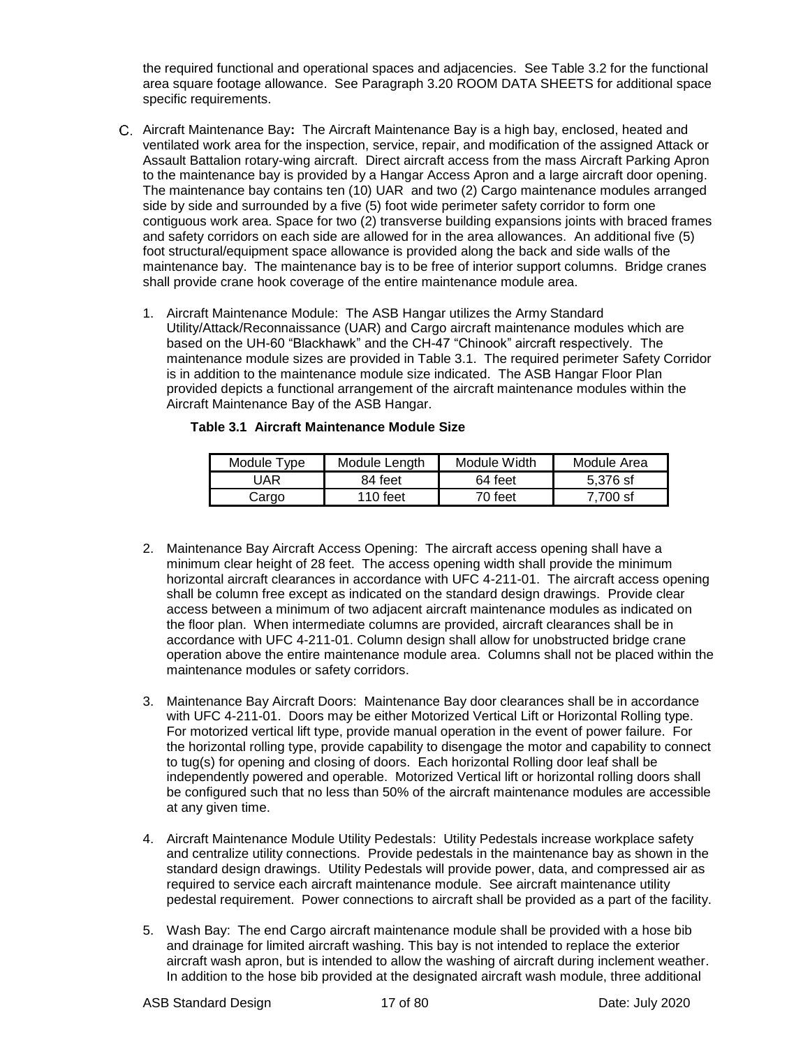the required functional and operational spaces and adjacencies. See Table 3.2 for the functional area square footage allowance. See Paragraph 3.20 ROOM DATA SHEETS for additional space specific requirements.

C. Aircraft Maintenance Bay**:** The Aircraft Maintenance Bay is a high bay, enclosed, heated and ventilated work area for the inspection, service, repair, and modification of the assigned Attack or Assault Battalion rotary-wing aircraft. Direct aircraft access from the mass Aircraft Parking Apron to the maintenance bay is provided by a Hangar Access Apron and a large aircraft door opening. The maintenance bay contains ten (10) UAR and two (2) Cargo maintenance modules arranged side by side and surrounded by a five (5) foot wide perimeter safety corridor to form one contiguous work area. Space for two (2) transverse building expansions joints with braced frames and safety corridors on each side are allowed for in the area allowances. An additional five (5) foot structural/equipment space allowance is provided along the back and side walls of the maintenance bay. The maintenance bay is to be free of interior support columns. Bridge cranes shall provide crane hook coverage of the entire maintenance module area.

1. Aircraft Maintenance Module: The ASB Hangar utilizes the Army Standard Utility/Attack/Reconnaissance (UAR) and Cargo aircraft maintenance modules which are based on the UH-60 "Blackhawk" and the CH-47 "Chinook" aircraft respectively. The maintenance module sizes are provided in Table 3.1. The required perimeter Safety Corridor is in addition to the maintenance module size indicated. The ASB Hangar Floor Plan provided depicts a functional arrangement of the aircraft maintenance modules within the Aircraft Maintenance Bay of the ASB Hangar.

**Table 3.1 Aircraft Maintenance Module Size**

| Module Type | Module Length | Module Width | Module Area |
|---|---|---|---|
| UAR | 84 feet | 64 feet | 5,376 sf |
| Cargo | 110 feet | 70 feet | 7,700 sf |

2. Maintenance Bay Aircraft Access Opening: The aircraft access opening shall have a minimum clear height of 28 feet. The access opening width shall provide the minimum horizontal aircraft clearances in accordance with UFC 4-211-01. The aircraft access opening shall be column free except as indicated on the standard design drawings. Provide clear access between a minimum of two adjacent aircraft maintenance modules as indicated on the floor plan. When intermediate columns are provided, aircraft clearances shall be in accordance with UFC 4-211-01. Column design shall allow for unobstructed bridge crane operation above the entire maintenance module area. Columns shall not be placed within the maintenance modules or safety corridors.

3. Maintenance Bay Aircraft Doors: Maintenance Bay door clearances shall be in accordance with UFC 4-211-01. Doors may be either Motorized Vertical Lift or Horizontal Rolling type. For motorized vertical lift type, provide manual operation in the event of power failure. For the horizontal rolling type, provide capability to disengage the motor and capability to connect to tug(s) for opening and closing of doors. Each horizontal Rolling door leaf shall be independently powered and operable. Motorized Vertical lift or horizontal rolling doors shall be configured such that no less than 50% of the aircraft maintenance modules are accessible at any given time.

4. Aircraft Maintenance Module Utility Pedestals: Utility Pedestals increase workplace safety and centralize utility connections. Provide pedestals in the maintenance bay as shown in the standard design drawings. Utility Pedestals will provide power, data, and compressed air as required to service each aircraft maintenance module. See aircraft maintenance utility pedestal requirement. Power connections to aircraft shall be provided as a part of the facility.

5. Wash Bay: The end Cargo aircraft maintenance module shall be provided with a hose bib and drainage for limited aircraft washing. This bay is not intended to replace the exterior aircraft wash apron, but is intended to allow the washing of aircraft during inclement weather. In addition to the hose bib provided at the designated aircraft wash module, three additional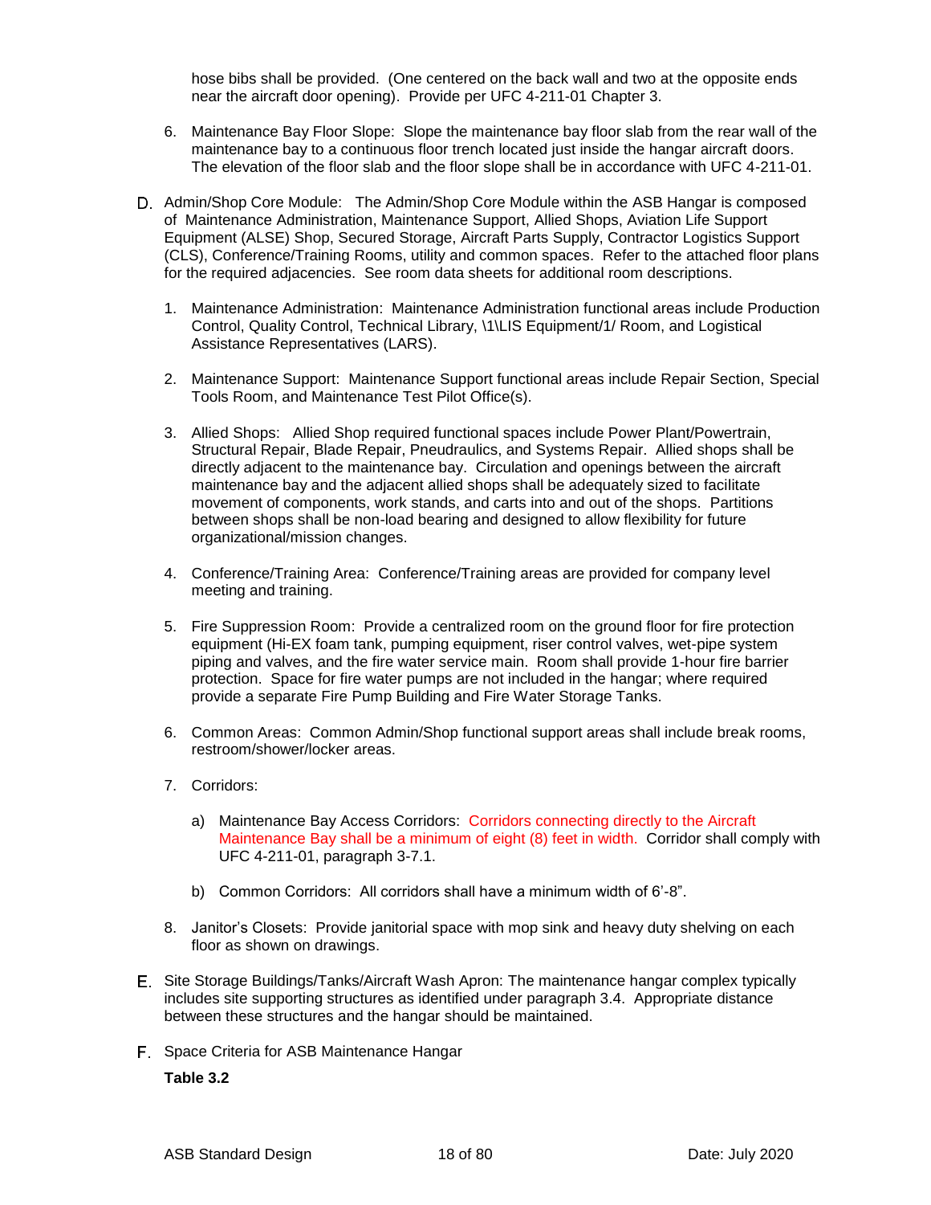hose bibs shall be provided. (One centered on the back wall and two at the opposite ends near the aircraft door opening). Provide per UFC 4-211-01 Chapter 3.

6. Maintenance Bay Floor Slope: Slope the maintenance bay floor slab from the rear wall of the maintenance bay to a continuous floor trench located just inside the hangar aircraft doors. The elevation of the floor slab and the floor slope shall be in accordance with UFC 4-211-01.

D. Admin/Shop Core Module: The Admin/Shop Core Module within the ASB Hangar is composed of Maintenance Administration, Maintenance Support, Allied Shops, Aviation Life Support Equipment (ALSE) Shop, Secured Storage, Aircraft Parts Supply, Contractor Logistics Support (CLS), Conference/Training Rooms, utility and common spaces. Refer to the attached floor plans for the required adjacencies. See room data sheets for additional room descriptions.

1. Maintenance Administration: Maintenance Administration functional areas include Production Control, Quality Control, Technical Library, \1\LIS Equipment/1/ Room, and Logistical Assistance Representatives (LARS).

2. Maintenance Support: Maintenance Support functional areas include Repair Section, Special Tools Room, and Maintenance Test Pilot Office(s).

3. Allied Shops: Allied Shop required functional spaces include Power Plant/Powertrain, Structural Repair, Blade Repair, Pneudraulics, and Systems Repair. Allied shops shall be directly adjacent to the maintenance bay. Circulation and openings between the aircraft maintenance bay and the adjacent allied shops shall be adequately sized to facilitate movement of components, work stands, and carts into and out of the shops. Partitions between shops shall be non-load bearing and designed to allow flexibility for future organizational/mission changes.

4. Conference/Training Area: Conference/Training areas are provided for company level meeting and training.

5. Fire Suppression Room: Provide a centralized room on the ground floor for fire protection equipment (Hi-EX foam tank, pumping equipment, riser control valves, wet-pipe system piping and valves, and the fire water service main. Room shall provide 1-hour fire barrier protection. Space for fire water pumps are not included in the hangar; where required provide a separate Fire Pump Building and Fire Water Storage Tanks.

6. Common Areas: Common Admin/Shop functional support areas shall include break rooms, restroom/shower/locker areas.

7. Corridors:

   a) Maintenance Bay Access Corridors: Corridors connecting directly to the Aircraft Maintenance Bay shall be a minimum of eight (8) feet in width. Corridor shall comply with UFC 4-211-01, paragraph 3-7.1.

   b) Common Corridors: All corridors shall have a minimum width of 6'-8".

8. Janitor's Closets: Provide janitorial space with mop sink and heavy duty shelving on each floor as shown on drawings.

E. Site Storage Buildings/Tanks/Aircraft Wash Apron: The maintenance hangar complex typically includes site supporting structures as identified under paragraph 3.4. Appropriate distance between these structures and the hangar should be maintained.

F. Space Criteria for ASB Maintenance Hangar

**Table 3.2**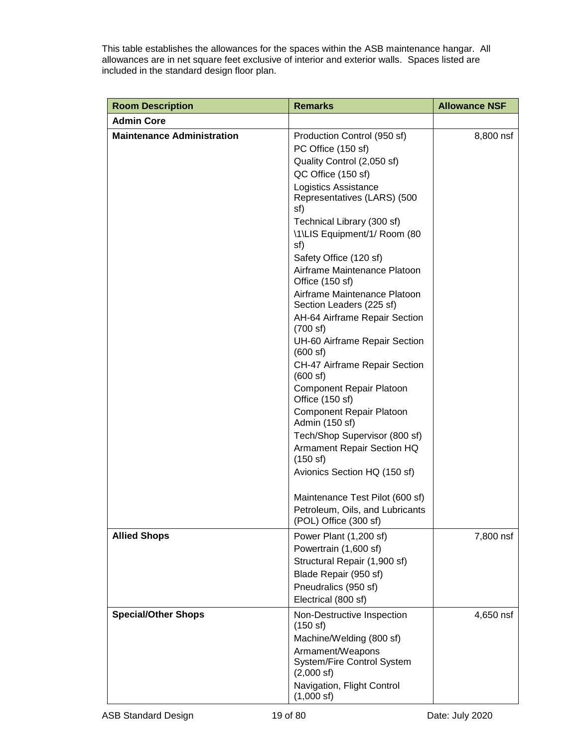This table establishes the allowances for the spaces within the ASB maintenance hangar. All allowances are in net square feet exclusive of interior and exterior walls. Spaces listed are included in the standard design floor plan.

| Room Description | Remarks | Allowance NSF |
|---|---|---|
| **Admin Core** | | |
| **Maintenance Administration** | Production Control (950 sf)<br>PC Office (150 sf)<br>Quality Control (2,050 sf)<br>QC Office (150 sf)<br>Logistics Assistance Representatives (LARS) (500 sf)<br>Technical Library (300 sf)<br>\1\LIS Equipment/1/ Room (80 sf)<br>Safety Office (120 sf)<br>Airframe Maintenance Platoon Office (150 sf)<br>Airframe Maintenance Platoon Section Leaders (225 sf)<br>AH-64 Airframe Repair Section (700 sf)<br>UH-60 Airframe Repair Section (600 sf)<br>CH-47 Airframe Repair Section (600 sf)<br>Component Repair Platoon Office (150 sf)<br>Component Repair Platoon Admin (150 sf)<br>Tech/Shop Supervisor (800 sf)<br>Armament Repair Section HQ (150 sf)<br>Avionics Section HQ (150 sf)<br><br>Maintenance Test Pilot (600 sf)<br>Petroleum, Oils, and Lubricants (POL) Office (300 sf) | 8,800 nsf |
| **Allied Shops** | Power Plant (1,200 sf)<br>Powertrain (1,600 sf)<br>Structural Repair (1,900 sf)<br>Blade Repair (950 sf)<br>Pneudralics (950 sf)<br>Electrical (800 sf) | 7,800 nsf |
| **Special/Other Shops** | Non-Destructive Inspection (150 sf)<br>Machine/Welding (800 sf)<br>Armament/Weapons System/Fire Control System (2,000 sf)<br>Navigation, Flight Control (1,000 sf) | 4,650 nsf |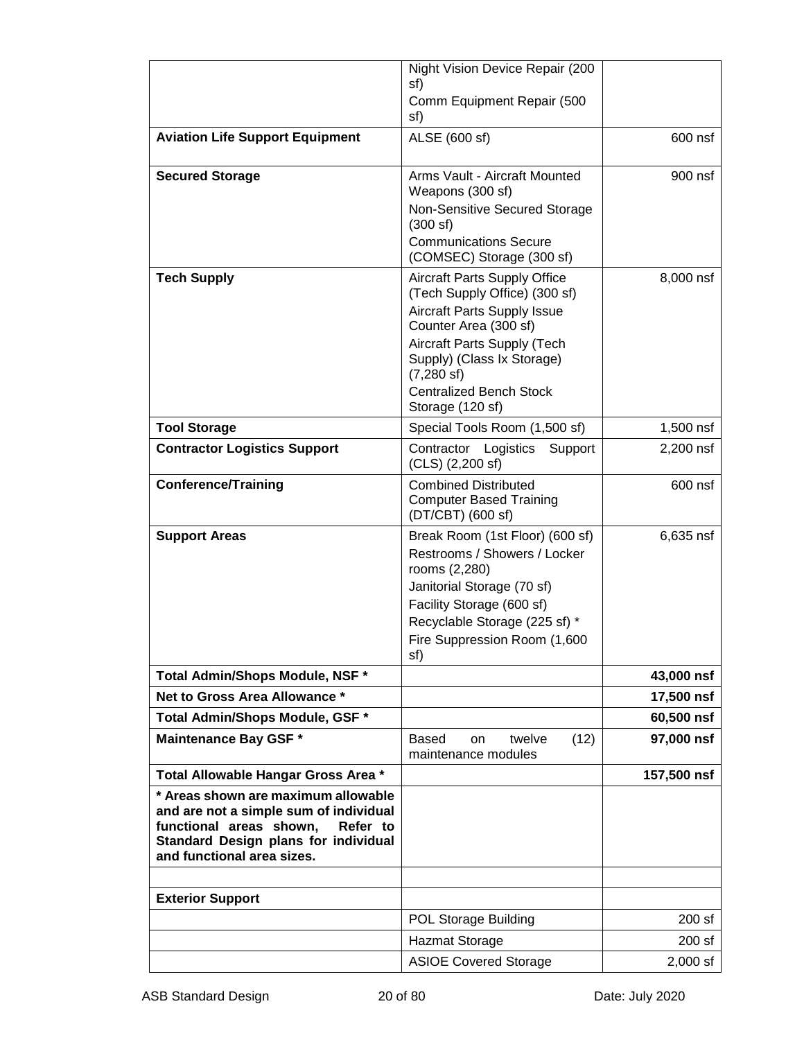| | | |
|---|---|---|
| | Night Vision Device Repair (200 sf)<br>Comm Equipment Repair (500 sf) | |
| **Aviation Life Support Equipment** | ALSE (600 sf) | 600 nsf |
| **Secured Storage** | Arms Vault - Aircraft Mounted Weapons (300 sf)<br>Non-Sensitive Secured Storage (300 sf)<br>Communications Secure (COMSEC) Storage (300 sf) | 900 nsf |
| **Tech Supply** | Aircraft Parts Supply Office (Tech Supply Office) (300 sf)<br>Aircraft Parts Supply Issue Counter Area (300 sf)<br>Aircraft Parts Supply (Tech Supply) (Class Ix Storage) (7,280 sf)<br>Centralized Bench Stock Storage (120 sf) | 8,000 nsf |
| **Tool Storage** | Special Tools Room (1,500 sf) | 1,500 nsf |
| **Contractor Logistics Support** | Contractor Logistics Support (CLS) (2,200 sf) | 2,200 nsf |
| **Conference/Training** | Combined Distributed Computer Based Training (DT/CBT) (600 sf) | 600 nsf |
| **Support Areas** | Break Room (1st Floor) (600 sf)<br>Restrooms / Showers / Locker rooms (2,280)<br>Janitorial Storage (70 sf)<br>Facility Storage (600 sf)<br>Recyclable Storage (225 sf) *<br>Fire Suppression Room (1,600 sf) | 6,635 nsf |
| **Total Admin/Shops Module, NSF *** | | **43,000 nsf** |
| **Net to Gross Area Allowance *** | | **17,500 nsf** |
| **Total Admin/Shops Module, GSF *** | | **60,500 nsf** |
| **Maintenance Bay GSF *** | Based on twelve (12) maintenance modules | **97,000 nsf** |
| **Total Allowable Hangar Gross Area *** | | **157,500 nsf** |
| *** Areas shown are maximum allowable and are not a simple sum of individual functional areas shown, Refer to Standard Design plans for individual and functional area sizes.** | | |
| | | |
| **Exterior Support** | | |
| | POL Storage Building | 200 sf |
| | Hazmat Storage | 200 sf |
| | ASIOE Covered Storage | 2,000 sf |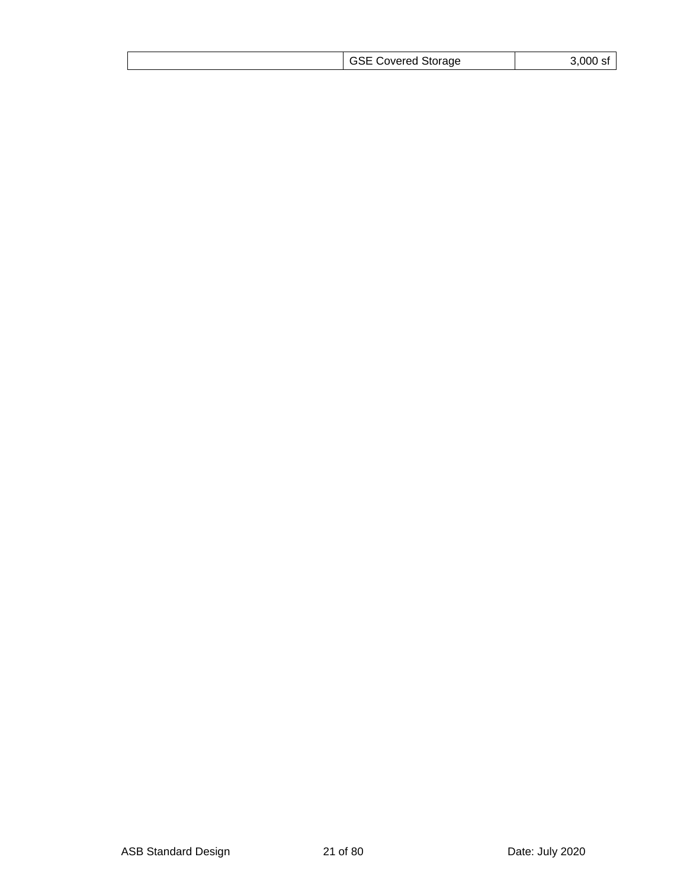| | | |
|---|---|---|
| | GSE Covered Storage | 3,000 sf |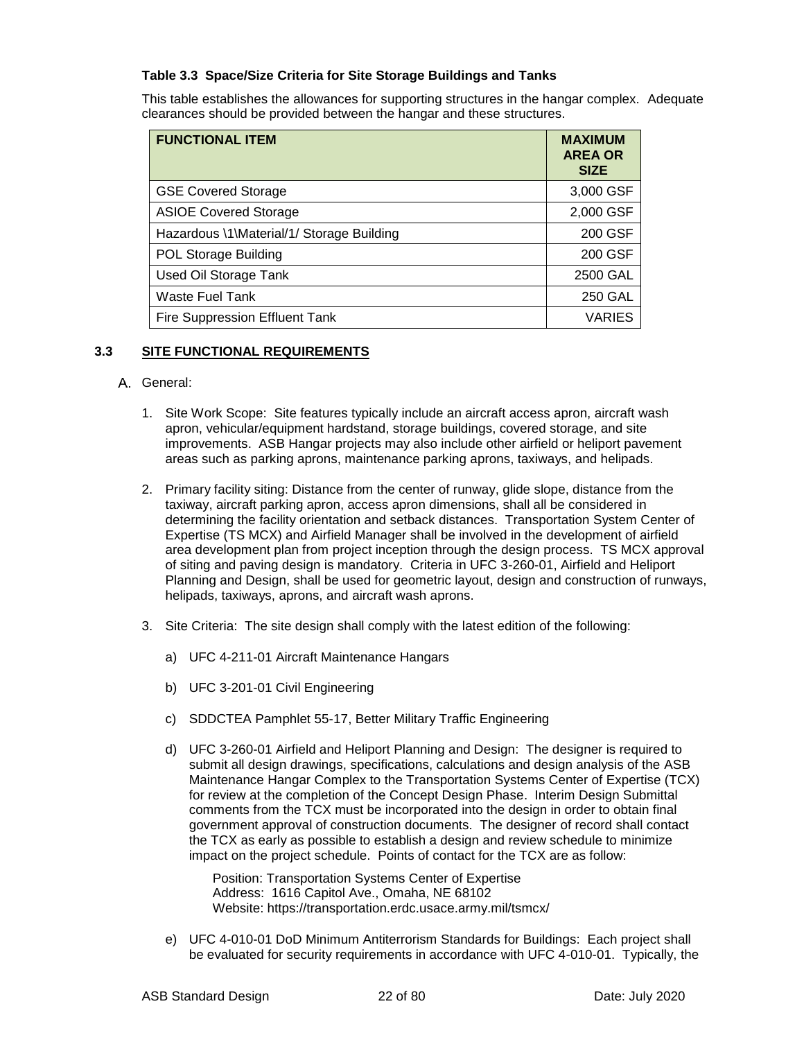**Table 3.3 Space/Size Criteria for Site Storage Buildings and Tanks**

This table establishes the allowances for supporting structures in the hangar complex. Adequate clearances should be provided between the hangar and these structures.

| FUNCTIONAL ITEM | MAXIMUM AREA OR SIZE |
|---|---|
| GSE Covered Storage | 3,000 GSF |
| ASIOE Covered Storage | 2,000 GSF |
| Hazardous \1\Material/1/ Storage Building | 200 GSF |
| POL Storage Building | 200 GSF |
| Used Oil Storage Tank | 2500 GAL |
| Waste Fuel Tank | 250 GAL |
| Fire Suppression Effluent Tank | VARIES |

## 3.3 SITE FUNCTIONAL REQUIREMENTS

A. General:

1. Site Work Scope: Site features typically include an aircraft access apron, aircraft wash apron, vehicular/equipment hardstand, storage buildings, covered storage, and site improvements. ASB Hangar projects may also include other airfield or heliport pavement areas such as parking aprons, maintenance parking aprons, taxiways, and helipads.

2. Primary facility siting: Distance from the center of runway, glide slope, distance from the taxiway, aircraft parking apron, access apron dimensions, shall all be considered in determining the facility orientation and setback distances. Transportation System Center of Expertise (TS MCX) and Airfield Manager shall be involved in the development of airfield area development plan from project inception through the design process. TS MCX approval of siting and paving design is mandatory. Criteria in UFC 3-260-01, Airfield and Heliport Planning and Design, shall be used for geometric layout, design and construction of runways, helipads, taxiways, aprons, and aircraft wash aprons.

3. Site Criteria: The site design shall comply with the latest edition of the following:

   a) UFC 4-211-01 Aircraft Maintenance Hangars

   b) UFC 3-201-01 Civil Engineering

   c) SDDCTEA Pamphlet 55-17, Better Military Traffic Engineering

   d) UFC 3-260-01 Airfield and Heliport Planning and Design: The designer is required to submit all design drawings, specifications, calculations and design analysis of the ASB Maintenance Hangar Complex to the Transportation Systems Center of Expertise (TCX) for review at the completion of the Concept Design Phase. Interim Design Submittal comments from the TCX must be incorporated into the design in order to obtain final government approval of construction documents. The designer of record shall contact the TCX as early as possible to establish a design and review schedule to minimize impact on the project schedule. Points of contact for the TCX are as follow:

      Position: Transportation Systems Center of Expertise
      Address: 1616 Capitol Ave., Omaha, NE 68102
      Website: https://transportation.erdc.usace.army.mil/tsmcx/

   e) UFC 4-010-01 DoD Minimum Antiterrorism Standards for Buildings: Each project shall be evaluated for security requirements in accordance with UFC 4-010-01. Typically, the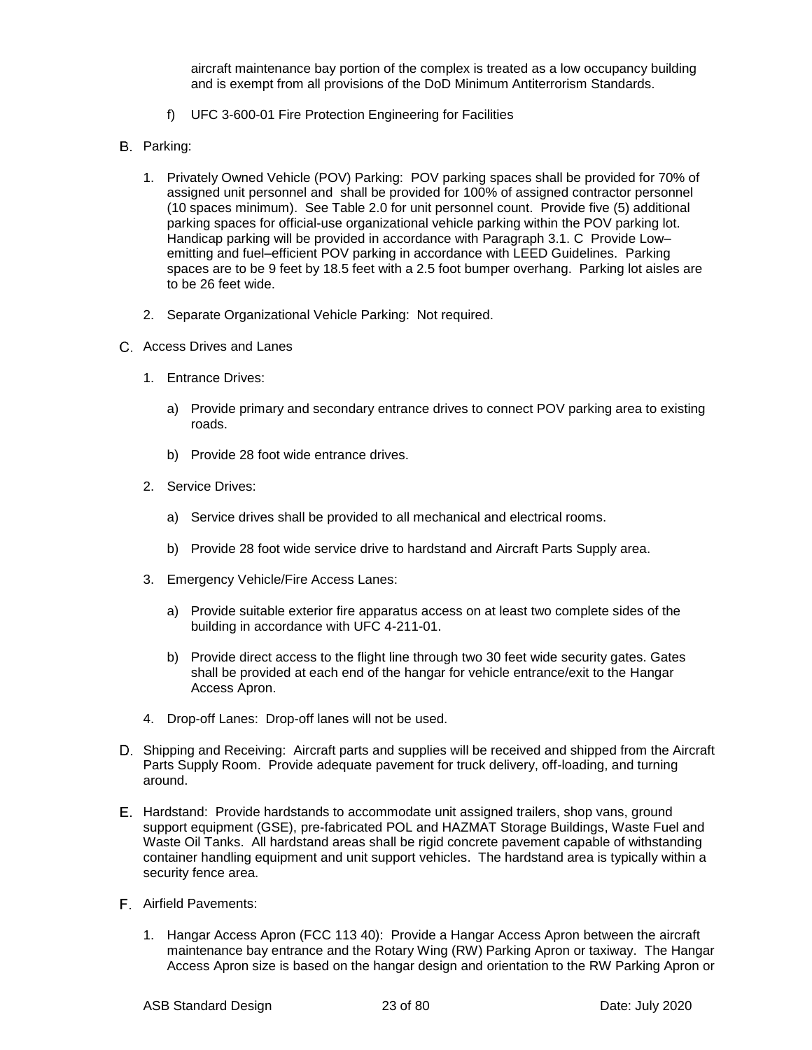aircraft maintenance bay portion of the complex is treated as a low occupancy building and is exempt from all provisions of the DoD Minimum Antiterrorism Standards.

f) UFC 3-600-01 Fire Protection Engineering for Facilities

B. Parking:

1. Privately Owned Vehicle (POV) Parking: POV parking spaces shall be provided for 70% of assigned unit personnel and shall be provided for 100% of assigned contractor personnel (10 spaces minimum). See Table 2.0 for unit personnel count. Provide five (5) additional parking spaces for official-use organizational vehicle parking within the POV parking lot. Handicap parking will be provided in accordance with Paragraph 3.1. C Provide Low–emitting and fuel–efficient POV parking in accordance with LEED Guidelines. Parking spaces are to be 9 feet by 18.5 feet with a 2.5 foot bumper overhang. Parking lot aisles are to be 26 feet wide.

2. Separate Organizational Vehicle Parking: Not required.

C. Access Drives and Lanes

1. Entrance Drives:

   a) Provide primary and secondary entrance drives to connect POV parking area to existing roads.

   b) Provide 28 foot wide entrance drives.

2. Service Drives:

   a) Service drives shall be provided to all mechanical and electrical rooms.

   b) Provide 28 foot wide service drive to hardstand and Aircraft Parts Supply area.

3. Emergency Vehicle/Fire Access Lanes:

   a) Provide suitable exterior fire apparatus access on at least two complete sides of the building in accordance with UFC 4-211-01.

   b) Provide direct access to the flight line through two 30 feet wide security gates. Gates shall be provided at each end of the hangar for vehicle entrance/exit to the Hangar Access Apron.

4. Drop-off Lanes: Drop-off lanes will not be used.

D. Shipping and Receiving: Aircraft parts and supplies will be received and shipped from the Aircraft Parts Supply Room. Provide adequate pavement for truck delivery, off-loading, and turning around.

E. Hardstand: Provide hardstands to accommodate unit assigned trailers, shop vans, ground support equipment (GSE), pre-fabricated POL and HAZMAT Storage Buildings, Waste Fuel and Waste Oil Tanks. All hardstand areas shall be rigid concrete pavement capable of withstanding container handling equipment and unit support vehicles. The hardstand area is typically within a security fence area.

F. Airfield Pavements:

1. Hangar Access Apron (FCC 113 40): Provide a Hangar Access Apron between the aircraft maintenance bay entrance and the Rotary Wing (RW) Parking Apron or taxiway. The Hangar Access Apron size is based on the hangar design and orientation to the RW Parking Apron or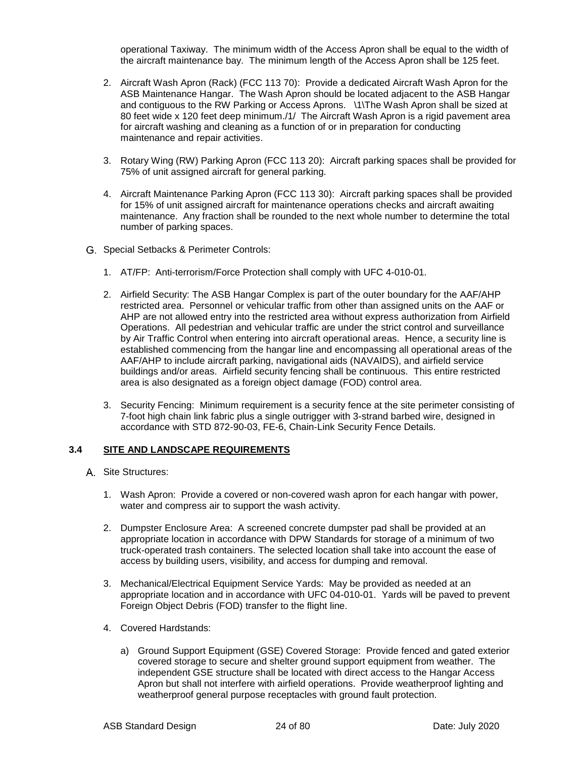operational Taxiway. The minimum width of the Access Apron shall be equal to the width of the aircraft maintenance bay. The minimum length of the Access Apron shall be 125 feet.

2. Aircraft Wash Apron (Rack) (FCC 113 70): Provide a dedicated Aircraft Wash Apron for the ASB Maintenance Hangar. The Wash Apron should be located adjacent to the ASB Hangar and contiguous to the RW Parking or Access Aprons. \1\The Wash Apron shall be sized at 80 feet wide x 120 feet deep minimum./1/ The Aircraft Wash Apron is a rigid pavement area for aircraft washing and cleaning as a function of or in preparation for conducting maintenance and repair activities.

3. Rotary Wing (RW) Parking Apron (FCC 113 20): Aircraft parking spaces shall be provided for 75% of unit assigned aircraft for general parking.

4. Aircraft Maintenance Parking Apron (FCC 113 30): Aircraft parking spaces shall be provided for 15% of unit assigned aircraft for maintenance operations checks and aircraft awaiting maintenance. Any fraction shall be rounded to the next whole number to determine the total number of parking spaces.

G. Special Setbacks & Perimeter Controls:

1. AT/FP: Anti-terrorism/Force Protection shall comply with UFC 4-010-01.

2. Airfield Security: The ASB Hangar Complex is part of the outer boundary for the AAF/AHP restricted area. Personnel or vehicular traffic from other than assigned units on the AAF or AHP are not allowed entry into the restricted area without express authorization from Airfield Operations. All pedestrian and vehicular traffic are under the strict control and surveillance by Air Traffic Control when entering into aircraft operational areas. Hence, a security line is established commencing from the hangar line and encompassing all operational areas of the AAF/AHP to include aircraft parking, navigational aids (NAVAIDS), and airfield service buildings and/or areas. Airfield security fencing shall be continuous. This entire restricted area is also designated as a foreign object damage (FOD) control area.

3. Security Fencing: Minimum requirement is a security fence at the site perimeter consisting of 7-foot high chain link fabric plus a single outrigger with 3-strand barbed wire, designed in accordance with STD 872-90-03, FE-6, Chain-Link Security Fence Details.

## 3.4 SITE AND LANDSCAPE REQUIREMENTS

A. Site Structures:

1. Wash Apron: Provide a covered or non-covered wash apron for each hangar with power, water and compress air to support the wash activity.

2. Dumpster Enclosure Area: A screened concrete dumpster pad shall be provided at an appropriate location in accordance with DPW Standards for storage of a minimum of two truck-operated trash containers. The selected location shall take into account the ease of access by building users, visibility, and access for dumping and removal.

3. Mechanical/Electrical Equipment Service Yards: May be provided as needed at an appropriate location and in accordance with UFC 04-010-01. Yards will be paved to prevent Foreign Object Debris (FOD) transfer to the flight line.

4. Covered Hardstands:

   a) Ground Support Equipment (GSE) Covered Storage: Provide fenced and gated exterior covered storage to secure and shelter ground support equipment from weather. The independent GSE structure shall be located with direct access to the Hangar Access Apron but shall not interfere with airfield operations. Provide weatherproof lighting and weatherproof general purpose receptacles with ground fault protection.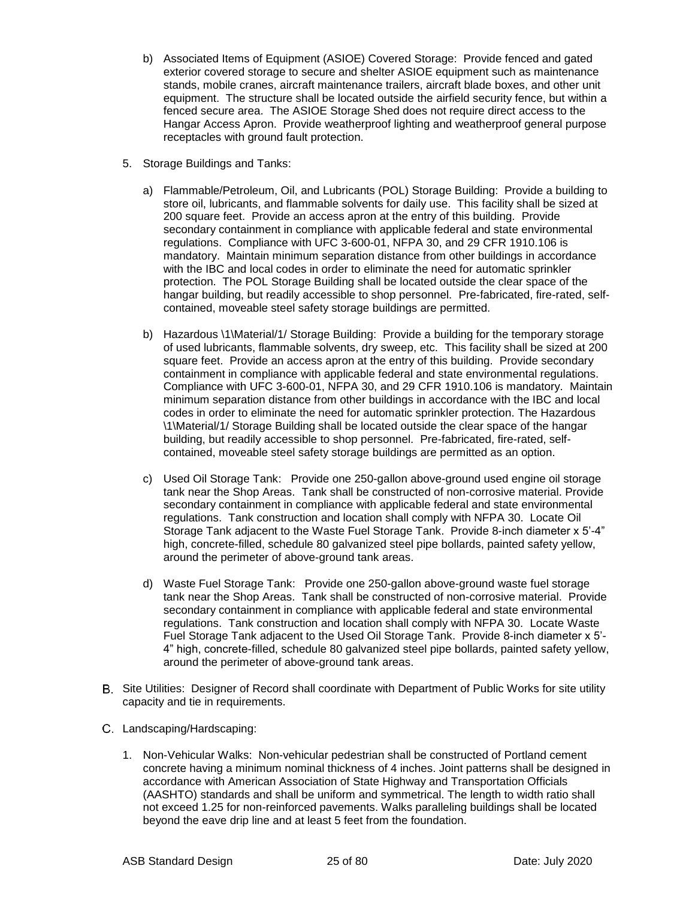b) Associated Items of Equipment (ASIOE) Covered Storage: Provide fenced and gated exterior covered storage to secure and shelter ASIOE equipment such as maintenance stands, mobile cranes, aircraft maintenance trailers, aircraft blade boxes, and other unit equipment. The structure shall be located outside the airfield security fence, but within a fenced secure area. The ASIOE Storage Shed does not require direct access to the Hangar Access Apron. Provide weatherproof lighting and weatherproof general purpose receptacles with ground fault protection.

5. Storage Buildings and Tanks:

   a) Flammable/Petroleum, Oil, and Lubricants (POL) Storage Building: Provide a building to store oil, lubricants, and flammable solvents for daily use. This facility shall be sized at 200 square feet. Provide an access apron at the entry of this building. Provide secondary containment in compliance with applicable federal and state environmental regulations. Compliance with UFC 3-600-01, NFPA 30, and 29 CFR 1910.106 is mandatory. Maintain minimum separation distance from other buildings in accordance with the IBC and local codes in order to eliminate the need for automatic sprinkler protection. The POL Storage Building shall be located outside the clear space of the hangar building, but readily accessible to shop personnel. Pre-fabricated, fire-rated, self-contained, moveable steel safety storage buildings are permitted.

   b) Hazardous \1\Material/1/ Storage Building: Provide a building for the temporary storage of used lubricants, flammable solvents, dry sweep, etc. This facility shall be sized at 200 square feet. Provide an access apron at the entry of this building. Provide secondary containment in compliance with applicable federal and state environmental regulations. Compliance with UFC 3-600-01, NFPA 30, and 29 CFR 1910.106 is mandatory. Maintain minimum separation distance from other buildings in accordance with the IBC and local codes in order to eliminate the need for automatic sprinkler protection. The Hazardous \1\Material/1/ Storage Building shall be located outside the clear space of the hangar building, but readily accessible to shop personnel. Pre-fabricated, fire-rated, self-contained, moveable steel safety storage buildings are permitted as an option.

   c) Used Oil Storage Tank: Provide one 250-gallon above-ground used engine oil storage tank near the Shop Areas. Tank shall be constructed of non-corrosive material. Provide secondary containment in compliance with applicable federal and state environmental regulations. Tank construction and location shall comply with NFPA 30. Locate Oil Storage Tank adjacent to the Waste Fuel Storage Tank. Provide 8-inch diameter x 5'-4" high, concrete-filled, schedule 80 galvanized steel pipe bollards, painted safety yellow, around the perimeter of above-ground tank areas.

   d) Waste Fuel Storage Tank: Provide one 250-gallon above-ground waste fuel storage tank near the Shop Areas. Tank shall be constructed of non-corrosive material. Provide secondary containment in compliance with applicable federal and state environmental regulations. Tank construction and location shall comply with NFPA 30. Locate Waste Fuel Storage Tank adjacent to the Used Oil Storage Tank. Provide 8-inch diameter x 5'-4" high, concrete-filled, schedule 80 galvanized steel pipe bollards, painted safety yellow, around the perimeter of above-ground tank areas.

B. Site Utilities: Designer of Record shall coordinate with Department of Public Works for site utility capacity and tie in requirements.

C. Landscaping/Hardscaping:

1. Non-Vehicular Walks: Non-vehicular pedestrian shall be constructed of Portland cement concrete having a minimum nominal thickness of 4 inches. Joint patterns shall be designed in accordance with American Association of State Highway and Transportation Officials (AASHTO) standards and shall be uniform and symmetrical. The length to width ratio shall not exceed 1.25 for non-reinforced pavements. Walks paralleling buildings shall be located beyond the eave drip line and at least 5 feet from the foundation.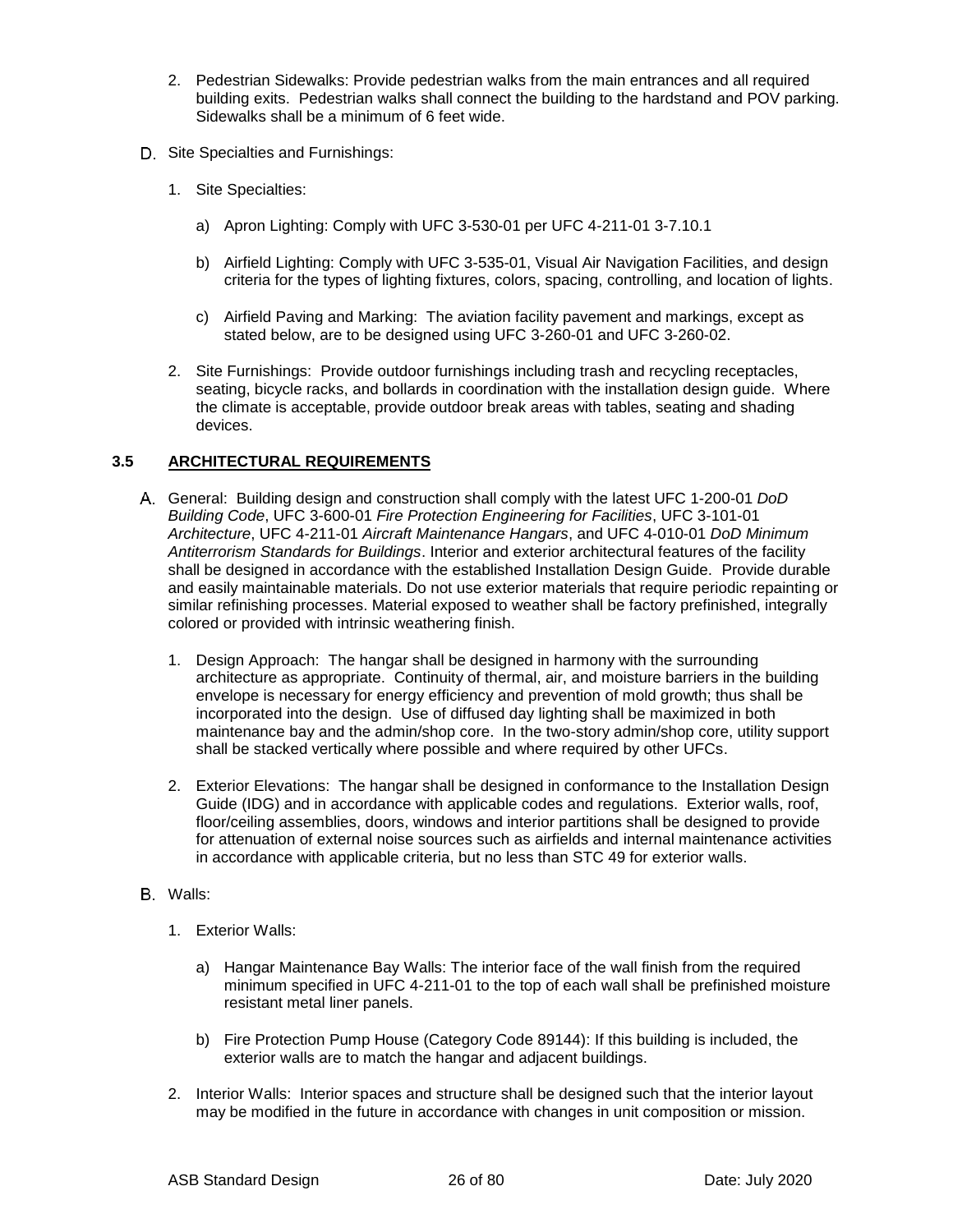2. Pedestrian Sidewalks: Provide pedestrian walks from the main entrances and all required building exits. Pedestrian walks shall connect the building to the hardstand and POV parking. Sidewalks shall be a minimum of 6 feet wide.

D. Site Specialties and Furnishings:

1. Site Specialties:

   a) Apron Lighting: Comply with UFC 3-530-01 per UFC 4-211-01 3-7.10.1

   b) Airfield Lighting: Comply with UFC 3-535-01, Visual Air Navigation Facilities, and design criteria for the types of lighting fixtures, colors, spacing, controlling, and location of lights.

   c) Airfield Paving and Marking: The aviation facility pavement and markings, except as stated below, are to be designed using UFC 3-260-01 and UFC 3-260-02.

2. Site Furnishings: Provide outdoor furnishings including trash and recycling receptacles, seating, bicycle racks, and bollards in coordination with the installation design guide. Where the climate is acceptable, provide outdoor break areas with tables, seating and shading devices.

## 3.5 ARCHITECTURAL REQUIREMENTS

A. General: Building design and construction shall comply with the latest UFC 1-200-01 *DoD Building Code*, UFC 3-600-01 *Fire Protection Engineering for Facilities*, UFC 3-101-01 *Architecture*, UFC 4-211-01 *Aircraft Maintenance Hangars*, and UFC 4-010-01 *DoD Minimum Antiterrorism Standards for Buildings*. Interior and exterior architectural features of the facility shall be designed in accordance with the established Installation Design Guide. Provide durable and easily maintainable materials. Do not use exterior materials that require periodic repainting or similar refinishing processes. Material exposed to weather shall be factory prefinished, integrally colored or provided with intrinsic weathering finish.

1. Design Approach: The hangar shall be designed in harmony with the surrounding architecture as appropriate. Continuity of thermal, air, and moisture barriers in the building envelope is necessary for energy efficiency and prevention of mold growth; thus shall be incorporated into the design. Use of diffused day lighting shall be maximized in both maintenance bay and the admin/shop core. In the two-story admin/shop core, utility support shall be stacked vertically where possible and where required by other UFCs.

2. Exterior Elevations: The hangar shall be designed in conformance to the Installation Design Guide (IDG) and in accordance with applicable codes and regulations. Exterior walls, roof, floor/ceiling assemblies, doors, windows and interior partitions shall be designed to provide for attenuation of external noise sources such as airfields and internal maintenance activities in accordance with applicable criteria, but no less than STC 49 for exterior walls.

B. Walls:

1. Exterior Walls:

   a) Hangar Maintenance Bay Walls: The interior face of the wall finish from the required minimum specified in UFC 4-211-01 to the top of each wall shall be prefinished moisture resistant metal liner panels.

   b) Fire Protection Pump House (Category Code 89144): If this building is included, the exterior walls are to match the hangar and adjacent buildings.

2. Interior Walls: Interior spaces and structure shall be designed such that the interior layout may be modified in the future in accordance with changes in unit composition or mission.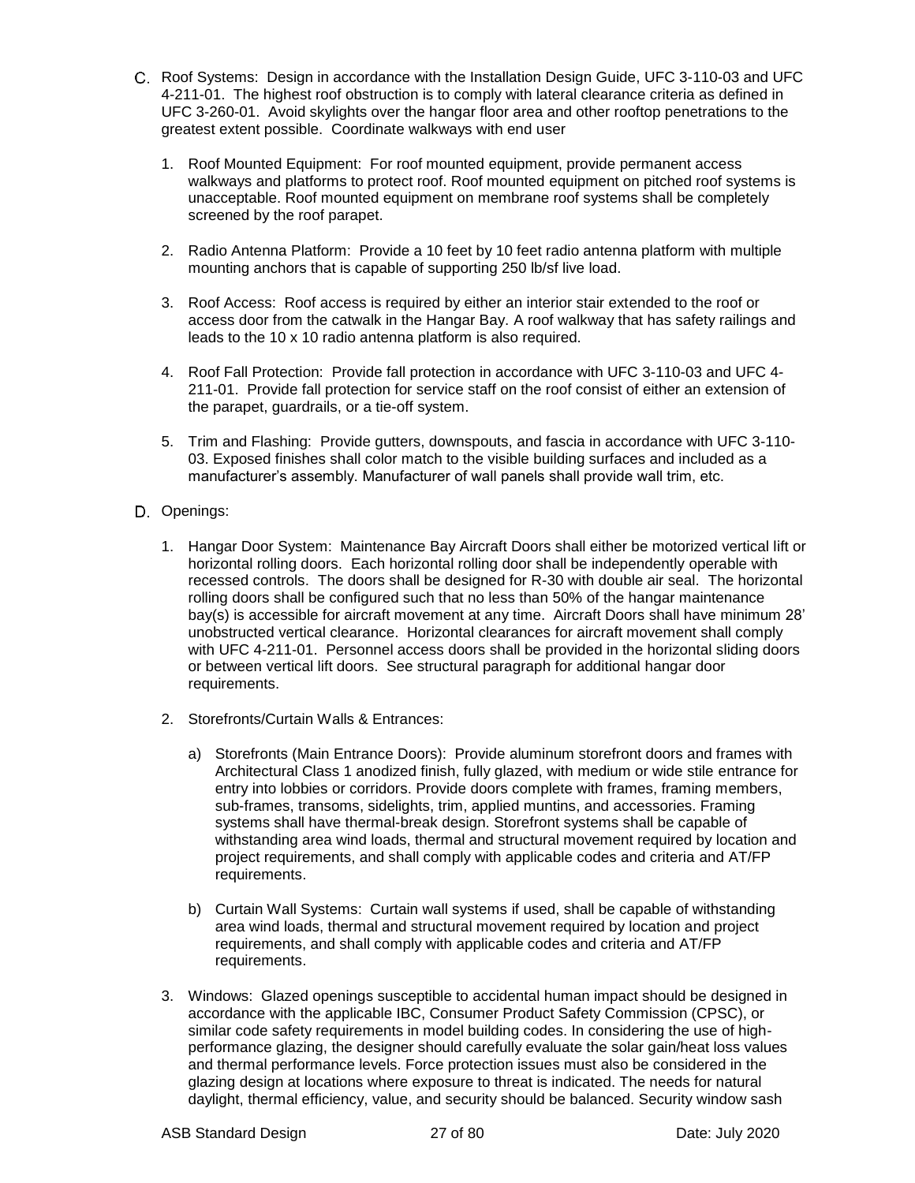C. Roof Systems: Design in accordance with the Installation Design Guide, UFC 3-110-03 and UFC 4-211-01. The highest roof obstruction is to comply with lateral clearance criteria as defined in UFC 3-260-01. Avoid skylights over the hangar floor area and other rooftop penetrations to the greatest extent possible. Coordinate walkways with end user

1. Roof Mounted Equipment: For roof mounted equipment, provide permanent access walkways and platforms to protect roof. Roof mounted equipment on pitched roof systems is unacceptable. Roof mounted equipment on membrane roof systems shall be completely screened by the roof parapet.

2. Radio Antenna Platform: Provide a 10 feet by 10 feet radio antenna platform with multiple mounting anchors that is capable of supporting 250 lb/sf live load.

3. Roof Access: Roof access is required by either an interior stair extended to the roof or access door from the catwalk in the Hangar Bay. A roof walkway that has safety railings and leads to the 10 x 10 radio antenna platform is also required.

4. Roof Fall Protection: Provide fall protection in accordance with UFC 3-110-03 and UFC 4-211-01. Provide fall protection for service staff on the roof consist of either an extension of the parapet, guardrails, or a tie-off system.

5. Trim and Flashing: Provide gutters, downspouts, and fascia in accordance with UFC 3-110-03. Exposed finishes shall color match to the visible building surfaces and included as a manufacturer's assembly. Manufacturer of wall panels shall provide wall trim, etc.

D. Openings:

1. Hangar Door System: Maintenance Bay Aircraft Doors shall either be motorized vertical lift or horizontal rolling doors. Each horizontal rolling door shall be independently operable with recessed controls. The doors shall be designed for R-30 with double air seal. The horizontal rolling doors shall be configured such that no less than 50% of the hangar maintenance bay(s) is accessible for aircraft movement at any time. Aircraft Doors shall have minimum 28' unobstructed vertical clearance. Horizontal clearances for aircraft movement shall comply with UFC 4-211-01. Personnel access doors shall be provided in the horizontal sliding doors or between vertical lift doors. See structural paragraph for additional hangar door requirements.

2. Storefronts/Curtain Walls & Entrances:

   a) Storefronts (Main Entrance Doors): Provide aluminum storefront doors and frames with Architectural Class 1 anodized finish, fully glazed, with medium or wide stile entrance for entry into lobbies or corridors. Provide doors complete with frames, framing members, sub-frames, transoms, sidelights, trim, applied muntins, and accessories. Framing systems shall have thermal-break design. Storefront systems shall be capable of withstanding area wind loads, thermal and structural movement required by location and project requirements, and shall comply with applicable codes and criteria and AT/FP requirements.

   b) Curtain Wall Systems: Curtain wall systems if used, shall be capable of withstanding area wind loads, thermal and structural movement required by location and project requirements, and shall comply with applicable codes and criteria and AT/FP requirements.

3. Windows: Glazed openings susceptible to accidental human impact should be designed in accordance with the applicable IBC, Consumer Product Safety Commission (CPSC), or similar code safety requirements in model building codes. In considering the use of high-performance glazing, the designer should carefully evaluate the solar gain/heat loss values and thermal performance levels. Force protection issues must also be considered in the glazing design at locations where exposure to threat is indicated. The needs for natural daylight, thermal efficiency, value, and security should be balanced. Security window sash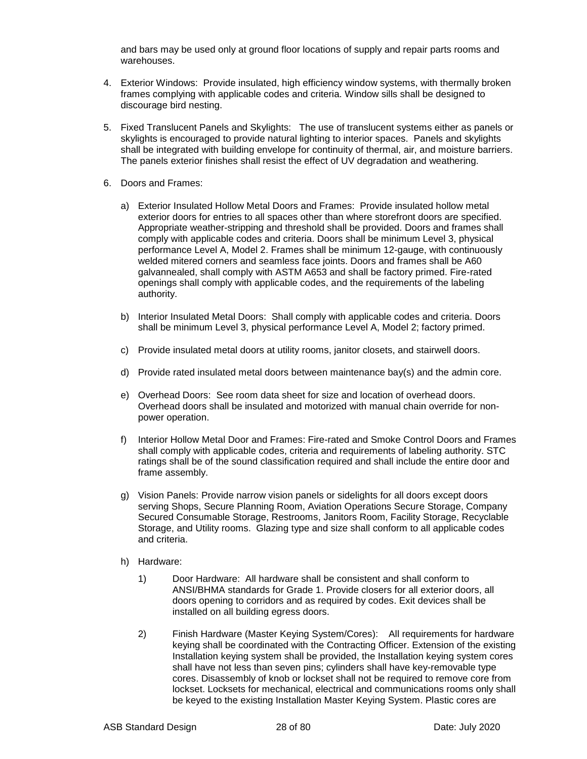and bars may be used only at ground floor locations of supply and repair parts rooms and warehouses.

4. Exterior Windows: Provide insulated, high efficiency window systems, with thermally broken frames complying with applicable codes and criteria. Window sills shall be designed to discourage bird nesting.

5. Fixed Translucent Panels and Skylights: The use of translucent systems either as panels or skylights is encouraged to provide natural lighting to interior spaces. Panels and skylights shall be integrated with building envelope for continuity of thermal, air, and moisture barriers. The panels exterior finishes shall resist the effect of UV degradation and weathering.

6. Doors and Frames:

   a) Exterior Insulated Hollow Metal Doors and Frames: Provide insulated hollow metal exterior doors for entries to all spaces other than where storefront doors are specified. Appropriate weather-stripping and threshold shall be provided. Doors and frames shall comply with applicable codes and criteria. Doors shall be minimum Level 3, physical performance Level A, Model 2. Frames shall be minimum 12-gauge, with continuously welded mitered corners and seamless face joints. Doors and frames shall be A60 galvannealed, shall comply with ASTM A653 and shall be factory primed. Fire-rated openings shall comply with applicable codes, and the requirements of the labeling authority.

   b) Interior Insulated Metal Doors: Shall comply with applicable codes and criteria. Doors shall be minimum Level 3, physical performance Level A, Model 2; factory primed.

   c) Provide insulated metal doors at utility rooms, janitor closets, and stairwell doors.

   d) Provide rated insulated metal doors between maintenance bay(s) and the admin core.

   e) Overhead Doors: See room data sheet for size and location of overhead doors. Overhead doors shall be insulated and motorized with manual chain override for non-power operation.

   f) Interior Hollow Metal Door and Frames: Fire-rated and Smoke Control Doors and Frames shall comply with applicable codes, criteria and requirements of labeling authority. STC ratings shall be of the sound classification required and shall include the entire door and frame assembly.

   g) Vision Panels: Provide narrow vision panels or sidelights for all doors except doors serving Shops, Secure Planning Room, Aviation Operations Secure Storage, Company Secured Consumable Storage, Restrooms, Janitors Room, Facility Storage, Recyclable Storage, and Utility rooms. Glazing type and size shall conform to all applicable codes and criteria.

   h) Hardware:

      1) Door Hardware: All hardware shall be consistent and shall conform to ANSI/BHMA standards for Grade 1. Provide closers for all exterior doors, all doors opening to corridors and as required by codes. Exit devices shall be installed on all building egress doors.

      2) Finish Hardware (Master Keying System/Cores): All requirements for hardware keying shall be coordinated with the Contracting Officer. Extension of the existing Installation keying system shall be provided, the Installation keying system cores shall have not less than seven pins; cylinders shall have key-removable type cores. Disassembly of knob or lockset shall not be required to remove core from lockset. Locksets for mechanical, electrical and communications rooms only shall be keyed to the existing Installation Master Keying System. Plastic cores are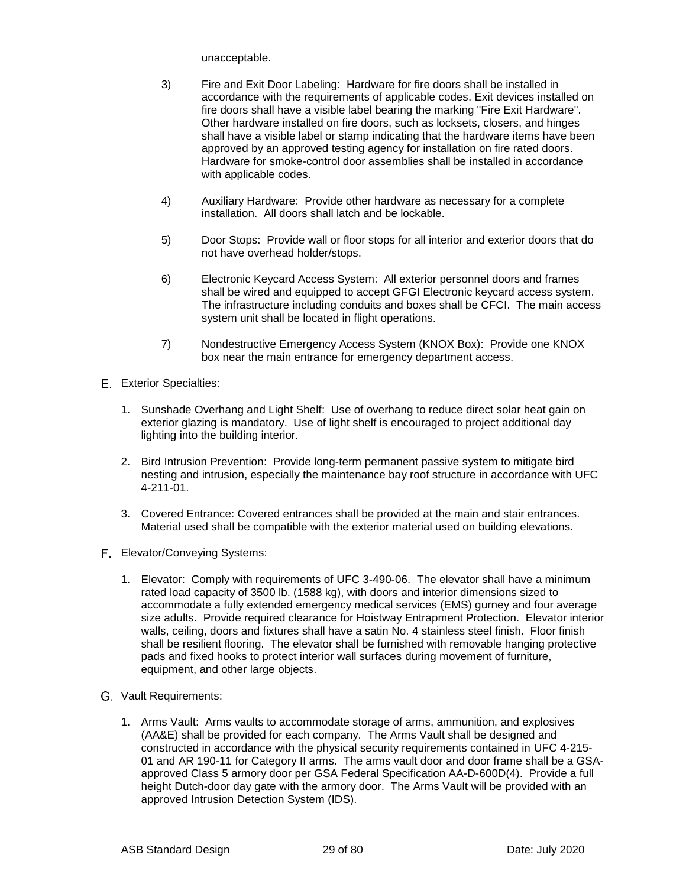unacceptable.

3) Fire and Exit Door Labeling: Hardware for fire doors shall be installed in accordance with the requirements of applicable codes. Exit devices installed on fire doors shall have a visible label bearing the marking "Fire Exit Hardware". Other hardware installed on fire doors, such as locksets, closers, and hinges shall have a visible label or stamp indicating that the hardware items have been approved by an approved testing agency for installation on fire rated doors. Hardware for smoke-control door assemblies shall be installed in accordance with applicable codes.

4) Auxiliary Hardware: Provide other hardware as necessary for a complete installation. All doors shall latch and be lockable.

5) Door Stops: Provide wall or floor stops for all interior and exterior doors that do not have overhead holder/stops.

6) Electronic Keycard Access System: All exterior personnel doors and frames shall be wired and equipped to accept GFGI Electronic keycard access system. The infrastructure including conduits and boxes shall be CFCI. The main access system unit shall be located in flight operations.

7) Nondestructive Emergency Access System (KNOX Box): Provide one KNOX box near the main entrance for emergency department access.

E. Exterior Specialties:

1. Sunshade Overhang and Light Shelf: Use of overhang to reduce direct solar heat gain on exterior glazing is mandatory. Use of light shelf is encouraged to project additional day lighting into the building interior.

2. Bird Intrusion Prevention: Provide long-term permanent passive system to mitigate bird nesting and intrusion, especially the maintenance bay roof structure in accordance with UFC 4-211-01.

3. Covered Entrance: Covered entrances shall be provided at the main and stair entrances. Material used shall be compatible with the exterior material used on building elevations.

F. Elevator/Conveying Systems:

1. Elevator: Comply with requirements of UFC 3-490-06. The elevator shall have a minimum rated load capacity of 3500 lb. (1588 kg), with doors and interior dimensions sized to accommodate a fully extended emergency medical services (EMS) gurney and four average size adults. Provide required clearance for Hoistway Entrapment Protection. Elevator interior walls, ceiling, doors and fixtures shall have a satin No. 4 stainless steel finish. Floor finish shall be resilient flooring. The elevator shall be furnished with removable hanging protective pads and fixed hooks to protect interior wall surfaces during movement of furniture, equipment, and other large objects.

G. Vault Requirements:

1. Arms Vault: Arms vaults to accommodate storage of arms, ammunition, and explosives (AA&E) shall be provided for each company. The Arms Vault shall be designed and constructed in accordance with the physical security requirements contained in UFC 4-215-01 and AR 190-11 for Category II arms. The arms vault door and door frame shall be a GSA-approved Class 5 armory door per GSA Federal Specification AA-D-600D(4). Provide a full height Dutch-door day gate with the armory door. The Arms Vault will be provided with an approved Intrusion Detection System (IDS).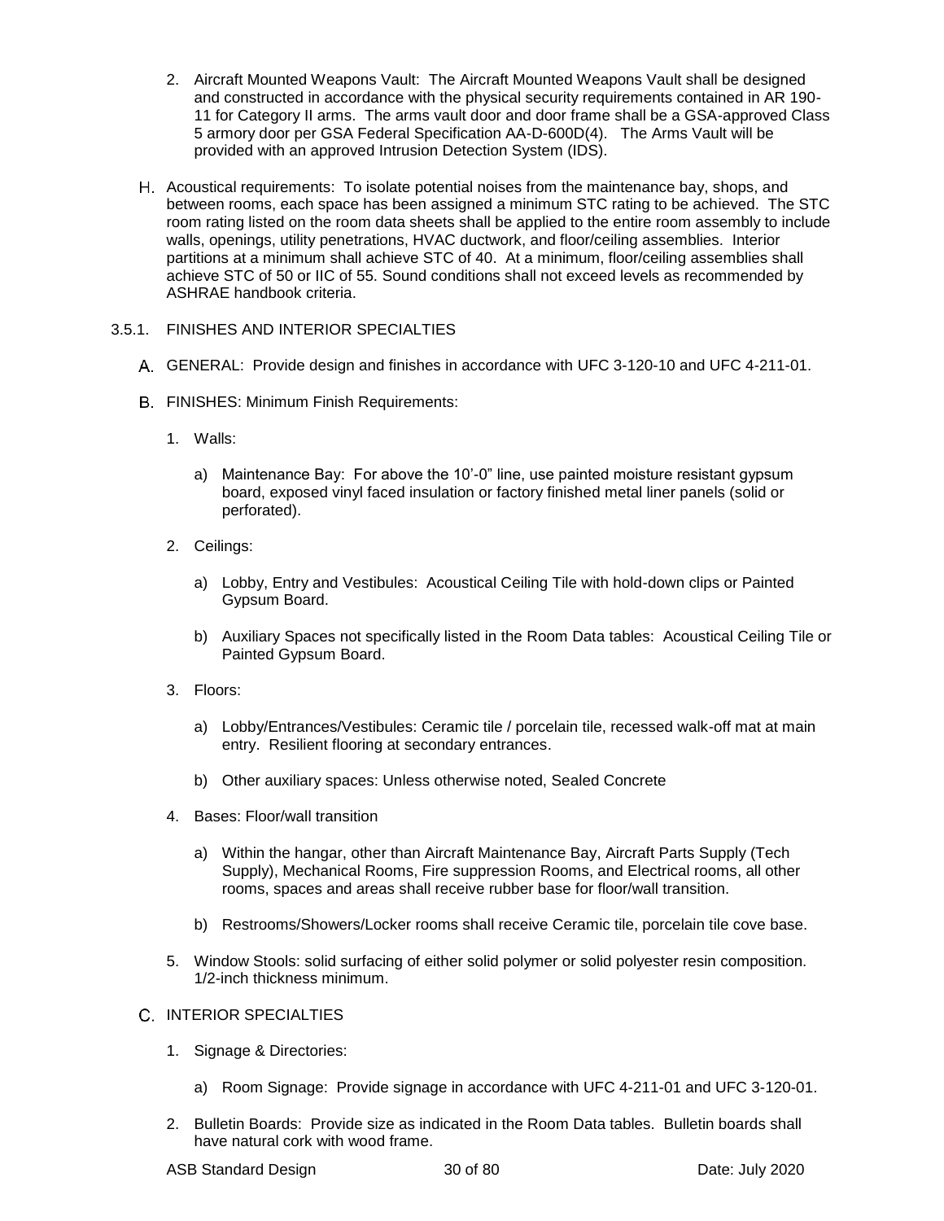2. Aircraft Mounted Weapons Vault: The Aircraft Mounted Weapons Vault shall be designed and constructed in accordance with the physical security requirements contained in AR 190-11 for Category II arms. The arms vault door and door frame shall be a GSA-approved Class 5 armory door per GSA Federal Specification AA-D-600D(4). The Arms Vault will be provided with an approved Intrusion Detection System (IDS).

H. Acoustical requirements: To isolate potential noises from the maintenance bay, shops, and between rooms, each space has been assigned a minimum STC rating to be achieved. The STC room rating listed on the room data sheets shall be applied to the entire room assembly to include walls, openings, utility penetrations, HVAC ductwork, and floor/ceiling assemblies. Interior partitions at a minimum shall achieve STC of 40. At a minimum, floor/ceiling assemblies shall achieve STC of 50 or IIC of 55. Sound conditions shall not exceed levels as recommended by ASHRAE handbook criteria.

### 3.5.1. FINISHES AND INTERIOR SPECIALTIES

A. GENERAL: Provide design and finishes in accordance with UFC 3-120-10 and UFC 4-211-01.

B. FINISHES: Minimum Finish Requirements:

1. Walls:

   a) Maintenance Bay: For above the 10'-0" line, use painted moisture resistant gypsum board, exposed vinyl faced insulation or factory finished metal liner panels (solid or perforated).

2. Ceilings:

   a) Lobby, Entry and Vestibules: Acoustical Ceiling Tile with hold-down clips or Painted Gypsum Board.

   b) Auxiliary Spaces not specifically listed in the Room Data tables: Acoustical Ceiling Tile or Painted Gypsum Board.

3. Floors:

   a) Lobby/Entrances/Vestibules: Ceramic tile / porcelain tile, recessed walk-off mat at main entry. Resilient flooring at secondary entrances.

   b) Other auxiliary spaces: Unless otherwise noted, Sealed Concrete

4. Bases: Floor/wall transition

   a) Within the hangar, other than Aircraft Maintenance Bay, Aircraft Parts Supply (Tech Supply), Mechanical Rooms, Fire suppression Rooms, and Electrical rooms, all other rooms, spaces and areas shall receive rubber base for floor/wall transition.

   b) Restrooms/Showers/Locker rooms shall receive Ceramic tile, porcelain tile cove base.

5. Window Stools: solid surfacing of either solid polymer or solid polyester resin composition. 1/2-inch thickness minimum.

C. INTERIOR SPECIALTIES

1. Signage & Directories:

   a) Room Signage: Provide signage in accordance with UFC 4-211-01 and UFC 3-120-01.

2. Bulletin Boards: Provide size as indicated in the Room Data tables. Bulletin boards shall have natural cork with wood frame.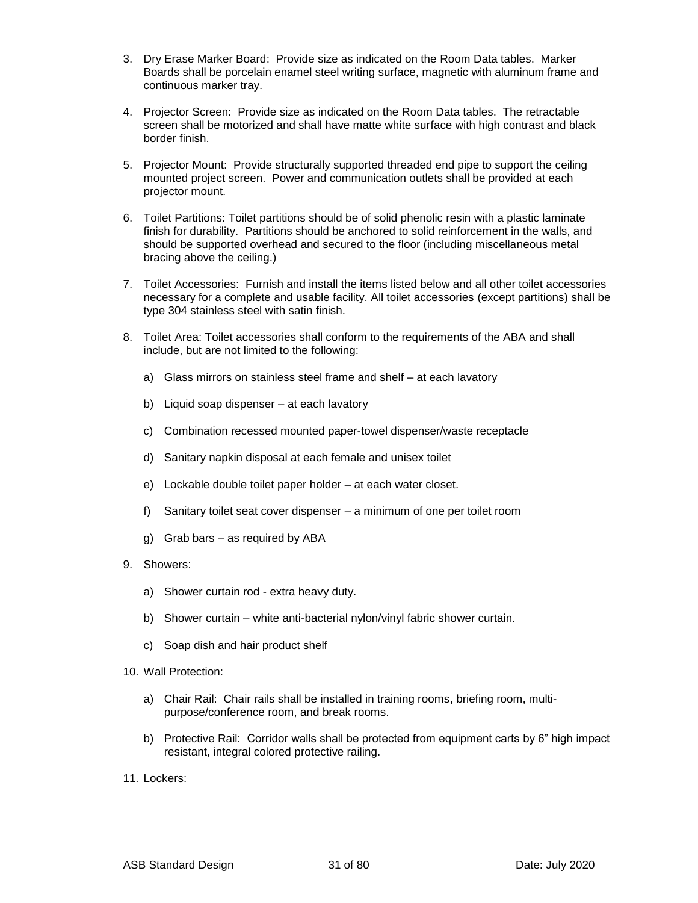3. Dry Erase Marker Board: Provide size as indicated on the Room Data tables. Marker Boards shall be porcelain enamel steel writing surface, magnetic with aluminum frame and continuous marker tray.

4. Projector Screen: Provide size as indicated on the Room Data tables. The retractable screen shall be motorized and shall have matte white surface with high contrast and black border finish.

5. Projector Mount: Provide structurally supported threaded end pipe to support the ceiling mounted project screen. Power and communication outlets shall be provided at each projector mount.

6. Toilet Partitions: Toilet partitions should be of solid phenolic resin with a plastic laminate finish for durability. Partitions should be anchored to solid reinforcement in the walls, and should be supported overhead and secured to the floor (including miscellaneous metal bracing above the ceiling.)

7. Toilet Accessories: Furnish and install the items listed below and all other toilet accessories necessary for a complete and usable facility. All toilet accessories (except partitions) shall be type 304 stainless steel with satin finish.

8. Toilet Area: Toilet accessories shall conform to the requirements of the ABA and shall include, but are not limited to the following:

   a) Glass mirrors on stainless steel frame and shelf – at each lavatory

   b) Liquid soap dispenser – at each lavatory

   c) Combination recessed mounted paper-towel dispenser/waste receptacle

   d) Sanitary napkin disposal at each female and unisex toilet

   e) Lockable double toilet paper holder – at each water closet.

   f) Sanitary toilet seat cover dispenser – a minimum of one per toilet room

   g) Grab bars – as required by ABA

9. Showers:

   a) Shower curtain rod - extra heavy duty.

   b) Shower curtain – white anti-bacterial nylon/vinyl fabric shower curtain.

   c) Soap dish and hair product shelf

10. Wall Protection:

    a) Chair Rail: Chair rails shall be installed in training rooms, briefing room, multi-purpose/conference room, and break rooms.

    b) Protective Rail: Corridor walls shall be protected from equipment carts by 6" high impact resistant, integral colored protective railing.

11. Lockers: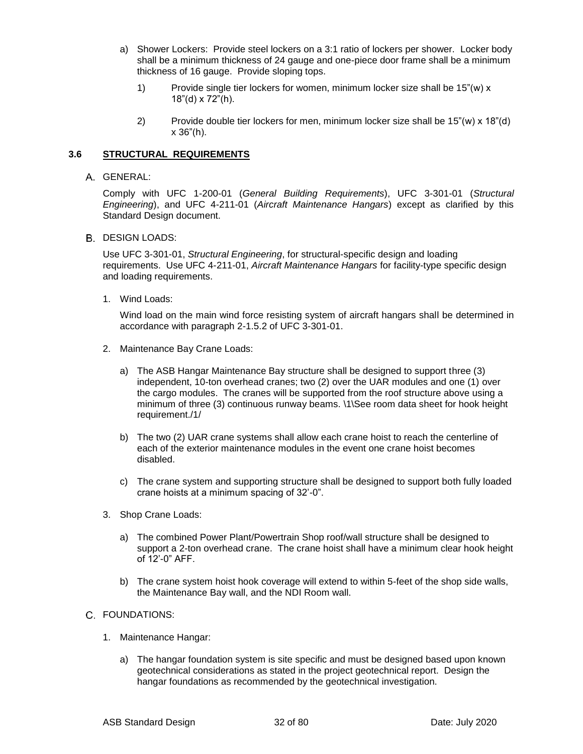a) Shower Lockers: Provide steel lockers on a 3:1 ratio of lockers per shower. Locker body shall be a minimum thickness of 24 gauge and one-piece door frame shall be a minimum thickness of 16 gauge. Provide sloping tops.

1) Provide single tier lockers for women, minimum locker size shall be 15"(w) x 18"(d) x 72"(h).

2) Provide double tier lockers for men, minimum locker size shall be 15"(w) x 18"(d) x 36"(h).

### 3.6 STRUCTURAL REQUIREMENTS

A. GENERAL:

Comply with UFC 1-200-01 (*General Building Requirements*), UFC 3-301-01 (*Structural Engineering*), and UFC 4-211-01 (*Aircraft Maintenance Hangars*) except as clarified by this Standard Design document.

B. DESIGN LOADS:

Use UFC 3-301-01, *Structural Engineering*, for structural-specific design and loading requirements. Use UFC 4-211-01, *Aircraft Maintenance Hangars* for facility-type specific design and loading requirements.

1. Wind Loads:

   Wind load on the main wind force resisting system of aircraft hangars shall be determined in accordance with paragraph 2-1.5.2 of UFC 3-301-01.

2. Maintenance Bay Crane Loads:

   a) The ASB Hangar Maintenance Bay structure shall be designed to support three (3) independent, 10-ton overhead cranes; two (2) over the UAR modules and one (1) over the cargo modules. The cranes will be supported from the roof structure above using a minimum of three (3) continuous runway beams. \1\See room data sheet for hook height requirement./1/

   b) The two (2) UAR crane systems shall allow each crane hoist to reach the centerline of each of the exterior maintenance modules in the event one crane hoist becomes disabled.

   c) The crane system and supporting structure shall be designed to support both fully loaded crane hoists at a minimum spacing of 32'-0".

3. Shop Crane Loads:

   a) The combined Power Plant/Powertrain Shop roof/wall structure shall be designed to support a 2-ton overhead crane. The crane hoist shall have a minimum clear hook height of 12'-0" AFF.

   b) The crane system hoist hook coverage will extend to within 5-feet of the shop side walls, the Maintenance Bay wall, and the NDI Room wall.

C. FOUNDATIONS:

1. Maintenance Hangar:

   a) The hangar foundation system is site specific and must be designed based upon known geotechnical considerations as stated in the project geotechnical report. Design the hangar foundations as recommended by the geotechnical investigation.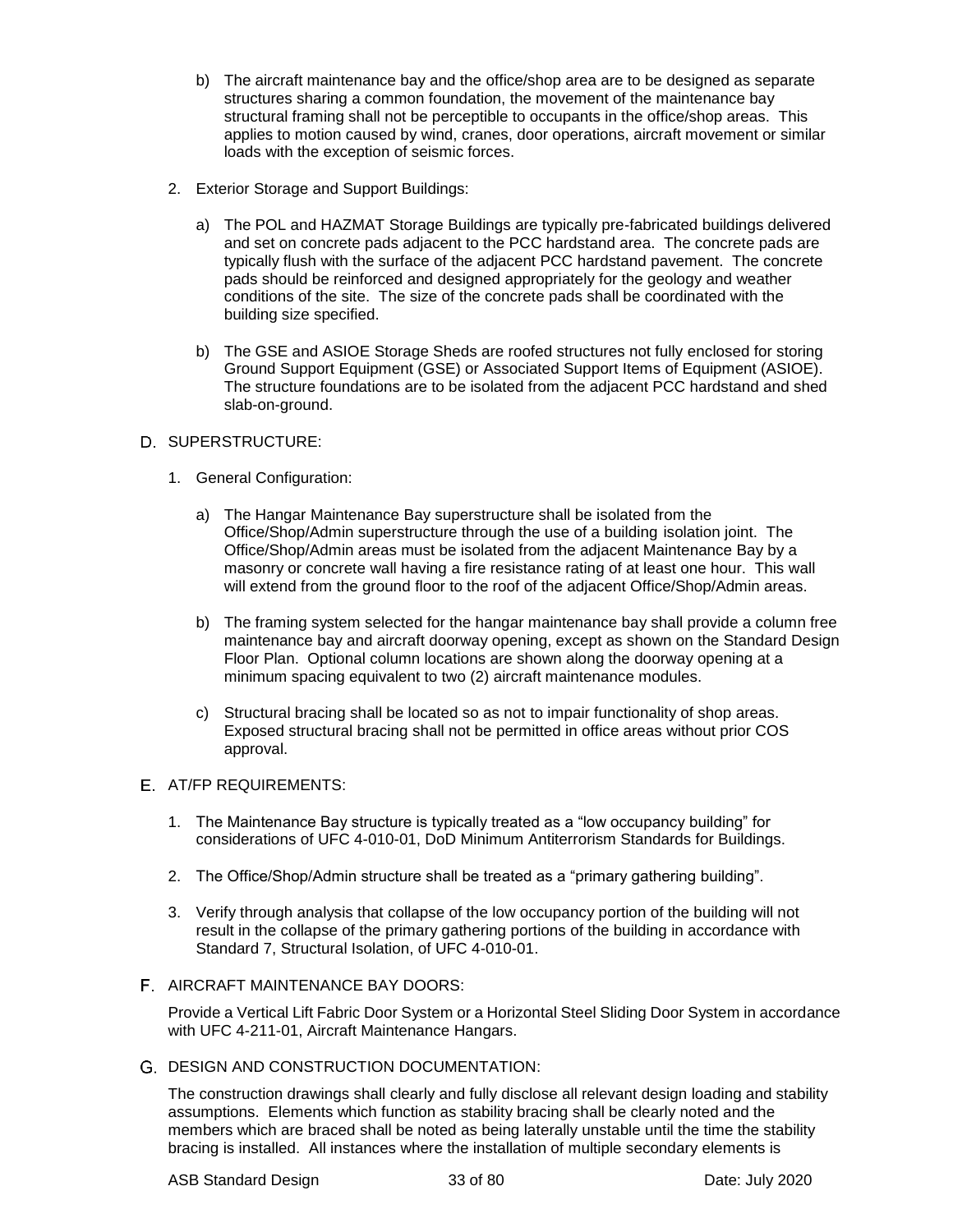b) The aircraft maintenance bay and the office/shop area are to be designed as separate structures sharing a common foundation, the movement of the maintenance bay structural framing shall not be perceptible to occupants in the office/shop areas. This applies to motion caused by wind, cranes, door operations, aircraft movement or similar loads with the exception of seismic forces.

2. Exterior Storage and Support Buildings:

   a) The POL and HAZMAT Storage Buildings are typically pre-fabricated buildings delivered and set on concrete pads adjacent to the PCC hardstand area. The concrete pads are typically flush with the surface of the adjacent PCC hardstand pavement. The concrete pads should be reinforced and designed appropriately for the geology and weather conditions of the site. The size of the concrete pads shall be coordinated with the building size specified.

   b) The GSE and ASIOE Storage Sheds are roofed structures not fully enclosed for storing Ground Support Equipment (GSE) or Associated Support Items of Equipment (ASIOE). The structure foundations are to be isolated from the adjacent PCC hardstand and shed slab-on-ground.

D. SUPERSTRUCTURE:

1. General Configuration:

   a) The Hangar Maintenance Bay superstructure shall be isolated from the Office/Shop/Admin superstructure through the use of a building isolation joint. The Office/Shop/Admin areas must be isolated from the adjacent Maintenance Bay by a masonry or concrete wall having a fire resistance rating of at least one hour. This wall will extend from the ground floor to the roof of the adjacent Office/Shop/Admin areas.

   b) The framing system selected for the hangar maintenance bay shall provide a column free maintenance bay and aircraft doorway opening, except as shown on the Standard Design Floor Plan. Optional column locations are shown along the doorway opening at a minimum spacing equivalent to two (2) aircraft maintenance modules.

   c) Structural bracing shall be located so as not to impair functionality of shop areas. Exposed structural bracing shall not be permitted in office areas without prior COS approval.

E. AT/FP REQUIREMENTS:

1. The Maintenance Bay structure is typically treated as a “low occupancy building” for considerations of UFC 4-010-01, DoD Minimum Antiterrorism Standards for Buildings.

2. The Office/Shop/Admin structure shall be treated as a “primary gathering building”.

3. Verify through analysis that collapse of the low occupancy portion of the building will not result in the collapse of the primary gathering portions of the building in accordance with Standard 7, Structural Isolation, of UFC 4-010-01.

F. AIRCRAFT MAINTENANCE BAY DOORS:

Provide a Vertical Lift Fabric Door System or a Horizontal Steel Sliding Door System in accordance with UFC 4-211-01, Aircraft Maintenance Hangars.

G. DESIGN AND CONSTRUCTION DOCUMENTATION:

The construction drawings shall clearly and fully disclose all relevant design loading and stability assumptions. Elements which function as stability bracing shall be clearly noted and the members which are braced shall be noted as being laterally unstable until the time the stability bracing is installed. All instances where the installation of multiple secondary elements is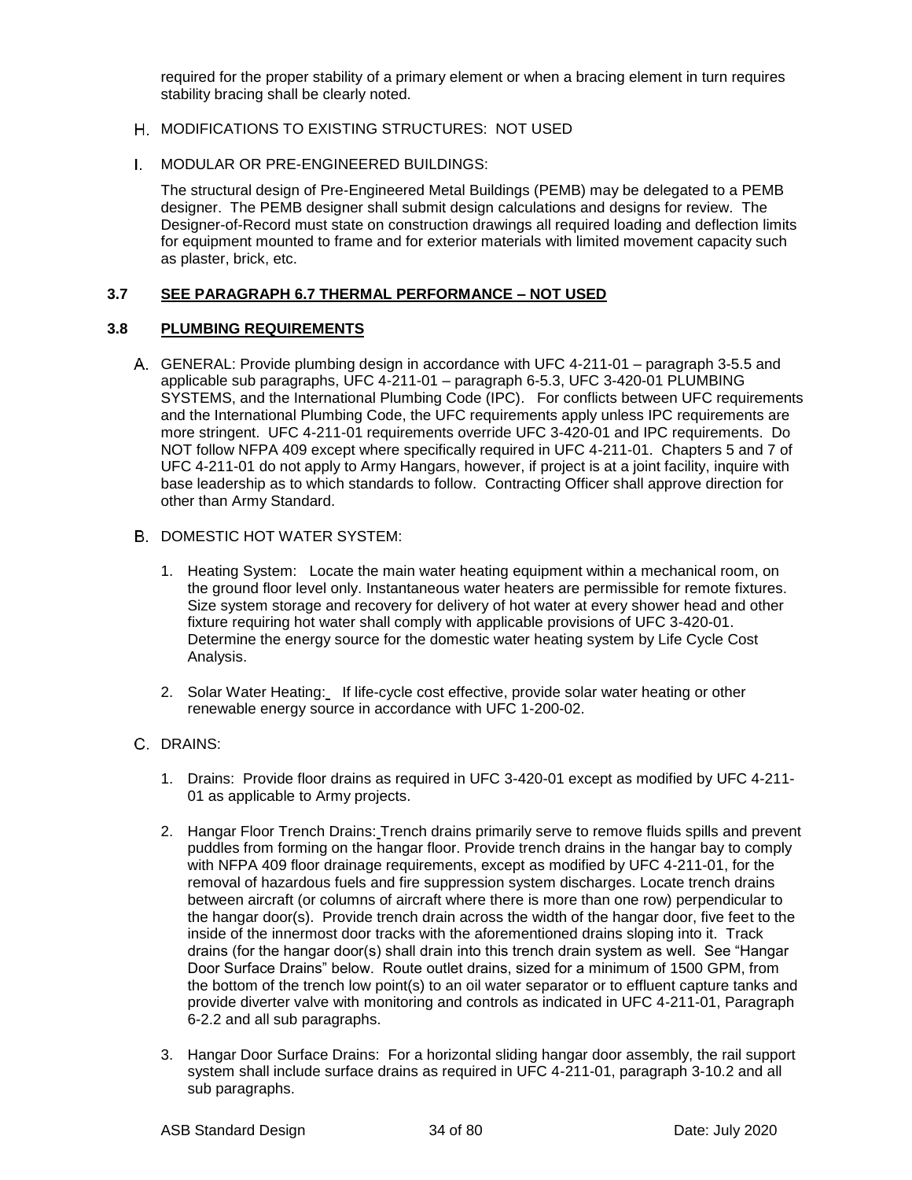required for the proper stability of a primary element or when a bracing element in turn requires stability bracing shall be clearly noted.

H. MODIFICATIONS TO EXISTING STRUCTURES: NOT USED

I. MODULAR OR PRE-ENGINEERED BUILDINGS:

The structural design of Pre-Engineered Metal Buildings (PEMB) may be delegated to a PEMB designer. The PEMB designer shall submit design calculations and designs for review. The Designer-of-Record must state on construction drawings all required loading and deflection limits for equipment mounted to frame and for exterior materials with limited movement capacity such as plaster, brick, etc.

### 3.7 SEE PARAGRAPH 6.7 THERMAL PERFORMANCE – NOT USED

### 3.8 PLUMBING REQUIREMENTS

A. GENERAL: Provide plumbing design in accordance with UFC 4-211-01 – paragraph 3-5.5 and applicable sub paragraphs, UFC 4-211-01 – paragraph 6-5.3, UFC 3-420-01 PLUMBING SYSTEMS, and the International Plumbing Code (IPC). For conflicts between UFC requirements and the International Plumbing Code, the UFC requirements apply unless IPC requirements are more stringent. UFC 4-211-01 requirements override UFC 3-420-01 and IPC requirements. Do NOT follow NFPA 409 except where specifically required in UFC 4-211-01. Chapters 5 and 7 of UFC 4-211-01 do not apply to Army Hangars, however, if project is at a joint facility, inquire with base leadership as to which standards to follow. Contracting Officer shall approve direction for other than Army Standard.

B. DOMESTIC HOT WATER SYSTEM:

1. Heating System: Locate the main water heating equipment within a mechanical room, on the ground floor level only. Instantaneous water heaters are permissible for remote fixtures. Size system storage and recovery for delivery of hot water at every shower head and other fixture requiring hot water shall comply with applicable provisions of UFC 3-420-01. Determine the energy source for the domestic water heating system by Life Cycle Cost Analysis.

2. Solar Water Heating: If life-cycle cost effective, provide solar water heating or other renewable energy source in accordance with UFC 1-200-02.

C. DRAINS:

1. Drains: Provide floor drains as required in UFC 3-420-01 except as modified by UFC 4-211-01 as applicable to Army projects.

2. Hangar Floor Trench Drains: Trench drains primarily serve to remove fluids spills and prevent puddles from forming on the hangar floor. Provide trench drains in the hangar bay to comply with NFPA 409 floor drainage requirements, except as modified by UFC 4-211-01, for the removal of hazardous fuels and fire suppression system discharges. Locate trench drains between aircraft (or columns of aircraft where there is more than one row) perpendicular to the hangar door(s). Provide trench drain across the width of the hangar door, five feet to the inside of the innermost door tracks with the aforementioned drains sloping into it. Track drains (for the hangar door(s) shall drain into this trench drain system as well. See "Hangar Door Surface Drains" below. Route outlet drains, sized for a minimum of 1500 GPM, from the bottom of the trench low point(s) to an oil water separator or to effluent capture tanks and provide diverter valve with monitoring and controls as indicated in UFC 4-211-01, Paragraph 6-2.2 and all sub paragraphs.

3. Hangar Door Surface Drains: For a horizontal sliding hangar door assembly, the rail support system shall include surface drains as required in UFC 4-211-01, paragraph 3-10.2 and all sub paragraphs.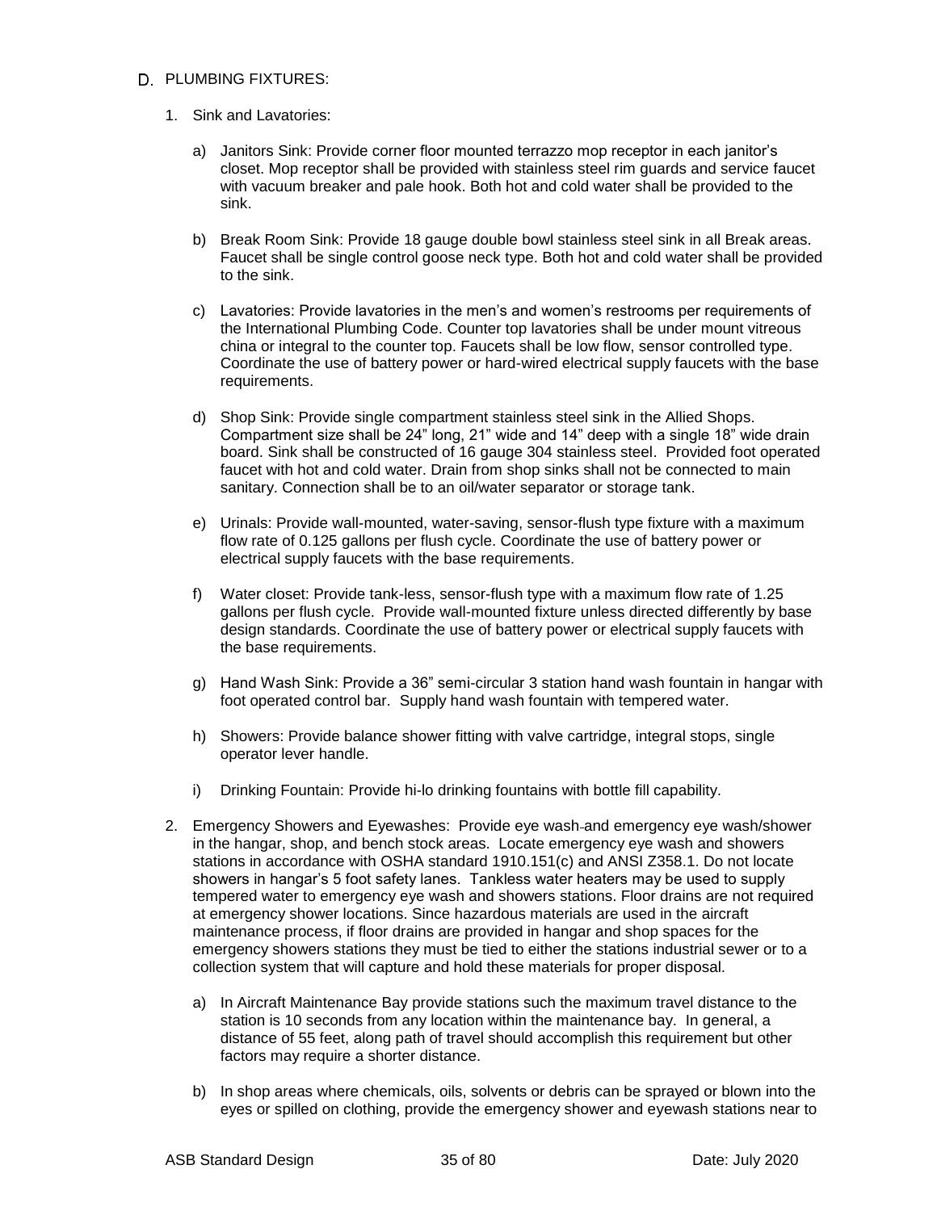## D. PLUMBING FIXTURES:

1. Sink and Lavatories:

   a) Janitors Sink: Provide corner floor mounted terrazzo mop receptor in each janitor's closet. Mop receptor shall be provided with stainless steel rim guards and service faucet with vacuum breaker and pale hook. Both hot and cold water shall be provided to the sink.

   b) Break Room Sink: Provide 18 gauge double bowl stainless steel sink in all Break areas. Faucet shall be single control goose neck type. Both hot and cold water shall be provided to the sink.

   c) Lavatories: Provide lavatories in the men's and women's restrooms per requirements of the International Plumbing Code. Counter top lavatories shall be under mount vitreous china or integral to the counter top. Faucets shall be low flow, sensor controlled type. Coordinate the use of battery power or hard-wired electrical supply faucets with the base requirements.

   d) Shop Sink: Provide single compartment stainless steel sink in the Allied Shops. Compartment size shall be 24" long, 21" wide and 14" deep with a single 18" wide drain board. Sink shall be constructed of 16 gauge 304 stainless steel. Provided foot operated faucet with hot and cold water. Drain from shop sinks shall not be connected to main sanitary. Connection shall be to an oil/water separator or storage tank.

   e) Urinals: Provide wall-mounted, water-saving, sensor-flush type fixture with a maximum flow rate of 0.125 gallons per flush cycle. Coordinate the use of battery power or electrical supply faucets with the base requirements.

   f) Water closet: Provide tank-less, sensor-flush type with a maximum flow rate of 1.25 gallons per flush cycle. Provide wall-mounted fixture unless directed differently by base design standards. Coordinate the use of battery power or electrical supply faucets with the base requirements.

   g) Hand Wash Sink: Provide a 36" semi-circular 3 station hand wash fountain in hangar with foot operated control bar. Supply hand wash fountain with tempered water.

   h) Showers: Provide balance shower fitting with valve cartridge, integral stops, single operator lever handle.

   i) Drinking Fountain: Provide hi-lo drinking fountains with bottle fill capability.

2. Emergency Showers and Eyewashes: Provide eye wash and emergency eye wash/shower in the hangar, shop, and bench stock areas. Locate emergency eye wash and showers stations in accordance with OSHA standard 1910.151(c) and ANSI Z358.1. Do not locate showers in hangar's 5 foot safety lanes. Tankless water heaters may be used to supply tempered water to emergency eye wash and showers stations. Floor drains are not required at emergency shower locations. Since hazardous materials are used in the aircraft maintenance process, if floor drains are provided in hangar and shop spaces for the emergency showers stations they must be tied to either the stations industrial sewer or to a collection system that will capture and hold these materials for proper disposal.

   a) In Aircraft Maintenance Bay provide stations such the maximum travel distance to the station is 10 seconds from any location within the maintenance bay. In general, a distance of 55 feet, along path of travel should accomplish this requirement but other factors may require a shorter distance.

   b) In shop areas where chemicals, oils, solvents or debris can be sprayed or blown into the eyes or spilled on clothing, provide the emergency shower and eyewash stations near to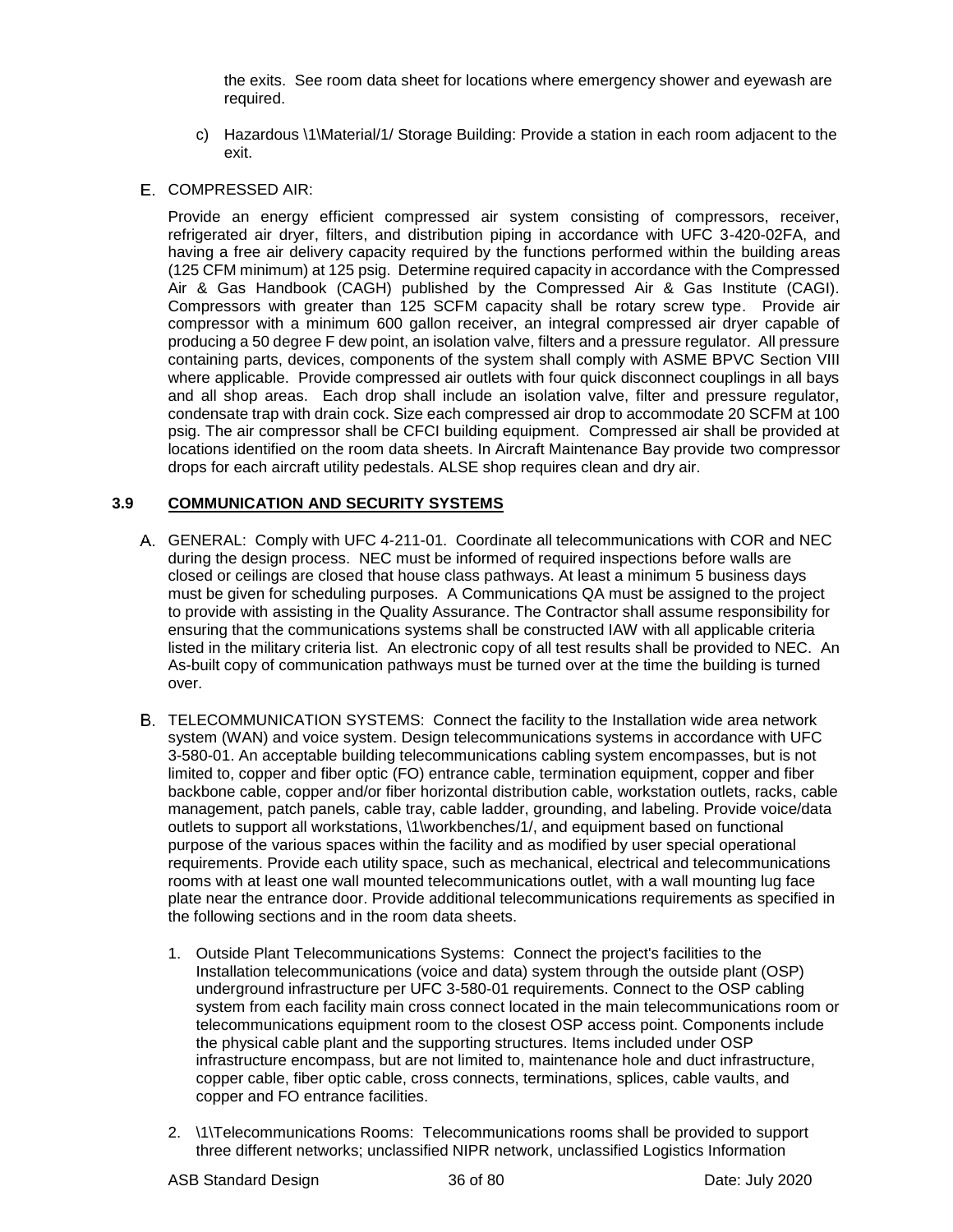the exits. See room data sheet for locations where emergency shower and eyewash are required.

c) Hazardous \1\Material/1/ Storage Building: Provide a station in each room adjacent to the exit.

E. COMPRESSED AIR:

Provide an energy efficient compressed air system consisting of compressors, receiver, refrigerated air dryer, filters, and distribution piping in accordance with UFC 3-420-02FA, and having a free air delivery capacity required by the functions performed within the building areas (125 CFM minimum) at 125 psig. Determine required capacity in accordance with the Compressed Air & Gas Handbook (CAGH) published by the Compressed Air & Gas Institute (CAGI). Compressors with greater than 125 SCFM capacity shall be rotary screw type. Provide air compressor with a minimum 600 gallon receiver, an integral compressed air dryer capable of producing a 50 degree F dew point, an isolation valve, filters and a pressure regulator. All pressure containing parts, devices, components of the system shall comply with ASME BPVC Section VIII where applicable. Provide compressed air outlets with four quick disconnect couplings in all bays and all shop areas. Each drop shall include an isolation valve, filter and pressure regulator, condensate trap with drain cock. Size each compressed air drop to accommodate 20 SCFM at 100 psig. The air compressor shall be CFCI building equipment. Compressed air shall be provided at locations identified on the room data sheets. In Aircraft Maintenance Bay provide two compressor drops for each aircraft utility pedestals. ALSE shop requires clean and dry air.

## 3.9 COMMUNICATION AND SECURITY SYSTEMS

A. GENERAL: Comply with UFC 4-211-01. Coordinate all telecommunications with COR and NEC during the design process. NEC must be informed of required inspections before walls are closed or ceilings are closed that house class pathways. At least a minimum 5 business days must be given for scheduling purposes. A Communications QA must be assigned to the project to provide with assisting in the Quality Assurance. The Contractor shall assume responsibility for ensuring that the communications systems shall be constructed IAW with all applicable criteria listed in the military criteria list. An electronic copy of all test results shall be provided to NEC. An As-built copy of communication pathways must be turned over at the time the building is turned over.

B. TELECOMMUNICATION SYSTEMS: Connect the facility to the Installation wide area network system (WAN) and voice system. Design telecommunications systems in accordance with UFC 3-580-01. An acceptable building telecommunications cabling system encompasses, but is not limited to, copper and fiber optic (FO) entrance cable, termination equipment, copper and fiber backbone cable, copper and/or fiber horizontal distribution cable, workstation outlets, racks, cable management, patch panels, cable tray, cable ladder, grounding, and labeling. Provide voice/data outlets to support all workstations, \1\workbenches/1/, and equipment based on functional purpose of the various spaces within the facility and as modified by user special operational requirements. Provide each utility space, such as mechanical, electrical and telecommunications rooms with at least one wall mounted telecommunications outlet, with a wall mounting lug face plate near the entrance door. Provide additional telecommunications requirements as specified in the following sections and in the room data sheets.

1. Outside Plant Telecommunications Systems: Connect the project's facilities to the Installation telecommunications (voice and data) system through the outside plant (OSP) underground infrastructure per UFC 3-580-01 requirements. Connect to the OSP cabling system from each facility main cross connect located in the main telecommunications room or telecommunications equipment room to the closest OSP access point. Components include the physical cable plant and the supporting structures. Items included under OSP infrastructure encompass, but are not limited to, maintenance hole and duct infrastructure, copper cable, fiber optic cable, cross connects, terminations, splices, cable vaults, and copper and FO entrance facilities.

2. \1\Telecommunications Rooms: Telecommunications rooms shall be provided to support three different networks; unclassified NIPR network, unclassified Logistics Information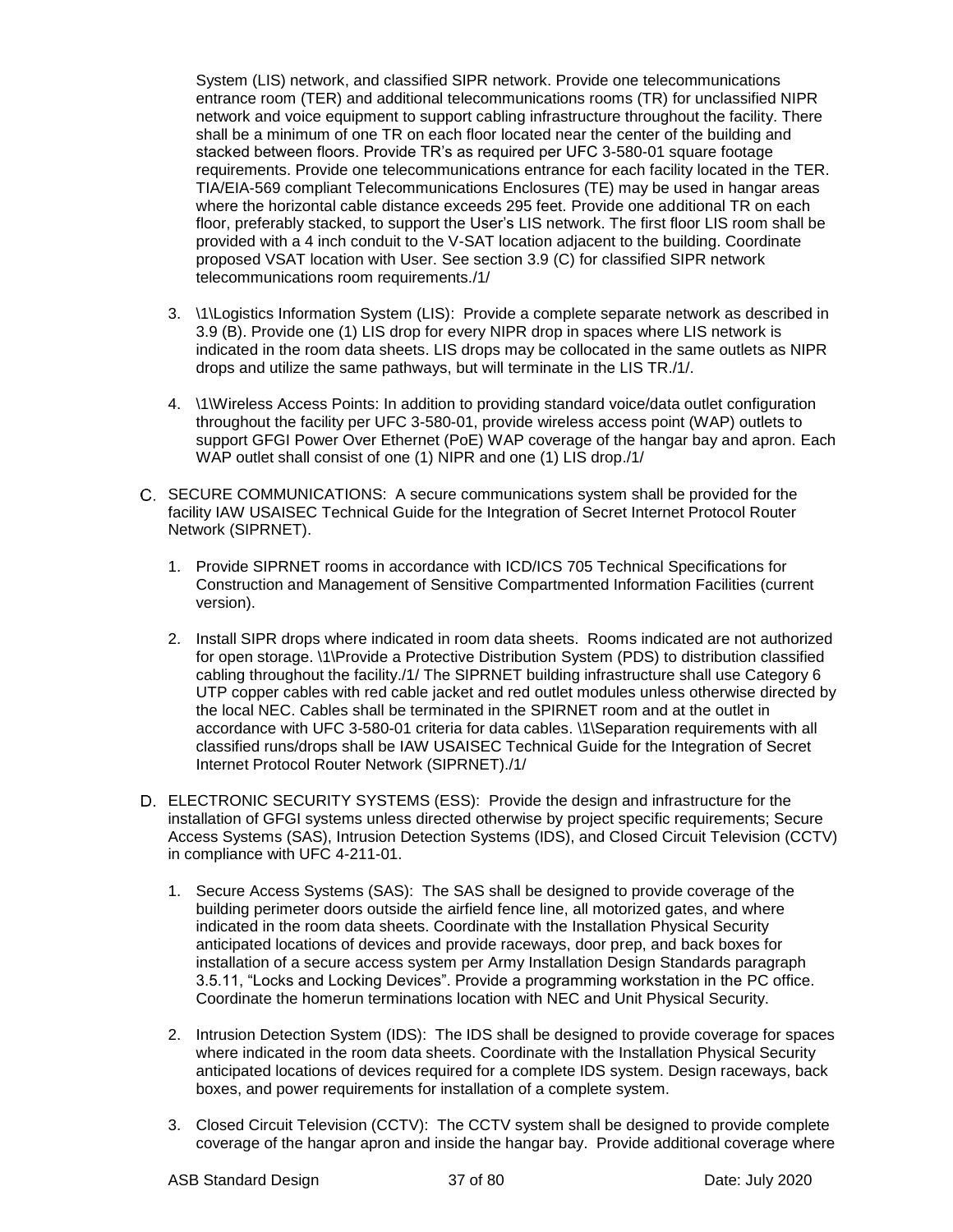System (LIS) network, and classified SIPR network. Provide one telecommunications entrance room (TER) and additional telecommunications rooms (TR) for unclassified NIPR network and voice equipment to support cabling infrastructure throughout the facility. There shall be a minimum of one TR on each floor located near the center of the building and stacked between floors. Provide TR's as required per UFC 3-580-01 square footage requirements. Provide one telecommunications entrance for each facility located in the TER. TIA/EIA-569 compliant Telecommunications Enclosures (TE) may be used in hangar areas where the horizontal cable distance exceeds 295 feet. Provide one additional TR on each floor, preferably stacked, to support the User's LIS network. The first floor LIS room shall be provided with a 4 inch conduit to the V-SAT location adjacent to the building. Coordinate proposed VSAT location with User. See section 3.9 (C) for classified SIPR network telecommunications room requirements./1/

3. \1\Logistics Information System (LIS): Provide a complete separate network as described in 3.9 (B). Provide one (1) LIS drop for every NIPR drop in spaces where LIS network is indicated in the room data sheets. LIS drops may be collocated in the same outlets as NIPR drops and utilize the same pathways, but will terminate in the LIS TR./1/.

4. \1\Wireless Access Points: In addition to providing standard voice/data outlet configuration throughout the facility per UFC 3-580-01, provide wireless access point (WAP) outlets to support GFGI Power Over Ethernet (PoE) WAP coverage of the hangar bay and apron. Each WAP outlet shall consist of one (1) NIPR and one (1) LIS drop./1/

C. SECURE COMMUNICATIONS: A secure communications system shall be provided for the facility IAW USAISEC Technical Guide for the Integration of Secret Internet Protocol Router Network (SIPRNET).

1. Provide SIPRNET rooms in accordance with ICD/ICS 705 Technical Specifications for Construction and Management of Sensitive Compartmented Information Facilities (current version).

2. Install SIPR drops where indicated in room data sheets. Rooms indicated are not authorized for open storage. \1\Provide a Protective Distribution System (PDS) to distribution classified cabling throughout the facility./1/ The SIPRNET building infrastructure shall use Category 6 UTP copper cables with red cable jacket and red outlet modules unless otherwise directed by the local NEC. Cables shall be terminated in the SPIRNET room and at the outlet in accordance with UFC 3-580-01 criteria for data cables. \1\Separation requirements with all classified runs/drops shall be IAW USAISEC Technical Guide for the Integration of Secret Internet Protocol Router Network (SIPRNET)./1/

D. ELECTRONIC SECURITY SYSTEMS (ESS): Provide the design and infrastructure for the installation of GFGI systems unless directed otherwise by project specific requirements; Secure Access Systems (SAS), Intrusion Detection Systems (IDS), and Closed Circuit Television (CCTV) in compliance with UFC 4-211-01.

1. Secure Access Systems (SAS): The SAS shall be designed to provide coverage of the building perimeter doors outside the airfield fence line, all motorized gates, and where indicated in the room data sheets. Coordinate with the Installation Physical Security anticipated locations of devices and provide raceways, door prep, and back boxes for installation of a secure access system per Army Installation Design Standards paragraph 3.5.11, "Locks and Locking Devices". Provide a programming workstation in the PC office. Coordinate the homerun terminations location with NEC and Unit Physical Security.

2. Intrusion Detection System (IDS): The IDS shall be designed to provide coverage for spaces where indicated in the room data sheets. Coordinate with the Installation Physical Security anticipated locations of devices required for a complete IDS system. Design raceways, back boxes, and power requirements for installation of a complete system.

3. Closed Circuit Television (CCTV): The CCTV system shall be designed to provide complete coverage of the hangar apron and inside the hangar bay. Provide additional coverage where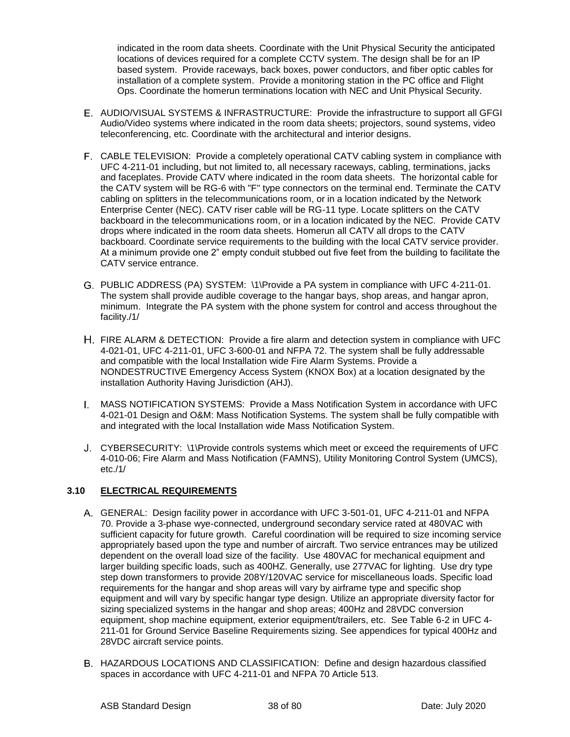indicated in the room data sheets. Coordinate with the Unit Physical Security the anticipated locations of devices required for a complete CCTV system. The design shall be for an IP based system. Provide raceways, back boxes, power conductors, and fiber optic cables for installation of a complete system. Provide a monitoring station in the PC office and Flight Ops. Coordinate the homerun terminations location with NEC and Unit Physical Security.

E. AUDIO/VISUAL SYSTEMS & INFRASTRUCTURE: Provide the infrastructure to support all GFGI Audio/Video systems where indicated in the room data sheets; projectors, sound systems, video teleconferencing, etc. Coordinate with the architectural and interior designs.

F. CABLE TELEVISION: Provide a completely operational CATV cabling system in compliance with UFC 4-211-01 including, but not limited to, all necessary raceways, cabling, terminations, jacks and faceplates. Provide CATV where indicated in the room data sheets. The horizontal cable for the CATV system will be RG-6 with "F" type connectors on the terminal end. Terminate the CATV cabling on splitters in the telecommunications room, or in a location indicated by the Network Enterprise Center (NEC). CATV riser cable will be RG-11 type. Locate splitters on the CATV backboard in the telecommunications room, or in a location indicated by the NEC. Provide CATV drops where indicated in the room data sheets. Homerun all CATV all drops to the CATV backboard. Coordinate service requirements to the building with the local CATV service provider. At a minimum provide one 2" empty conduit stubbed out five feet from the building to facilitate the CATV service entrance.

G. PUBLIC ADDRESS (PA) SYSTEM: \1\Provide a PA system in compliance with UFC 4-211-01. The system shall provide audible coverage to the hangar bays, shop areas, and hangar apron, minimum. Integrate the PA system with the phone system for control and access throughout the facility./1/

H. FIRE ALARM & DETECTION: Provide a fire alarm and detection system in compliance with UFC 4-021-01, UFC 4-211-01, UFC 3-600-01 and NFPA 72. The system shall be fully addressable and compatible with the local Installation wide Fire Alarm Systems. Provide a NONDESTRUCTIVE Emergency Access System (KNOX Box) at a location designated by the installation Authority Having Jurisdiction (AHJ).

I. MASS NOTIFICATION SYSTEMS: Provide a Mass Notification System in accordance with UFC 4-021-01 Design and O&M: Mass Notification Systems. The system shall be fully compatible with and integrated with the local Installation wide Mass Notification System.

J. CYBERSECURITY: \1\Provide controls systems which meet or exceed the requirements of UFC 4-010-06; Fire Alarm and Mass Notification (FAMNS), Utility Monitoring Control System (UMCS), etc./1/

### 3.10 ELECTRICAL REQUIREMENTS

A. GENERAL: Design facility power in accordance with UFC 3-501-01, UFC 4-211-01 and NFPA 70. Provide a 3-phase wye-connected, underground secondary service rated at 480VAC with sufficient capacity for future growth. Careful coordination will be required to size incoming service appropriately based upon the type and number of aircraft. Two service entrances may be utilized dependent on the overall load size of the facility. Use 480VAC for mechanical equipment and larger building specific loads, such as 400HZ. Generally, use 277VAC for lighting. Use dry type step down transformers to provide 208Y/120VAC service for miscellaneous loads. Specific load requirements for the hangar and shop areas will vary by airframe type and specific shop equipment and will vary by specific hangar type design. Utilize an appropriate diversity factor for sizing specialized systems in the hangar and shop areas; 400Hz and 28VDC conversion equipment, shop machine equipment, exterior equipment/trailers, etc. See Table 6-2 in UFC 4-211-01 for Ground Service Baseline Requirements sizing. See appendices for typical 400Hz and 28VDC aircraft service points.

B. HAZARDOUS LOCATIONS AND CLASSIFICATION: Define and design hazardous classified spaces in accordance with UFC 4-211-01 and NFPA 70 Article 513.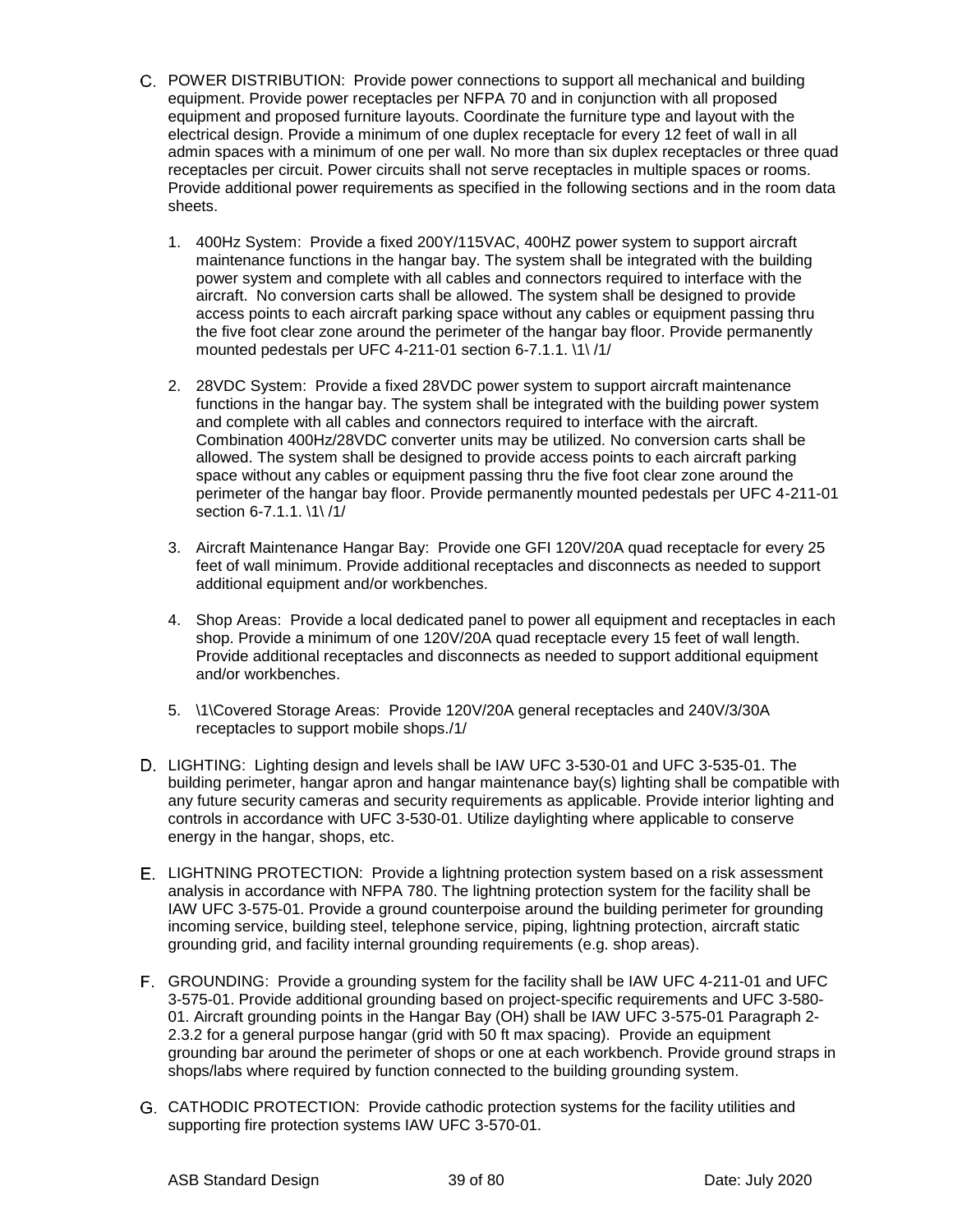C. POWER DISTRIBUTION: Provide power connections to support all mechanical and building equipment. Provide power receptacles per NFPA 70 and in conjunction with all proposed equipment and proposed furniture layouts. Coordinate the furniture type and layout with the electrical design. Provide a minimum of one duplex receptacle for every 12 feet of wall in all admin spaces with a minimum of one per wall. No more than six duplex receptacles or three quad receptacles per circuit. Power circuits shall not serve receptacles in multiple spaces or rooms. Provide additional power requirements as specified in the following sections and in the room data sheets.

1. 400Hz System: Provide a fixed 200Y/115VAC, 400HZ power system to support aircraft maintenance functions in the hangar bay. The system shall be integrated with the building power system and complete with all cables and connectors required to interface with the aircraft. No conversion carts shall be allowed. The system shall be designed to provide access points to each aircraft parking space without any cables or equipment passing thru the five foot clear zone around the perimeter of the hangar bay floor. Provide permanently mounted pedestals per UFC 4-211-01 section 6-7.1.1. \1\ /1/

2. 28VDC System: Provide a fixed 28VDC power system to support aircraft maintenance functions in the hangar bay. The system shall be integrated with the building power system and complete with all cables and connectors required to interface with the aircraft. Combination 400Hz/28VDC converter units may be utilized. No conversion carts shall be allowed. The system shall be designed to provide access points to each aircraft parking space without any cables or equipment passing thru the five foot clear zone around the perimeter of the hangar bay floor. Provide permanently mounted pedestals per UFC 4-211-01 section 6-7.1.1. \1\ /1/

3. Aircraft Maintenance Hangar Bay: Provide one GFI 120V/20A quad receptacle for every 25 feet of wall minimum. Provide additional receptacles and disconnects as needed to support additional equipment and/or workbenches.

4. Shop Areas: Provide a local dedicated panel to power all equipment and receptacles in each shop. Provide a minimum of one 120V/20A quad receptacle every 15 feet of wall length. Provide additional receptacles and disconnects as needed to support additional equipment and/or workbenches.

5. \1\Covered Storage Areas: Provide 120V/20A general receptacles and 240V/3/30A receptacles to support mobile shops./1/

D. LIGHTING: Lighting design and levels shall be IAW UFC 3-530-01 and UFC 3-535-01. The building perimeter, hangar apron and hangar maintenance bay(s) lighting shall be compatible with any future security cameras and security requirements as applicable. Provide interior lighting and controls in accordance with UFC 3-530-01. Utilize daylighting where applicable to conserve energy in the hangar, shops, etc.

E. LIGHTNING PROTECTION: Provide a lightning protection system based on a risk assessment analysis in accordance with NFPA 780. The lightning protection system for the facility shall be IAW UFC 3-575-01. Provide a ground counterpoise around the building perimeter for grounding incoming service, building steel, telephone service, piping, lightning protection, aircraft static grounding grid, and facility internal grounding requirements (e.g. shop areas).

F. GROUNDING: Provide a grounding system for the facility shall be IAW UFC 4-211-01 and UFC 3-575-01. Provide additional grounding based on project-specific requirements and UFC 3-580-01. Aircraft grounding points in the Hangar Bay (OH) shall be IAW UFC 3-575-01 Paragraph 2-2.3.2 for a general purpose hangar (grid with 50 ft max spacing). Provide an equipment grounding bar around the perimeter of shops or one at each workbench. Provide ground straps in shops/labs where required by function connected to the building grounding system.

G. CATHODIC PROTECTION: Provide cathodic protection systems for the facility utilities and supporting fire protection systems IAW UFC 3-570-01.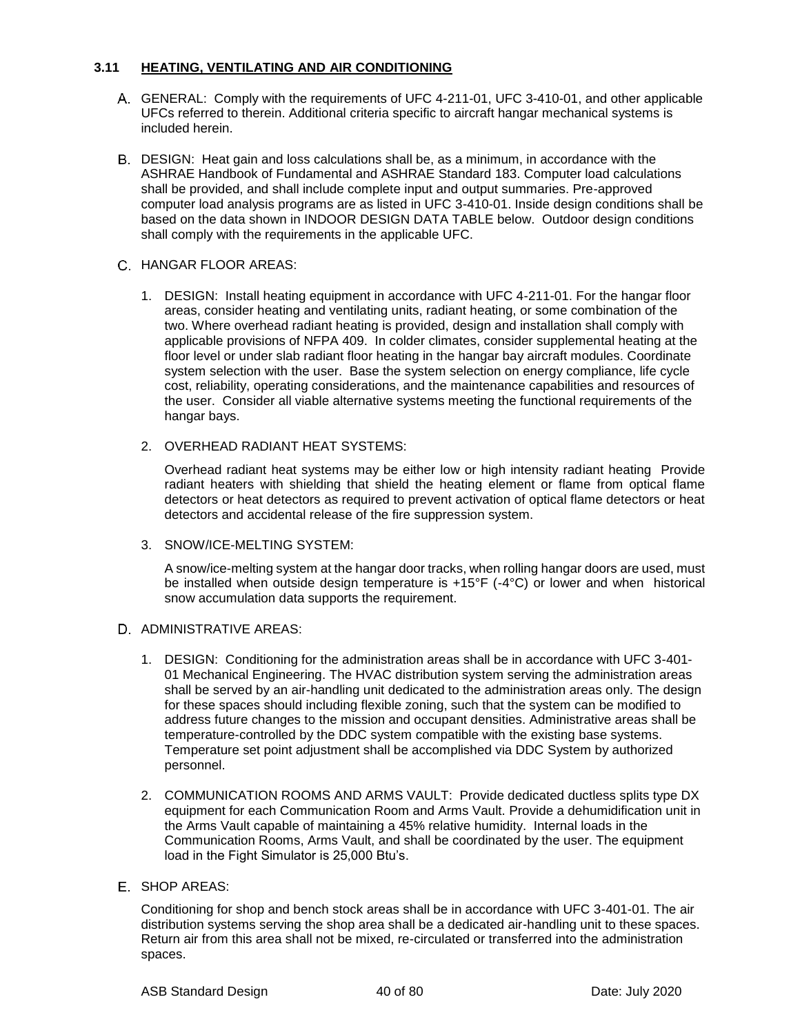### 3.11 HEATING, VENTILATING AND AIR CONDITIONING

A. GENERAL: Comply with the requirements of UFC 4-211-01, UFC 3-410-01, and other applicable UFCs referred to therein. Additional criteria specific to aircraft hangar mechanical systems is included herein.

B. DESIGN: Heat gain and loss calculations shall be, as a minimum, in accordance with the ASHRAE Handbook of Fundamental and ASHRAE Standard 183. Computer load calculations shall be provided, and shall include complete input and output summaries. Pre-approved computer load analysis programs are as listed in UFC 3-410-01. Inside design conditions shall be based on the data shown in INDOOR DESIGN DATA TABLE below. Outdoor design conditions shall comply with the requirements in the applicable UFC.

C. HANGAR FLOOR AREAS:

1. DESIGN: Install heating equipment in accordance with UFC 4-211-01. For the hangar floor areas, consider heating and ventilating units, radiant heating, or some combination of the two. Where overhead radiant heating is provided, design and installation shall comply with applicable provisions of NFPA 409. In colder climates, consider supplemental heating at the floor level or under slab radiant floor heating in the hangar bay aircraft modules. Coordinate system selection with the user. Base the system selection on energy compliance, life cycle cost, reliability, operating considerations, and the maintenance capabilities and resources of the user. Consider all viable alternative systems meeting the functional requirements of the hangar bays.

2. OVERHEAD RADIANT HEAT SYSTEMS:

   Overhead radiant heat systems may be either low or high intensity radiant heating Provide radiant heaters with shielding that shield the heating element or flame from optical flame detectors or heat detectors as required to prevent activation of optical flame detectors or heat detectors and accidental release of the fire suppression system.

3. SNOW/ICE-MELTING SYSTEM:

   A snow/ice-melting system at the hangar door tracks, when rolling hangar doors are used, must be installed when outside design temperature is +15°F (-4°C) or lower and when historical snow accumulation data supports the requirement.

D. ADMINISTRATIVE AREAS:

1. DESIGN: Conditioning for the administration areas shall be in accordance with UFC 3-401-01 Mechanical Engineering. The HVAC distribution system serving the administration areas shall be served by an air-handling unit dedicated to the administration areas only. The design for these spaces should including flexible zoning, such that the system can be modified to address future changes to the mission and occupant densities. Administrative areas shall be temperature-controlled by the DDC system compatible with the existing base systems. Temperature set point adjustment shall be accomplished via DDC System by authorized personnel.

2. COMMUNICATION ROOMS AND ARMS VAULT: Provide dedicated ductless splits type DX equipment for each Communication Room and Arms Vault. Provide a dehumidification unit in the Arms Vault capable of maintaining a 45% relative humidity. Internal loads in the Communication Rooms, Arms Vault, and shall be coordinated by the user. The equipment load in the Fight Simulator is 25,000 Btu's.

E. SHOP AREAS:

   Conditioning for shop and bench stock areas shall be in accordance with UFC 3-401-01. The air distribution systems serving the shop area shall be a dedicated air-handling unit to these spaces. Return air from this area shall not be mixed, re-circulated or transferred into the administration spaces.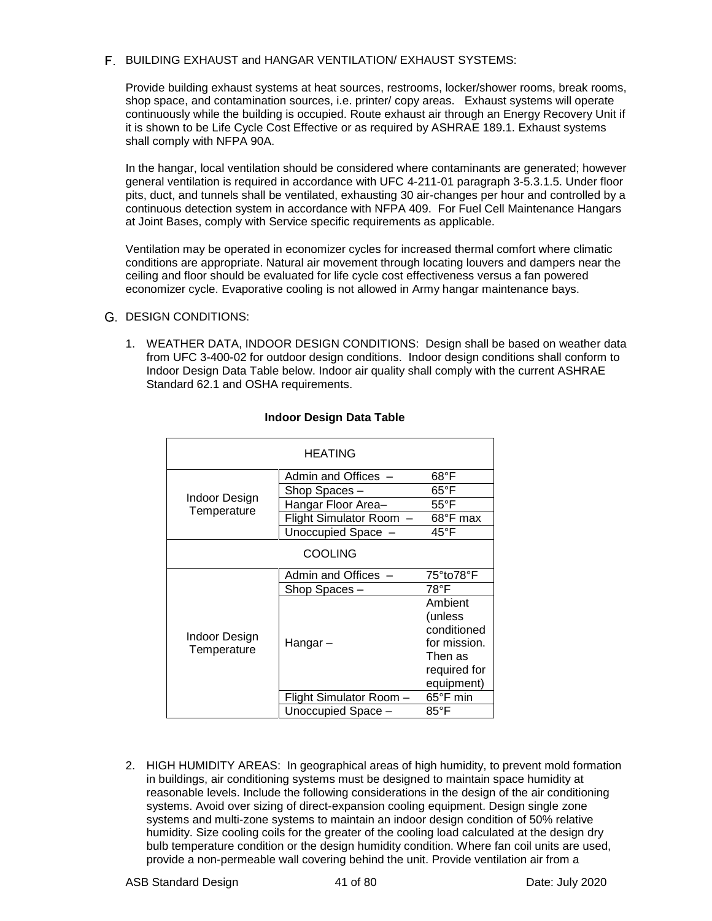F. BUILDING EXHAUST and HANGAR VENTILATION/ EXHAUST SYSTEMS:

Provide building exhaust systems at heat sources, restrooms, locker/shower rooms, break rooms, shop space, and contamination sources, i.e. printer/ copy areas. Exhaust systems will operate continuously while the building is occupied. Route exhaust air through an Energy Recovery Unit if it is shown to be Life Cycle Cost Effective or as required by ASHRAE 189.1. Exhaust systems shall comply with NFPA 90A.

In the hangar, local ventilation should be considered where contaminants are generated; however general ventilation is required in accordance with UFC 4-211-01 paragraph 3-5.3.1.5. Under floor pits, duct, and tunnels shall be ventilated, exhausting 30 air-changes per hour and controlled by a continuous detection system in accordance with NFPA 409. For Fuel Cell Maintenance Hangars at Joint Bases, comply with Service specific requirements as applicable.

Ventilation may be operated in economizer cycles for increased thermal comfort where climatic conditions are appropriate. Natural air movement through locating louvers and dampers near the ceiling and floor should be evaluated for life cycle cost effectiveness versus a fan powered economizer cycle. Evaporative cooling is not allowed in Army hangar maintenance bays.

G. DESIGN CONDITIONS:

1. WEATHER DATA, INDOOR DESIGN CONDITIONS: Design shall be based on weather data from UFC 3-400-02 for outdoor design conditions. Indoor design conditions shall conform to Indoor Design Data Table below. Indoor air quality shall comply with the current ASHRAE Standard 62.1 and OSHA requirements.

**Indoor Design Data Table**

| HEATING | | |
|---|---|---|
| Indoor Design Temperature | Admin and Offices – | 68°F |
| | Shop Spaces – | 65°F |
| | Hangar Floor Area– | 55°F |
| | Flight Simulator Room – | 68°F max |
| | Unoccupied Space – | 45°F |
| **COOLING** | | |
| Indoor Design Temperature | Admin and Offices – | 75°to78°F |
| | Shop Spaces – | 78°F |
| | Hangar – | Ambient (unless conditioned for mission. Then as required for equipment) |
| | Flight Simulator Room – | 65°F min |
| | Unoccupied Space – | 85°F |

2. HIGH HUMIDITY AREAS: In geographical areas of high humidity, to prevent mold formation in buildings, air conditioning systems must be designed to maintain space humidity at reasonable levels. Include the following considerations in the design of the air conditioning systems. Avoid over sizing of direct-expansion cooling equipment. Design single zone systems and multi-zone systems to maintain an indoor design condition of 50% relative humidity. Size cooling coils for the greater of the cooling load calculated at the design dry bulb temperature condition or the design humidity condition. Where fan coil units are used, provide a non-permeable wall covering behind the unit. Provide ventilation air from a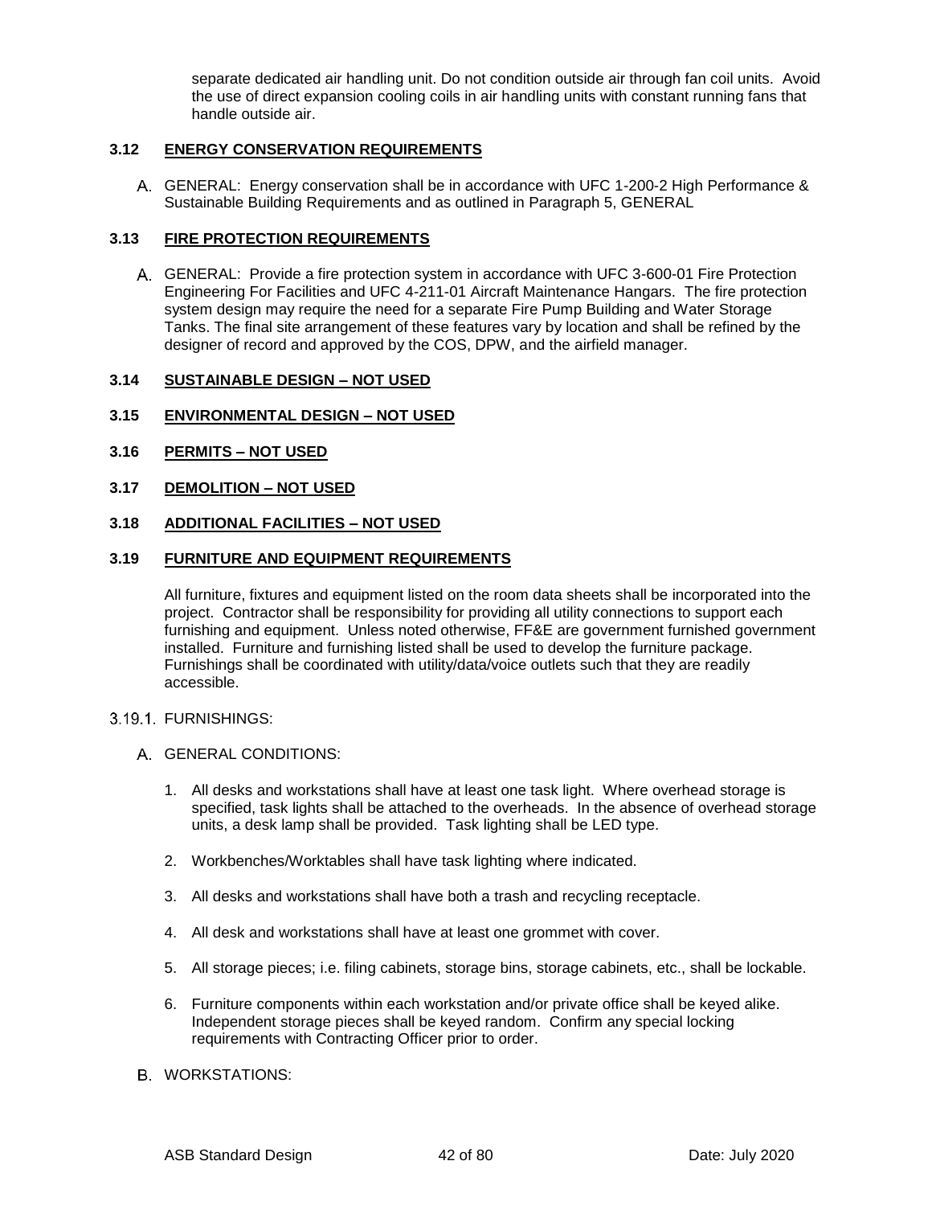separate dedicated air handling unit. Do not condition outside air through fan coil units. Avoid the use of direct expansion cooling coils in air handling units with constant running fans that handle outside air.

### 3.12 ENERGY CONSERVATION REQUIREMENTS

A. GENERAL: Energy conservation shall be in accordance with UFC 1-200-2 High Performance & Sustainable Building Requirements and as outlined in Paragraph 5, GENERAL

### 3.13 FIRE PROTECTION REQUIREMENTS

A. GENERAL: Provide a fire protection system in accordance with UFC 3-600-01 Fire Protection Engineering For Facilities and UFC 4-211-01 Aircraft Maintenance Hangars. The fire protection system design may require the need for a separate Fire Pump Building and Water Storage Tanks. The final site arrangement of these features vary by location and shall be refined by the designer of record and approved by the COS, DPW, and the airfield manager.

### 3.14 SUSTAINABLE DESIGN – NOT USED

### 3.15 ENVIRONMENTAL DESIGN – NOT USED

### 3.16 PERMITS – NOT USED

### 3.17 DEMOLITION – NOT USED

### 3.18 ADDITIONAL FACILITIES – NOT USED

### 3.19 FURNITURE AND EQUIPMENT REQUIREMENTS

All furniture, fixtures and equipment listed on the room data sheets shall be incorporated into the project. Contractor shall be responsibility for providing all utility connections to support each furnishing and equipment. Unless noted otherwise, FF&E are government furnished government installed. Furniture and furnishing listed shall be used to develop the furniture package. Furnishings shall be coordinated with utility/data/voice outlets such that they are readily accessible.

3.19.1. FURNISHINGS:

A. GENERAL CONDITIONS:

1. All desks and workstations shall have at least one task light. Where overhead storage is specified, task lights shall be attached to the overheads. In the absence of overhead storage units, a desk lamp shall be provided. Task lighting shall be LED type.

2. Workbenches/Worktables shall have task lighting where indicated.

3. All desks and workstations shall have both a trash and recycling receptacle.

4. All desk and workstations shall have at least one grommet with cover.

5. All storage pieces; i.e. filing cabinets, storage bins, storage cabinets, etc., shall be lockable.

6. Furniture components within each workstation and/or private office shall be keyed alike. Independent storage pieces shall be keyed random. Confirm any special locking requirements with Contracting Officer prior to order.

B. WORKSTATIONS: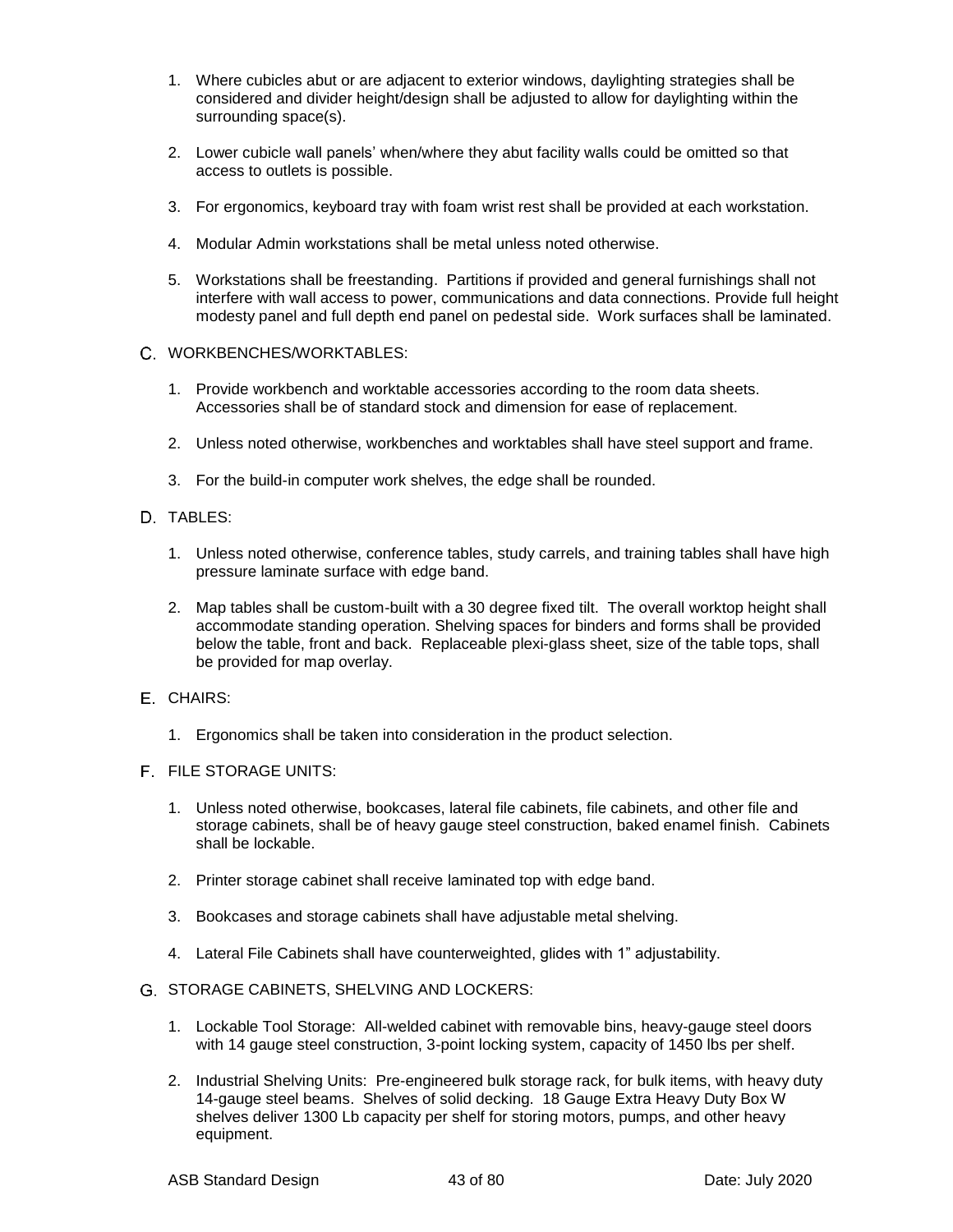1. Where cubicles abut or are adjacent to exterior windows, daylighting strategies shall be considered and divider height/design shall be adjusted to allow for daylighting within the surrounding space(s).

2. Lower cubicle wall panels' when/where they abut facility walls could be omitted so that access to outlets is possible.

3. For ergonomics, keyboard tray with foam wrist rest shall be provided at each workstation.

4. Modular Admin workstations shall be metal unless noted otherwise.

5. Workstations shall be freestanding. Partitions if provided and general furnishings shall not interfere with wall access to power, communications and data connections. Provide full height modesty panel and full depth end panel on pedestal side. Work surfaces shall be laminated.

C. WORKBENCHES/WORKTABLES:

1. Provide workbench and worktable accessories according to the room data sheets. Accessories shall be of standard stock and dimension for ease of replacement.

2. Unless noted otherwise, workbenches and worktables shall have steel support and frame.

3. For the build-in computer work shelves, the edge shall be rounded.

D. TABLES:

1. Unless noted otherwise, conference tables, study carrels, and training tables shall have high pressure laminate surface with edge band.

2. Map tables shall be custom-built with a 30 degree fixed tilt. The overall worktop height shall accommodate standing operation. Shelving spaces for binders and forms shall be provided below the table, front and back. Replaceable plexi-glass sheet, size of the table tops, shall be provided for map overlay.

E. CHAIRS:

1. Ergonomics shall be taken into consideration in the product selection.

F. FILE STORAGE UNITS:

1. Unless noted otherwise, bookcases, lateral file cabinets, file cabinets, and other file and storage cabinets, shall be of heavy gauge steel construction, baked enamel finish. Cabinets shall be lockable.

2. Printer storage cabinet shall receive laminated top with edge band.

3. Bookcases and storage cabinets shall have adjustable metal shelving.

4. Lateral File Cabinets shall have counterweighted, glides with 1" adjustability.

G. STORAGE CABINETS, SHELVING AND LOCKERS:

1. Lockable Tool Storage: All-welded cabinet with removable bins, heavy-gauge steel doors with 14 gauge steel construction, 3-point locking system, capacity of 1450 lbs per shelf.

2. Industrial Shelving Units: Pre-engineered bulk storage rack, for bulk items, with heavy duty 14-gauge steel beams. Shelves of solid decking. 18 Gauge Extra Heavy Duty Box W shelves deliver 1300 Lb capacity per shelf for storing motors, pumps, and other heavy equipment.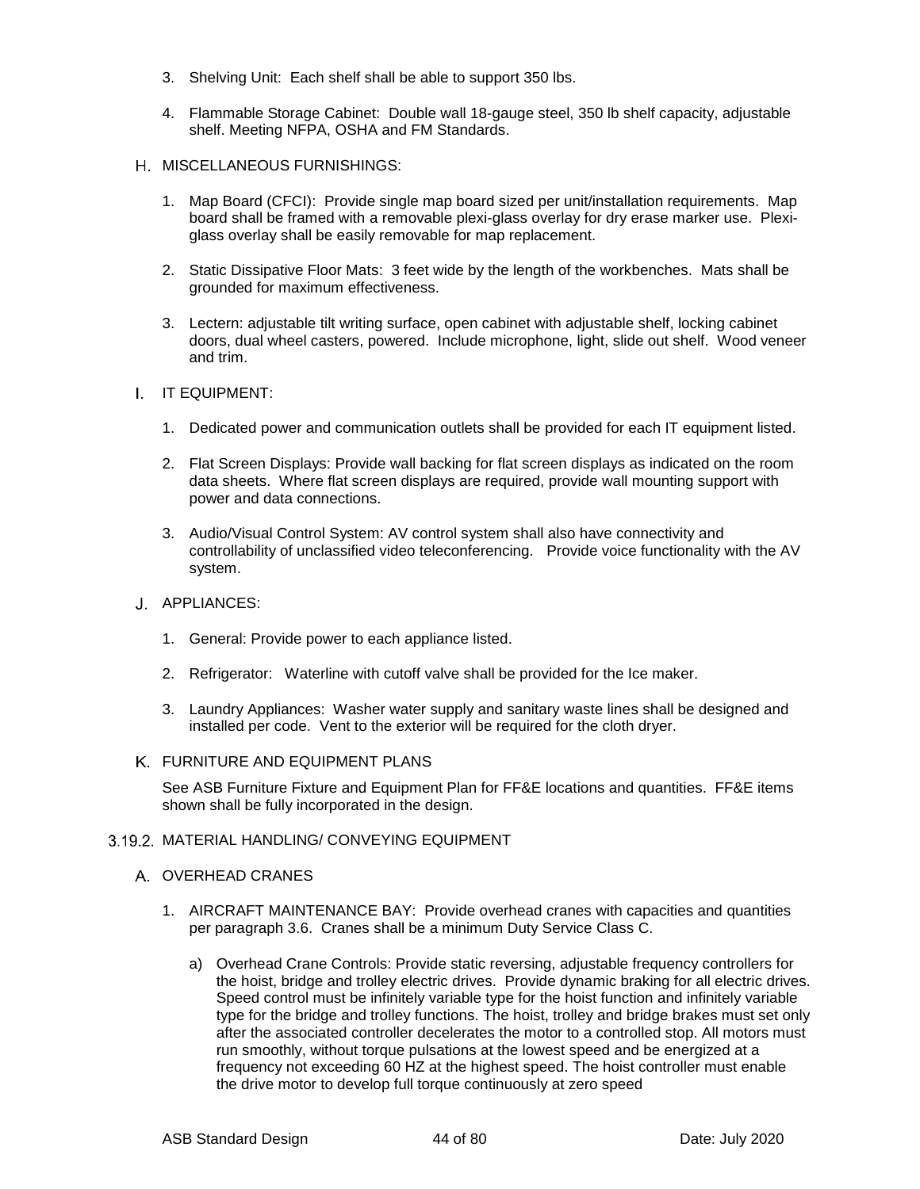3. Shelving Unit: Each shelf shall be able to support 350 lbs.

4. Flammable Storage Cabinet: Double wall 18-gauge steel, 350 lb shelf capacity, adjustable shelf. Meeting NFPA, OSHA and FM Standards.

H. MISCELLANEOUS FURNISHINGS:

1. Map Board (CFCI): Provide single map board sized per unit/installation requirements. Map board shall be framed with a removable plexi-glass overlay for dry erase marker use. Plexi-glass overlay shall be easily removable for map replacement.

2. Static Dissipative Floor Mats: 3 feet wide by the length of the workbenches. Mats shall be grounded for maximum effectiveness.

3. Lectern: adjustable tilt writing surface, open cabinet with adjustable shelf, locking cabinet doors, dual wheel casters, powered. Include microphone, light, slide out shelf. Wood veneer and trim.

I. IT EQUIPMENT:

1. Dedicated power and communication outlets shall be provided for each IT equipment listed.

2. Flat Screen Displays: Provide wall backing for flat screen displays as indicated on the room data sheets. Where flat screen displays are required, provide wall mounting support with power and data connections.

3. Audio/Visual Control System: AV control system shall also have connectivity and controllability of unclassified video teleconferencing. Provide voice functionality with the AV system.

J. APPLIANCES:

1. General: Provide power to each appliance listed.

2. Refrigerator: Waterline with cutoff valve shall be provided for the Ice maker.

3. Laundry Appliances: Washer water supply and sanitary waste lines shall be designed and installed per code. Vent to the exterior will be required for the cloth dryer.

K. FURNITURE AND EQUIPMENT PLANS

See ASB Furniture Fixture and Equipment Plan for FF&E locations and quantities. FF&E items shown shall be fully incorporated in the design.

3.19.2. MATERIAL HANDLING/ CONVEYING EQUIPMENT

A. OVERHEAD CRANES

1. AIRCRAFT MAINTENANCE BAY: Provide overhead cranes with capacities and quantities per paragraph 3.6. Cranes shall be a minimum Duty Service Class C.

   a) Overhead Crane Controls: Provide static reversing, adjustable frequency controllers for the hoist, bridge and trolley electric drives. Provide dynamic braking for all electric drives. Speed control must be infinitely variable type for the hoist function and infinitely variable type for the bridge and trolley functions. The hoist, trolley and bridge brakes must set only after the associated controller decelerates the motor to a controlled stop. All motors must run smoothly, without torque pulsations at the lowest speed and be energized at a frequency not exceeding 60 HZ at the highest speed. The hoist controller must enable the drive motor to develop full torque continuously at zero speed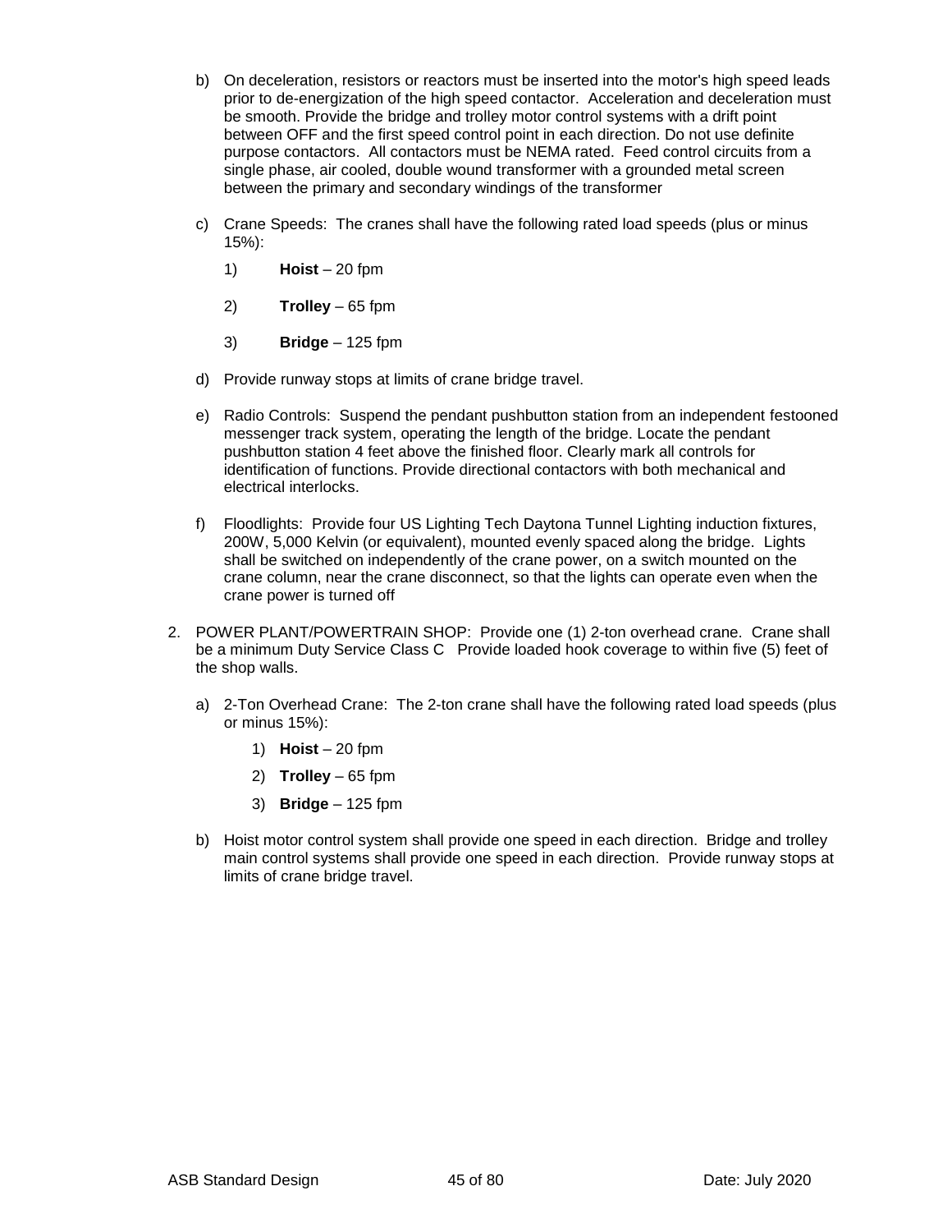b) On deceleration, resistors or reactors must be inserted into the motor's high speed leads prior to de-energization of the high speed contactor. Acceleration and deceleration must be smooth. Provide the bridge and trolley motor control systems with a drift point between OFF and the first speed control point in each direction. Do not use definite purpose contactors. All contactors must be NEMA rated. Feed control circuits from a single phase, air cooled, double wound transformer with a grounded metal screen between the primary and secondary windings of the transformer

c) Crane Speeds: The cranes shall have the following rated load speeds (plus or minus 15%):

   1) **Hoist** – 20 fpm

   2) **Trolley** – 65 fpm

   3) **Bridge** – 125 fpm

d) Provide runway stops at limits of crane bridge travel.

e) Radio Controls: Suspend the pendant pushbutton station from an independent festooned messenger track system, operating the length of the bridge. Locate the pendant pushbutton station 4 feet above the finished floor. Clearly mark all controls for identification of functions. Provide directional contactors with both mechanical and electrical interlocks.

f) Floodlights: Provide four US Lighting Tech Daytona Tunnel Lighting induction fixtures, 200W, 5,000 Kelvin (or equivalent), mounted evenly spaced along the bridge. Lights shall be switched on independently of the crane power, on a switch mounted on the crane column, near the crane disconnect, so that the lights can operate even when the crane power is turned off

2. POWER PLANT/POWERTRAIN SHOP: Provide one (1) 2-ton overhead crane. Crane shall be a minimum Duty Service Class C Provide loaded hook coverage to within five (5) feet of the shop walls.

   a) 2-Ton Overhead Crane: The 2-ton crane shall have the following rated load speeds (plus or minus 15%):

      1) **Hoist** – 20 fpm
      2) **Trolley** – 65 fpm
      3) **Bridge** – 125 fpm

   b) Hoist motor control system shall provide one speed in each direction. Bridge and trolley main control systems shall provide one speed in each direction. Provide runway stops at limits of crane bridge travel.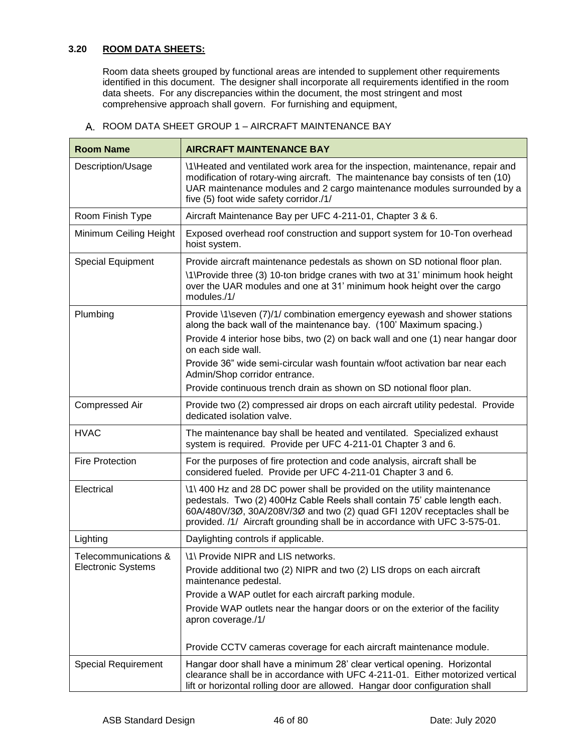### 3.20 ROOM DATA SHEETS:

Room data sheets grouped by functional areas are intended to supplement other requirements identified in this document. The designer shall incorporate all requirements identified in the room data sheets. For any discrepancies within the document, the most stringent and most comprehensive approach shall govern. For furnishing and equipment,

A. ROOM DATA SHEET GROUP 1 – AIRCRAFT MAINTENANCE BAY

| Room Name | AIRCRAFT MAINTENANCE BAY |
|---|---|
| Description/Usage | \1\Heated and ventilated work area for the inspection, maintenance, repair and modification of rotary-wing aircraft. The maintenance bay consists of ten (10) UAR maintenance modules and 2 cargo maintenance modules surrounded by a five (5) foot wide safety corridor./1/ |
| Room Finish Type | Aircraft Maintenance Bay per UFC 4-211-01, Chapter 3 & 6. |
| Minimum Ceiling Height | Exposed overhead roof construction and support system for 10-Ton overhead hoist system. |
| Special Equipment | Provide aircraft maintenance pedestals as shown on SD notional floor plan.<br>\1\Provide three (3) 10-ton bridge cranes with two at 31' minimum hook height over the UAR modules and one at 31' minimum hook height over the cargo modules./1/ |
| Plumbing | Provide \1\seven (7)/1/ combination emergency eyewash and shower stations along the back wall of the maintenance bay. (100' Maximum spacing.)<br>Provide 4 interior hose bibs, two (2) on back wall and one (1) near hangar door on each side wall.<br>Provide 36" wide semi-circular wash fountain w/foot activation bar near each Admin/Shop corridor entrance.<br>Provide continuous trench drain as shown on SD notional floor plan. |
| Compressed Air | Provide two (2) compressed air drops on each aircraft utility pedestal. Provide dedicated isolation valve. |
| HVAC | The maintenance bay shall be heated and ventilated. Specialized exhaust system is required. Provide per UFC 4-211-01 Chapter 3 and 6. |
| Fire Protection | For the purposes of fire protection and code analysis, aircraft shall be considered fueled. Provide per UFC 4-211-01 Chapter 3 and 6. |
| Electrical | \1\ 400 Hz and 28 DC power shall be provided on the utility maintenance pedestals. Two (2) 400Hz Cable Reels shall contain 75' cable length each. 60A/480V/3Ø, 30A/208V/3Ø and two (2) quad GFI 120V receptacles shall be provided. /1/ Aircraft grounding shall be in accordance with UFC 3-575-01. |
| Lighting | Daylighting controls if applicable. |
| Telecommunications & Electronic Systems | \1\ Provide NIPR and LIS networks.<br>Provide additional two (2) NIPR and two (2) LIS drops on each aircraft maintenance pedestal.<br>Provide a WAP outlet for each aircraft parking module.<br>Provide WAP outlets near the hangar doors or on the exterior of the facility apron coverage./1/<br><br>Provide CCTV cameras coverage for each aircraft maintenance module. |
| Special Requirement | Hangar door shall have a minimum 28' clear vertical opening. Horizontal clearance shall be in accordance with UFC 4-211-01. Either motorized vertical lift or horizontal rolling door are allowed. Hangar door configuration shall |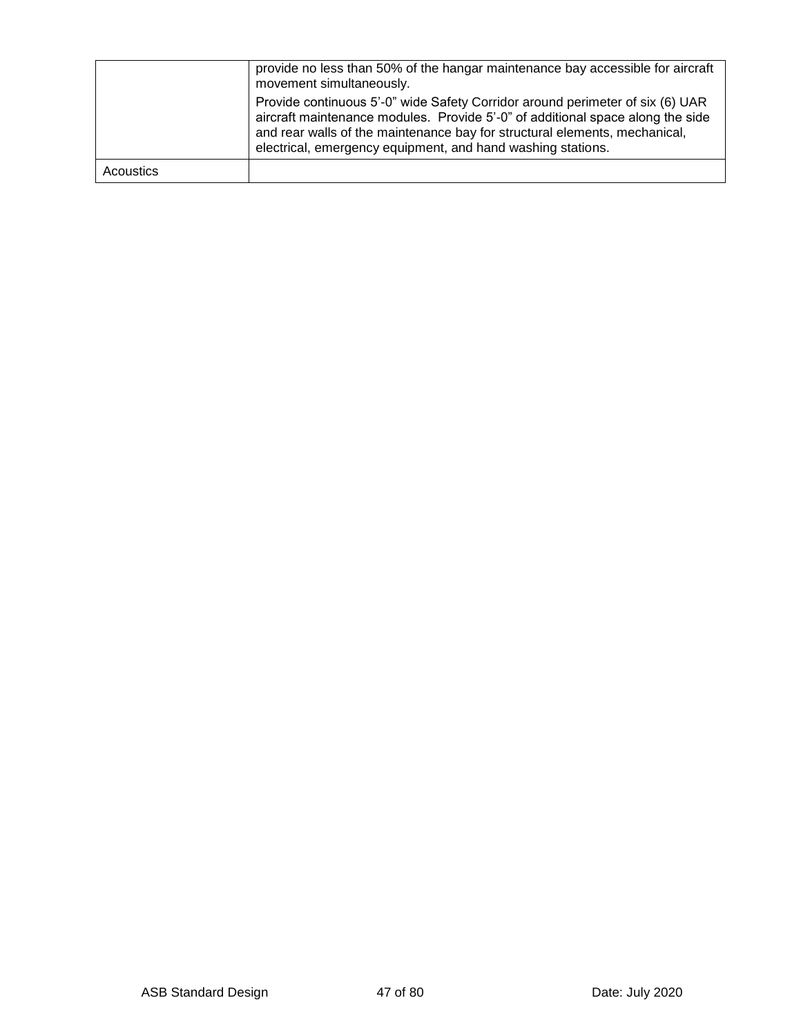| | |
|---|---|
| | provide no less than 50% of the hangar maintenance bay accessible for aircraft movement simultaneously.<br><br>Provide continuous 5'-0" wide Safety Corridor around perimeter of six (6) UAR aircraft maintenance modules. Provide 5'-0" of additional space along the side and rear walls of the maintenance bay for structural elements, mechanical, electrical, emergency equipment, and hand washing stations. |
| Acoustics | |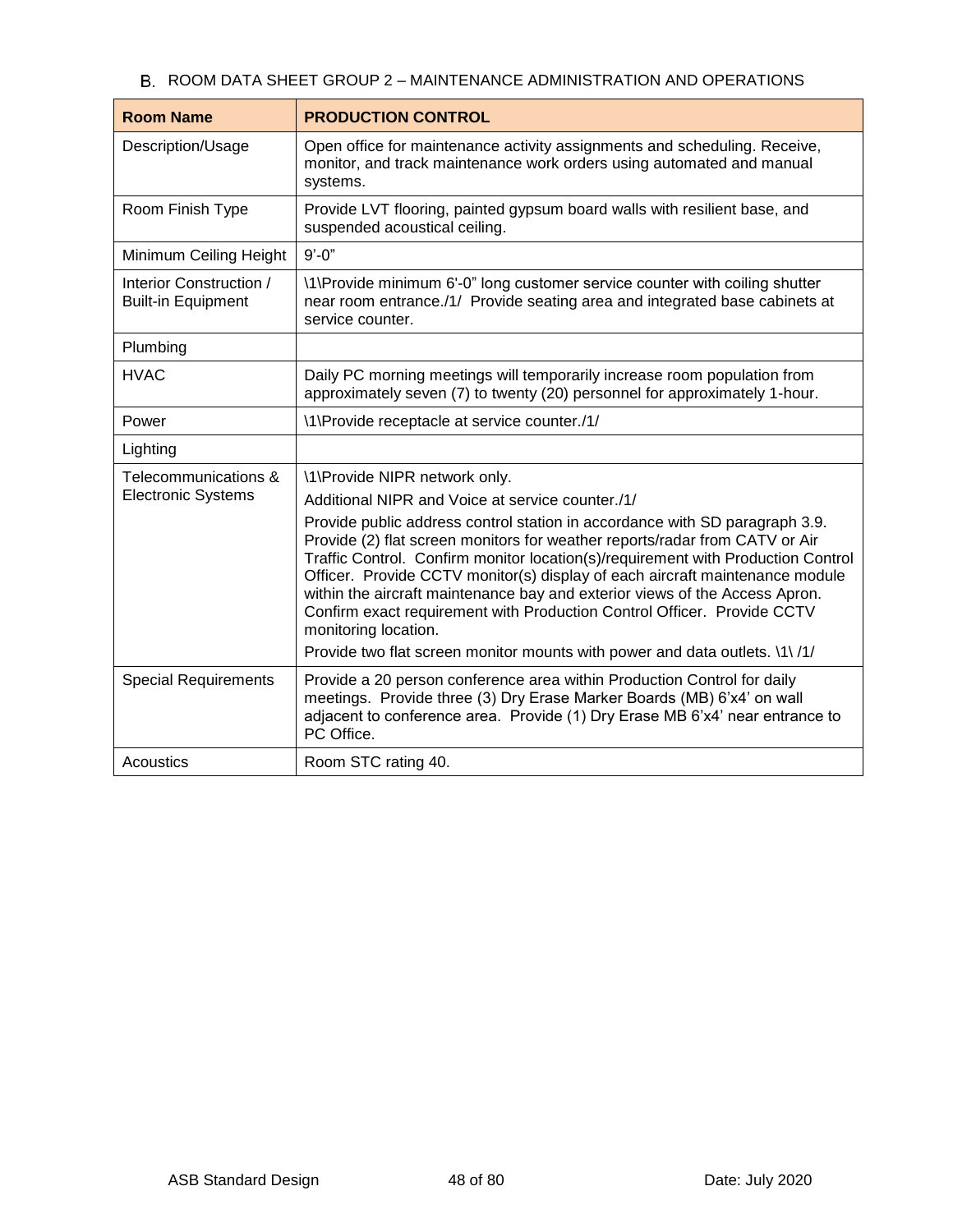## B. ROOM DATA SHEET GROUP 2 – MAINTENANCE ADMINISTRATION AND OPERATIONS

| Room Name | PRODUCTION CONTROL |
| --- | --- |
| Description/Usage | Open office for maintenance activity assignments and scheduling. Receive, monitor, and track maintenance work orders using automated and manual systems. |
| Room Finish Type | Provide LVT flooring, painted gypsum board walls with resilient base, and suspended acoustical ceiling. |
| Minimum Ceiling Height | 9'-0" |
| Interior Construction / Built-in Equipment | \1\Provide minimum 6'-0" long customer service counter with coiling shutter near room entrance./1/ Provide seating area and integrated base cabinets at service counter. |
| Plumbing | |
| HVAC | Daily PC morning meetings will temporarily increase room population from approximately seven (7) to twenty (20) personnel for approximately 1-hour. |
| Power | \1\Provide receptacle at service counter./1/ |
| Lighting | |
| Telecommunications & Electronic Systems | \1\Provide NIPR network only.<br>Additional NIPR and Voice at service counter./1/<br>Provide public address control station in accordance with SD paragraph 3.9. Provide (2) flat screen monitors for weather reports/radar from CATV or Air Traffic Control. Confirm monitor location(s)/requirement with Production Control Officer. Provide CCTV monitor(s) display of each aircraft maintenance module within the aircraft maintenance bay and exterior views of the Access Apron. Confirm exact requirement with Production Control Officer. Provide CCTV monitoring location.<br>Provide two flat screen monitor mounts with power and data outlets. \1\ /1/ |
| Special Requirements | Provide a 20 person conference area within Production Control for daily meetings. Provide three (3) Dry Erase Marker Boards (MB) 6'x4' on wall adjacent to conference area. Provide (1) Dry Erase MB 6'x4' near entrance to PC Office. |
| Acoustics | Room STC rating 40. |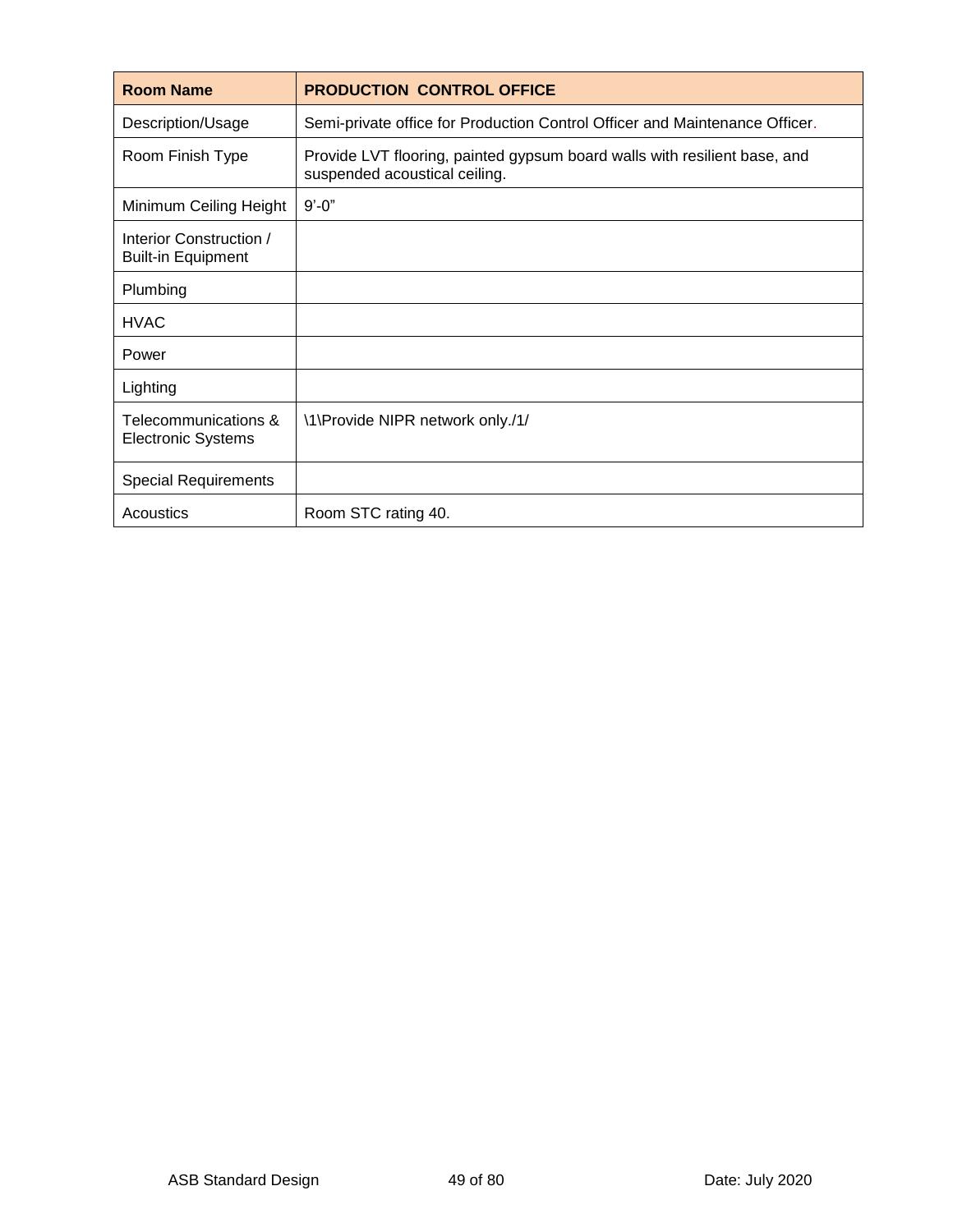| Room Name | PRODUCTION CONTROL OFFICE |
|---|---|
| Description/Usage | Semi-private office for Production Control Officer and Maintenance Officer. |
| Room Finish Type | Provide LVT flooring, painted gypsum board walls with resilient base, and suspended acoustical ceiling. |
| Minimum Ceiling Height | 9'-0" |
| Interior Construction / Built-in Equipment | |
| Plumbing | |
| HVAC | |
| Power | |
| Lighting | |
| Telecommunications & Electronic Systems | \1\Provide NIPR network only./1/ |
| Special Requirements | |
| Acoustics | Room STC rating 40. |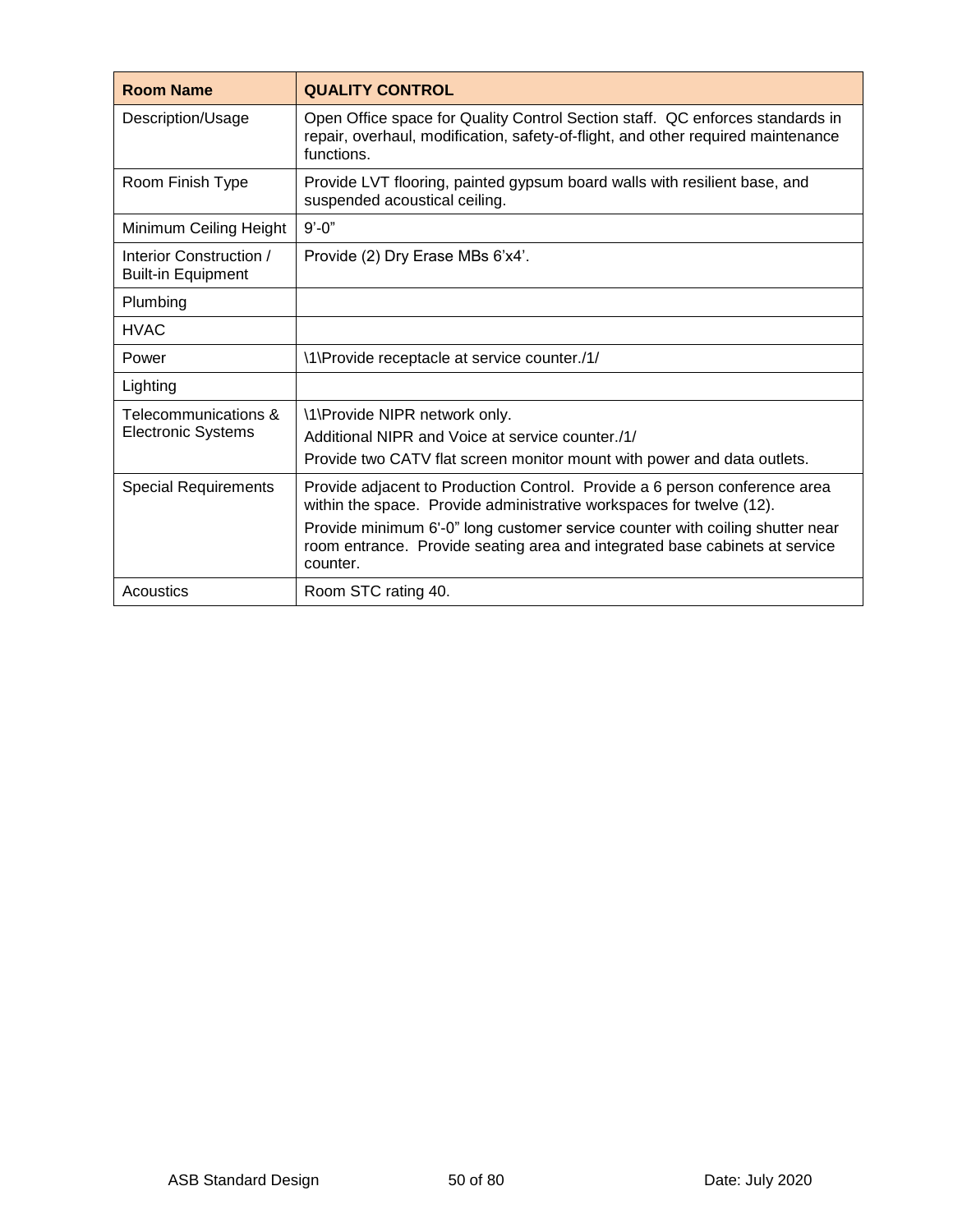| Room Name | QUALITY CONTROL |
| --- | --- |
| Description/Usage | Open Office space for Quality Control Section staff. QC enforces standards in repair, overhaul, modification, safety-of-flight, and other required maintenance functions. |
| Room Finish Type | Provide LVT flooring, painted gypsum board walls with resilient base, and suspended acoustical ceiling. |
| Minimum Ceiling Height | 9'-0" |
| Interior Construction / Built-in Equipment | Provide (2) Dry Erase MBs 6'x4'. |
| Plumbing | |
| HVAC | |
| Power | \1\Provide receptacle at service counter./1/ |
| Lighting | |
| Telecommunications & Electronic Systems | \1\Provide NIPR network only.<br>Additional NIPR and Voice at service counter./1/<br>Provide two CATV flat screen monitor mount with power and data outlets. |
| Special Requirements | Provide adjacent to Production Control. Provide a 6 person conference area within the space. Provide administrative workspaces for twelve (12).<br>Provide minimum 6'-0" long customer service counter with coiling shutter near room entrance. Provide seating area and integrated base cabinets at service counter. |
| Acoustics | Room STC rating 40. |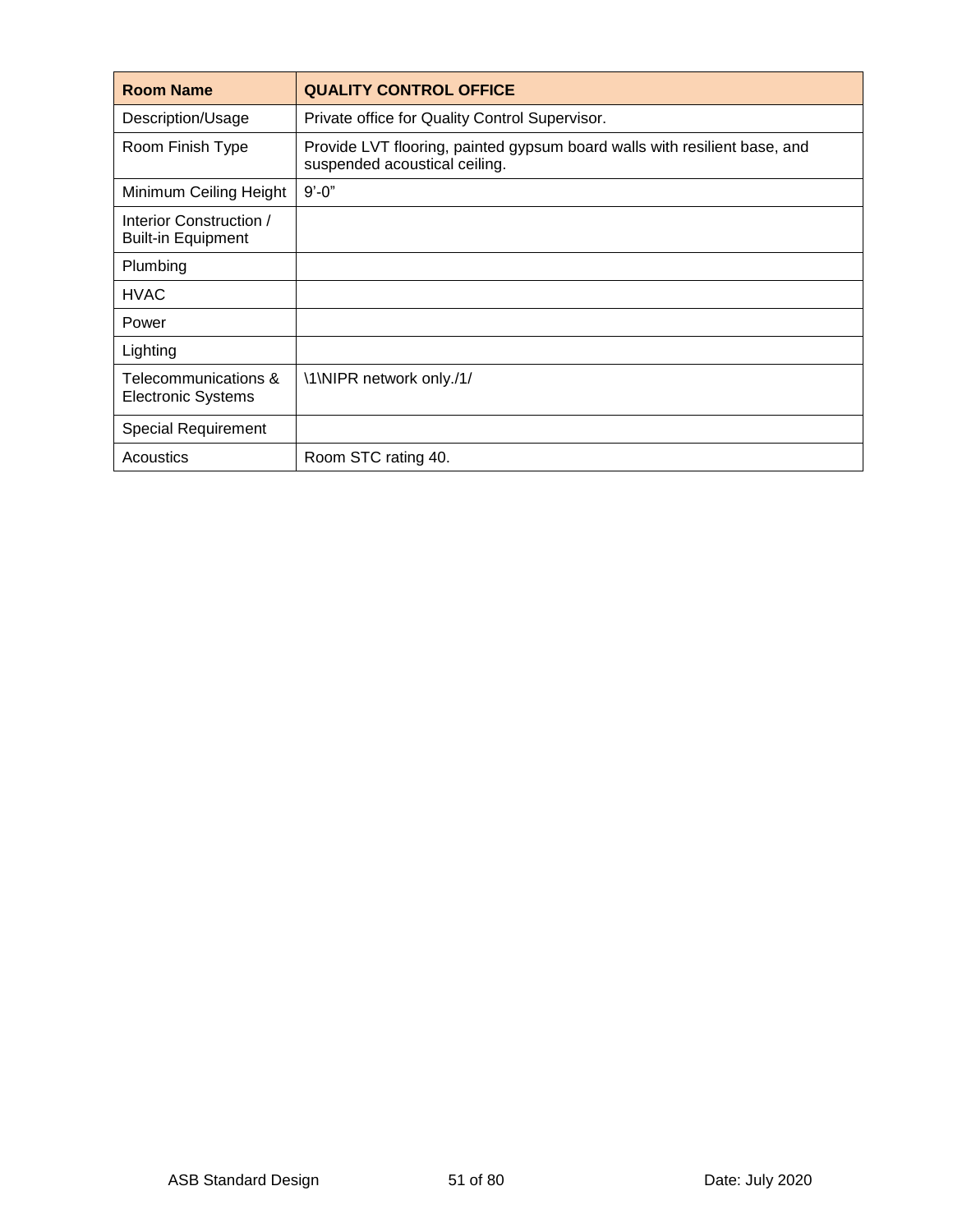| Room Name | QUALITY CONTROL OFFICE |
| --- | --- |
| Description/Usage | Private office for Quality Control Supervisor. |
| Room Finish Type | Provide LVT flooring, painted gypsum board walls with resilient base, and suspended acoustical ceiling. |
| Minimum Ceiling Height | 9'-0" |
| Interior Construction / Built-in Equipment | |
| Plumbing | |
| HVAC | |
| Power | |
| Lighting | |
| Telecommunications & Electronic Systems | \1\NIPR network only./1/ |
| Special Requirement | |
| Acoustics | Room STC rating 40. |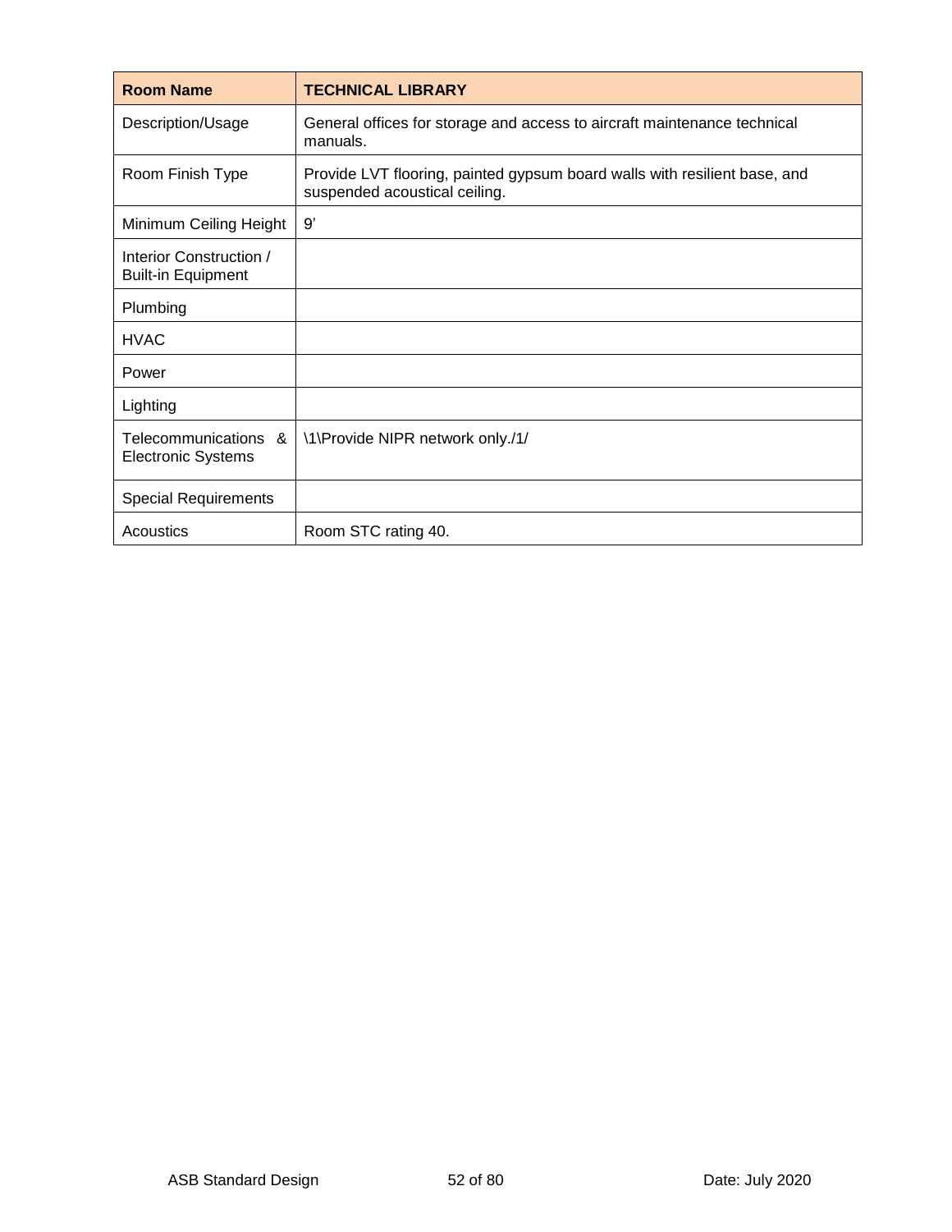| Room Name | TECHNICAL LIBRARY |
|---|---|
| Description/Usage | General offices for storage and access to aircraft maintenance technical manuals. |
| Room Finish Type | Provide LVT flooring, painted gypsum board walls with resilient base, and suspended acoustical ceiling. |
| Minimum Ceiling Height | 9' |
| Interior Construction / Built-in Equipment | |
| Plumbing | |
| HVAC | |
| Power | |
| Lighting | |
| Telecommunications & Electronic Systems | \1\Provide NIPR network only./1/ |
| Special Requirements | |
| Acoustics | Room STC rating 40. |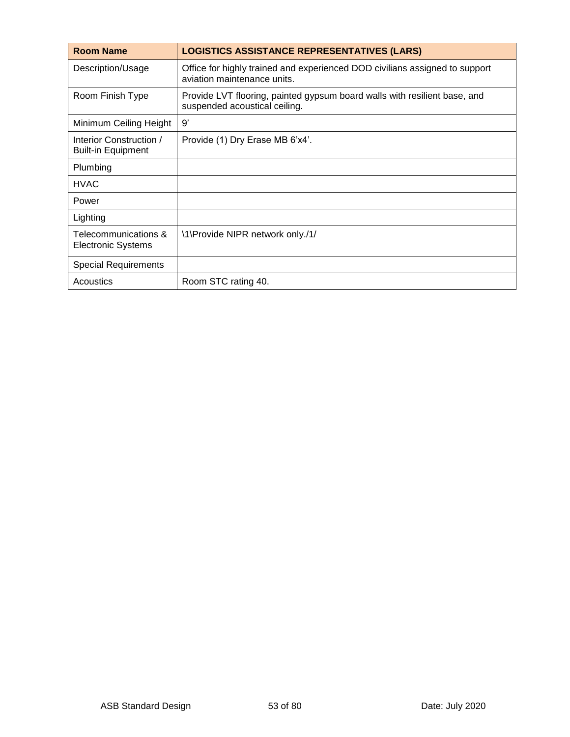| Room Name | LOGISTICS ASSISTANCE REPRESENTATIVES (LARS) |
| --- | --- |
| Description/Usage | Office for highly trained and experienced DOD civilians assigned to support aviation maintenance units. |
| Room Finish Type | Provide LVT flooring, painted gypsum board walls with resilient base, and suspended acoustical ceiling. |
| Minimum Ceiling Height | 9' |
| Interior Construction / Built-in Equipment | Provide (1) Dry Erase MB 6'x4'. |
| Plumbing | |
| HVAC | |
| Power | |
| Lighting | |
| Telecommunications & Electronic Systems | \1\Provide NIPR network only./1/ |
| Special Requirements | |
| Acoustics | Room STC rating 40. |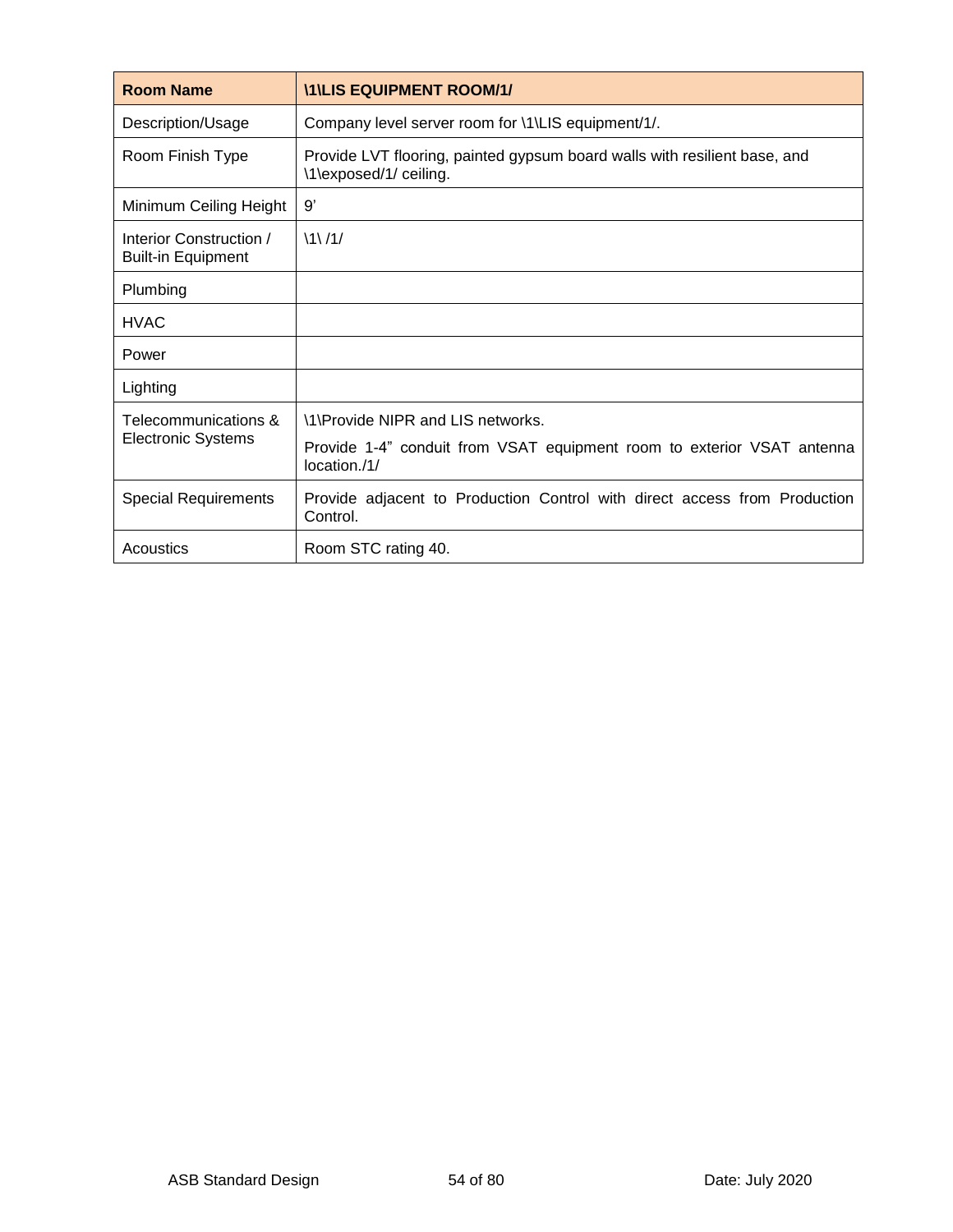| Room Name | \1\LIS EQUIPMENT ROOM/1/ |
| --- | --- |
| Description/Usage | Company level server room for \1\LIS equipment/1/. |
| Room Finish Type | Provide LVT flooring, painted gypsum board walls with resilient base, and \1\exposed/1/ ceiling. |
| Minimum Ceiling Height | 9’ |
| Interior Construction / Built-in Equipment | \1\ /1/ |
| Plumbing | |
| HVAC | |
| Power | |
| Lighting | |
| Telecommunications & Electronic Systems | \1\Provide NIPR and LIS networks.<br>Provide 1-4” conduit from VSAT equipment room to exterior VSAT antenna location./1/ |
| Special Requirements | Provide adjacent to Production Control with direct access from Production Control. |
| Acoustics | Room STC rating 40. |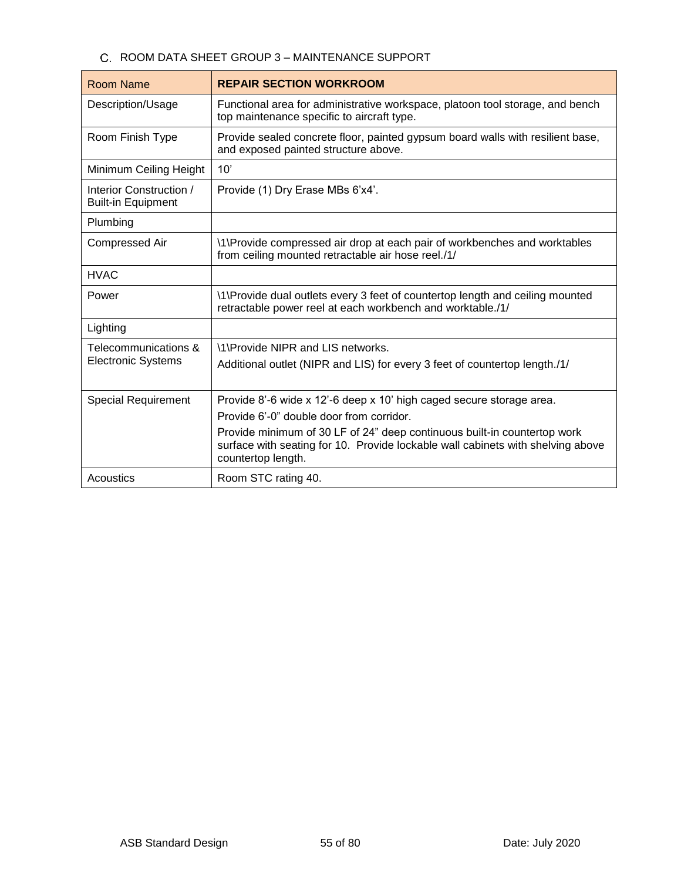### C. ROOM DATA SHEET GROUP 3 – MAINTENANCE SUPPORT

| Room Name | **REPAIR SECTION WORKROOM** |
|---|---|
| Description/Usage | Functional area for administrative workspace, platoon tool storage, and bench top maintenance specific to aircraft type. |
| Room Finish Type | Provide sealed concrete floor, painted gypsum board walls with resilient base, and exposed painted structure above. |
| Minimum Ceiling Height | 10' |
| Interior Construction / Built-in Equipment | Provide (1) Dry Erase MBs 6'x4'. |
| Plumbing | |
| Compressed Air | \1\Provide compressed air drop at each pair of workbenches and worktables from ceiling mounted retractable air hose reel./1/ |
| HVAC | |
| Power | \1\Provide dual outlets every 3 feet of countertop length and ceiling mounted retractable power reel at each workbench and worktable./1/ |
| Lighting | |
| Telecommunications & Electronic Systems | \1\Provide NIPR and LIS networks.<br>Additional outlet (NIPR and LIS) for every 3 feet of countertop length./1/ |
| Special Requirement | Provide 8'-6 wide x 12'-6 deep x 10' high caged secure storage area.<br>Provide 6'-0" double door from corridor.<br>Provide minimum of 30 LF of 24" deep continuous built-in countertop work surface with seating for 10. Provide lockable wall cabinets with shelving above countertop length. |
| Acoustics | Room STC rating 40. |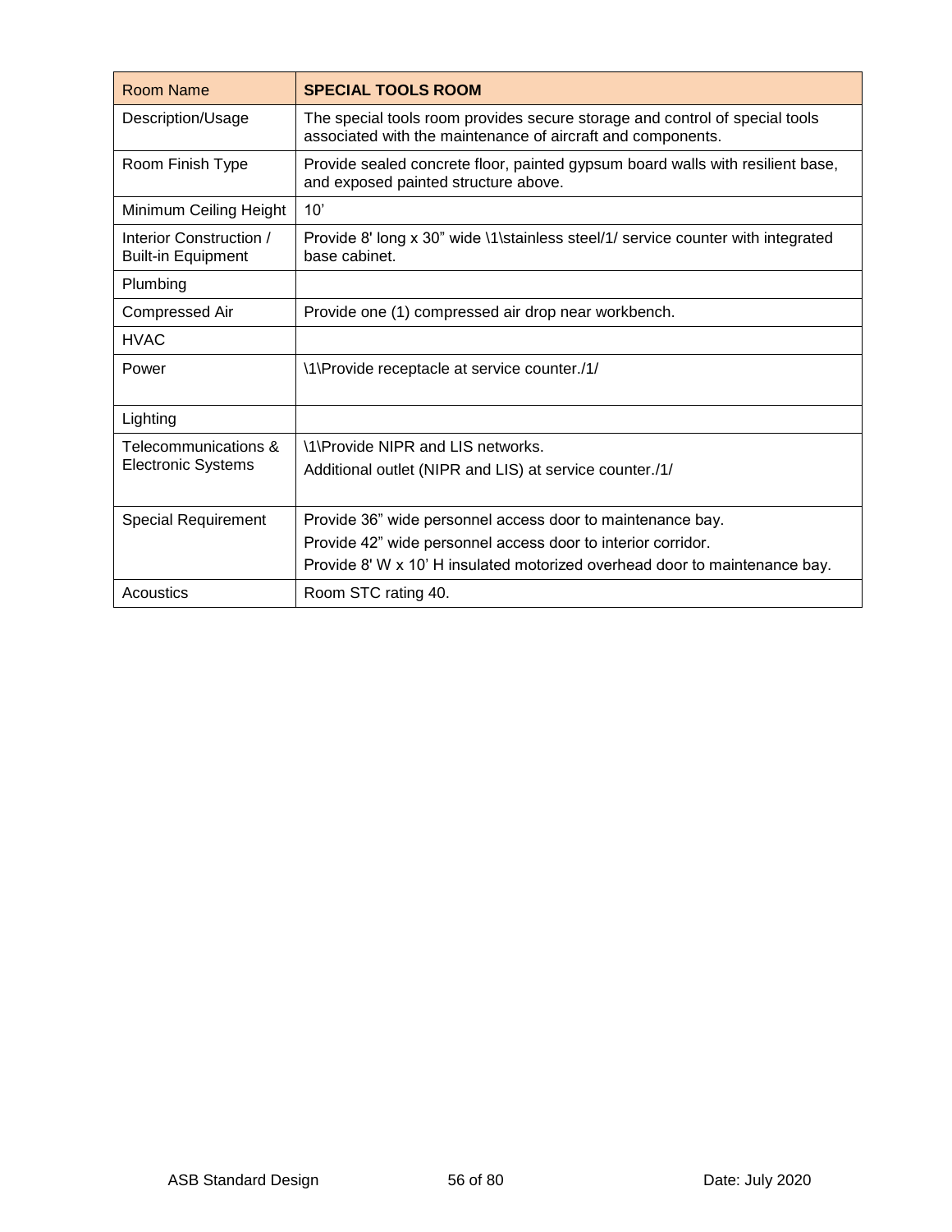| Room Name | **SPECIAL TOOLS ROOM** |
| --- | --- |
| Description/Usage | The special tools room provides secure storage and control of special tools associated with the maintenance of aircraft and components. |
| Room Finish Type | Provide sealed concrete floor, painted gypsum board walls with resilient base, and exposed painted structure above. |
| Minimum Ceiling Height | 10' |
| Interior Construction / Built-in Equipment | Provide 8' long x 30" wide \1\stainless steel/1/ service counter with integrated base cabinet. |
| Plumbing | |
| Compressed Air | Provide one (1) compressed air drop near workbench. |
| HVAC | |
| Power | \1\Provide receptacle at service counter./1/ |
| Lighting | |
| Telecommunications & Electronic Systems | \1\Provide NIPR and LIS networks.<br>Additional outlet (NIPR and LIS) at service counter./1/ |
| Special Requirement | Provide 36" wide personnel access door to maintenance bay.<br>Provide 42" wide personnel access door to interior corridor.<br>Provide 8' W x 10' H insulated motorized overhead door to maintenance bay. |
| Acoustics | Room STC rating 40. |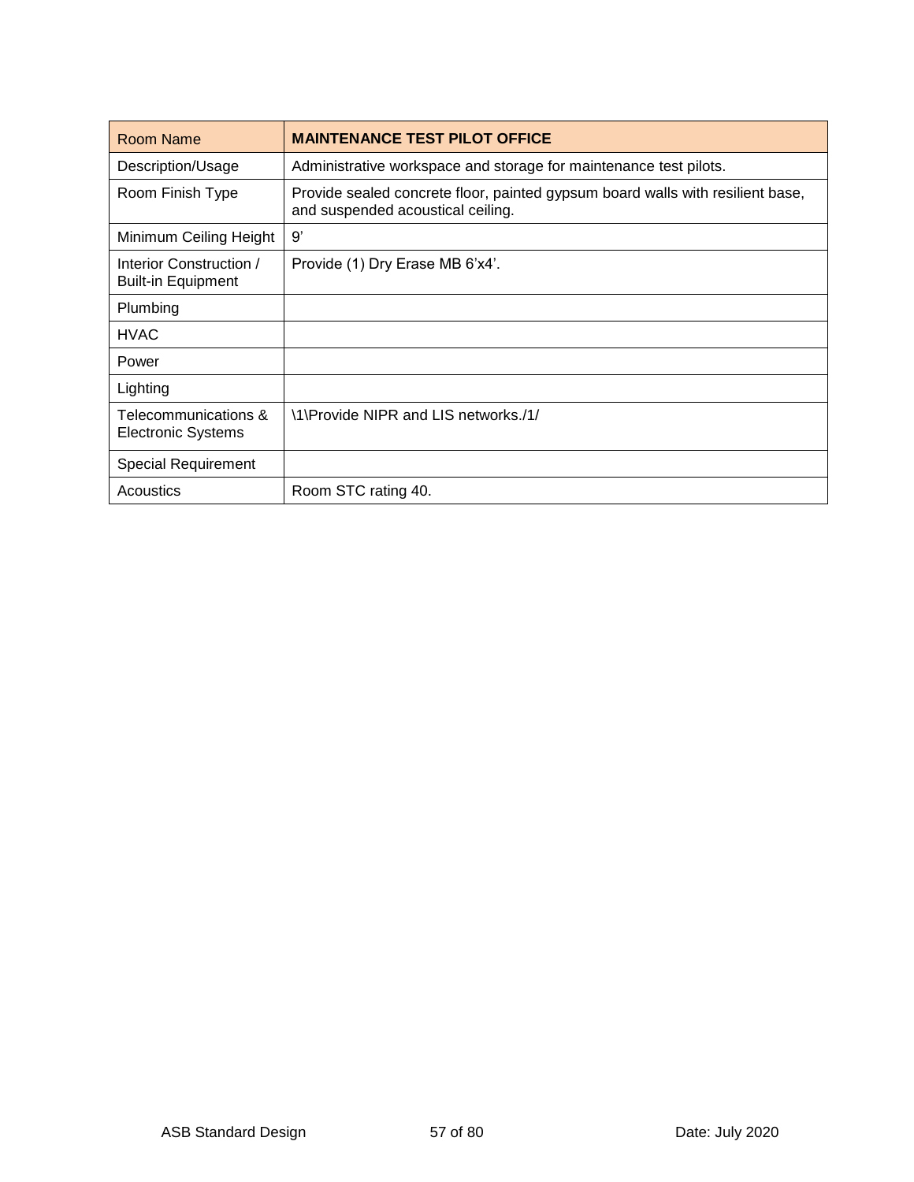| Room Name | **MAINTENANCE TEST PILOT OFFICE** |
| --- | --- |
| Description/Usage | Administrative workspace and storage for maintenance test pilots. |
| Room Finish Type | Provide sealed concrete floor, painted gypsum board walls with resilient base, and suspended acoustical ceiling. |
| Minimum Ceiling Height | 9' |
| Interior Construction / Built-in Equipment | Provide (1) Dry Erase MB 6'x4'. |
| Plumbing | |
| HVAC | |
| Power | |
| Lighting | |
| Telecommunications & Electronic Systems | \1\Provide NIPR and LIS networks./1/ |
| Special Requirement | |
| Acoustics | Room STC rating 40. |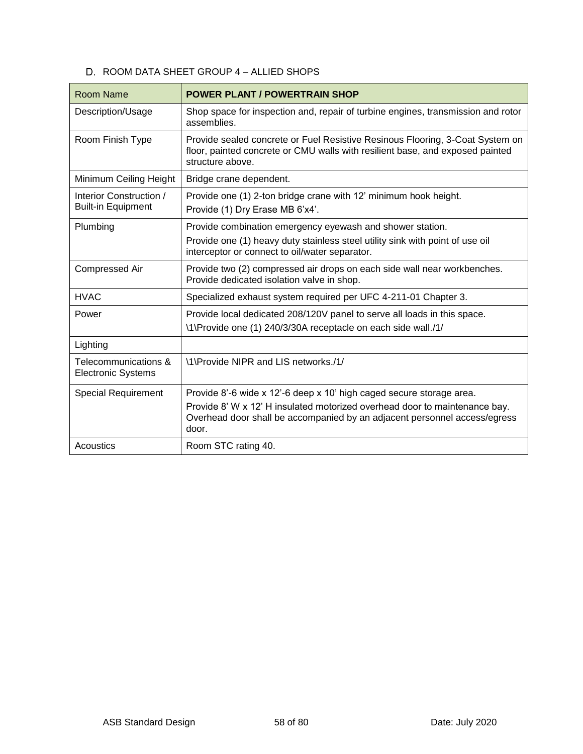D. ROOM DATA SHEET GROUP 4 – ALLIED SHOPS

| Room Name | POWER PLANT / POWERTRAIN SHOP |
|---|---|
| Description/Usage | Shop space for inspection and, repair of turbine engines, transmission and rotor assemblies. |
| Room Finish Type | Provide sealed concrete or Fuel Resistive Resinous Flooring, 3-Coat System on floor, painted concrete or CMU walls with resilient base, and exposed painted structure above. |
| Minimum Ceiling Height | Bridge crane dependent. |
| Interior Construction / Built-in Equipment | Provide one (1) 2-ton bridge crane with 12' minimum hook height.<br>Provide (1) Dry Erase MB 6'x4'. |
| Plumbing | Provide combination emergency eyewash and shower station.<br>Provide one (1) heavy duty stainless steel utility sink with point of use oil interceptor or connect to oil/water separator. |
| Compressed Air | Provide two (2) compressed air drops on each side wall near workbenches. Provide dedicated isolation valve in shop. |
| HVAC | Specialized exhaust system required per UFC 4-211-01 Chapter 3. |
| Power | Provide local dedicated 208/120V panel to serve all loads in this space.<br>\1\Provide one (1) 240/3/30A receptacle on each side wall./1/ |
| Lighting | |
| Telecommunications & Electronic Systems | \1\Provide NIPR and LIS networks./1/ |
| Special Requirement | Provide 8'-6 wide x 12'-6 deep x 10' high caged secure storage area.<br>Provide 8' W x 12' H insulated motorized overhead door to maintenance bay. Overhead door shall be accompanied by an adjacent personnel access/egress door. |
| Acoustics | Room STC rating 40. |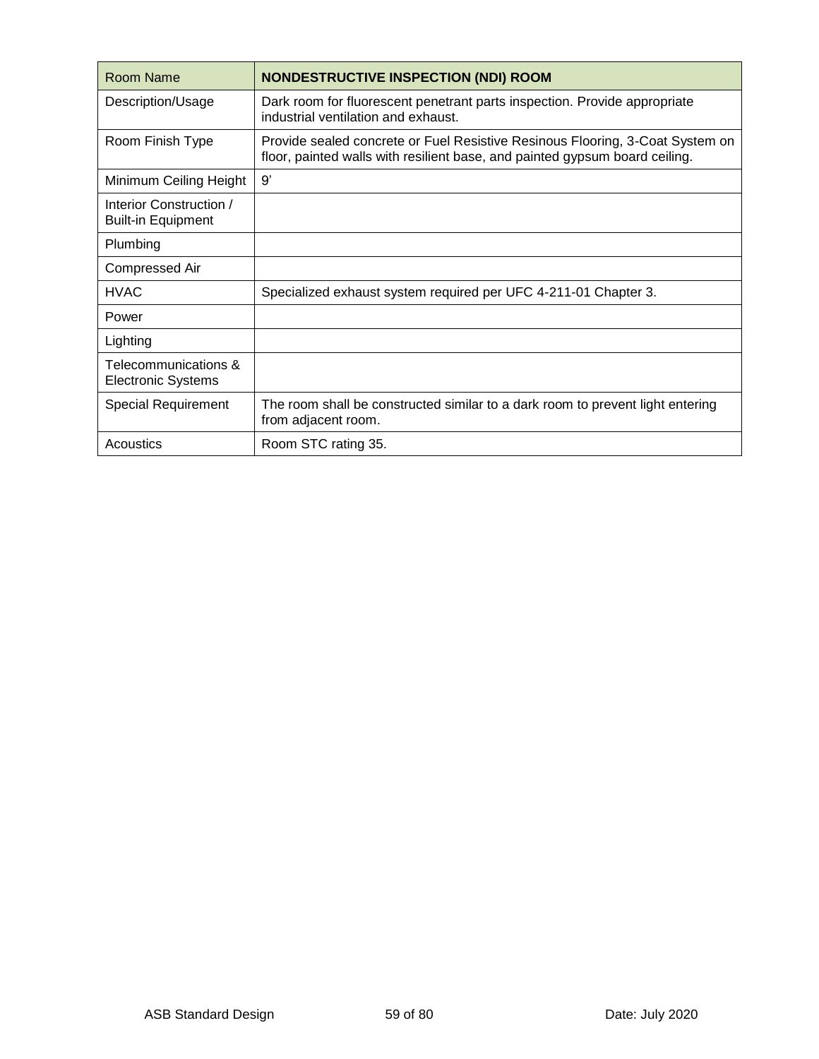| Room Name | NONDESTRUCTIVE INSPECTION (NDI) ROOM |
| --- | --- |
| Description/Usage | Dark room for fluorescent penetrant parts inspection. Provide appropriate industrial ventilation and exhaust. |
| Room Finish Type | Provide sealed concrete or Fuel Resistive Resinous Flooring, 3-Coat System on floor, painted walls with resilient base, and painted gypsum board ceiling. |
| Minimum Ceiling Height | 9’ |
| Interior Construction / Built-in Equipment | |
| Plumbing | |
| Compressed Air | |
| HVAC | Specialized exhaust system required per UFC 4-211-01 Chapter 3. |
| Power | |
| Lighting | |
| Telecommunications & Electronic Systems | |
| Special Requirement | The room shall be constructed similar to a dark room to prevent light entering from adjacent room. |
| Acoustics | Room STC rating 35. |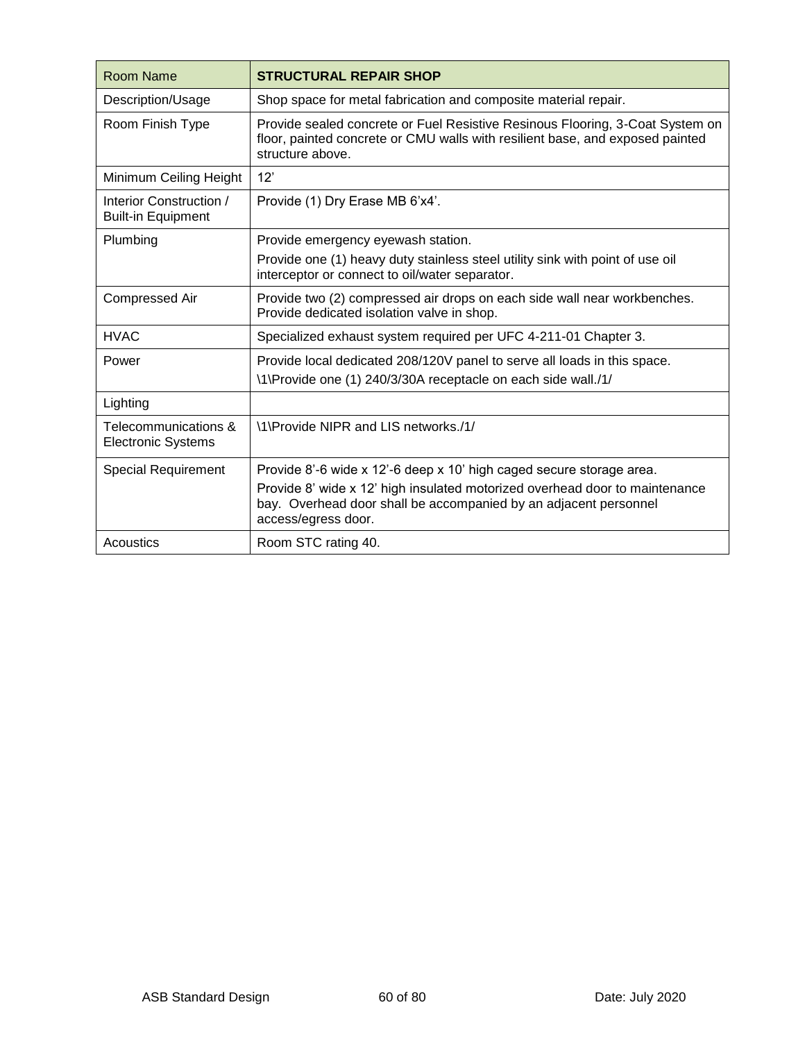| Room Name | **STRUCTURAL REPAIR SHOP** |
|---|---|
| Description/Usage | Shop space for metal fabrication and composite material repair. |
| Room Finish Type | Provide sealed concrete or Fuel Resistive Resinous Flooring, 3-Coat System on floor, painted concrete or CMU walls with resilient base, and exposed painted structure above. |
| Minimum Ceiling Height | 12’ |
| Interior Construction / Built-in Equipment | Provide (1) Dry Erase MB 6’x4’. |
| Plumbing | Provide emergency eyewash station.<br>Provide one (1) heavy duty stainless steel utility sink with point of use oil interceptor or connect to oil/water separator. |
| Compressed Air | Provide two (2) compressed air drops on each side wall near workbenches. Provide dedicated isolation valve in shop. |
| HVAC | Specialized exhaust system required per UFC 4-211-01 Chapter 3. |
| Power | Provide local dedicated 208/120V panel to serve all loads in this space.<br>\1\Provide one (1) 240/3/30A receptacle on each side wall./1/ |
| Lighting | |
| Telecommunications & Electronic Systems | \1\Provide NIPR and LIS networks./1/ |
| Special Requirement | Provide 8’-6 wide x 12’-6 deep x 10’ high caged secure storage area.<br>Provide 8’ wide x 12’ high insulated motorized overhead door to maintenance bay. Overhead door shall be accompanied by an adjacent personnel access/egress door. |
| Acoustics | Room STC rating 40. |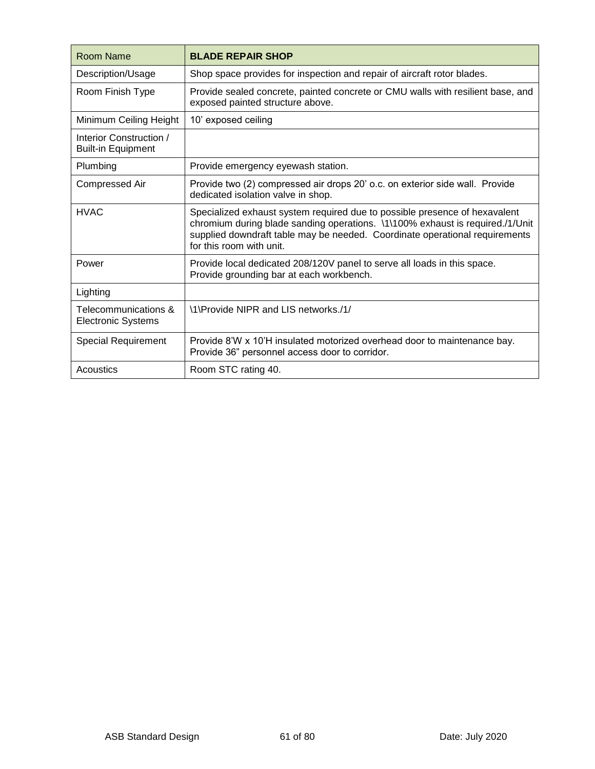| Room Name | **BLADE REPAIR SHOP** |
| --- | --- |
| Description/Usage | Shop space provides for inspection and repair of aircraft rotor blades. |
| Room Finish Type | Provide sealed concrete, painted concrete or CMU walls with resilient base, and exposed painted structure above. |
| Minimum Ceiling Height | 10’ exposed ceiling |
| Interior Construction / Built-in Equipment | |
| Plumbing | Provide emergency eyewash station. |
| Compressed Air | Provide two (2) compressed air drops 20’ o.c. on exterior side wall. Provide dedicated isolation valve in shop. |
| HVAC | Specialized exhaust system required due to possible presence of hexavalent chromium during blade sanding operations. \1\100% exhaust is required./1/Unit supplied downdraft table may be needed. Coordinate operational requirements for this room with unit. |
| Power | Provide local dedicated 208/120V panel to serve all loads in this space. Provide grounding bar at each workbench. |
| Lighting | |
| Telecommunications & Electronic Systems | \1\Provide NIPR and LIS networks./1/ |
| Special Requirement | Provide 8’W x 10’H insulated motorized overhead door to maintenance bay. Provide 36” personnel access door to corridor. |
| Acoustics | Room STC rating 40. |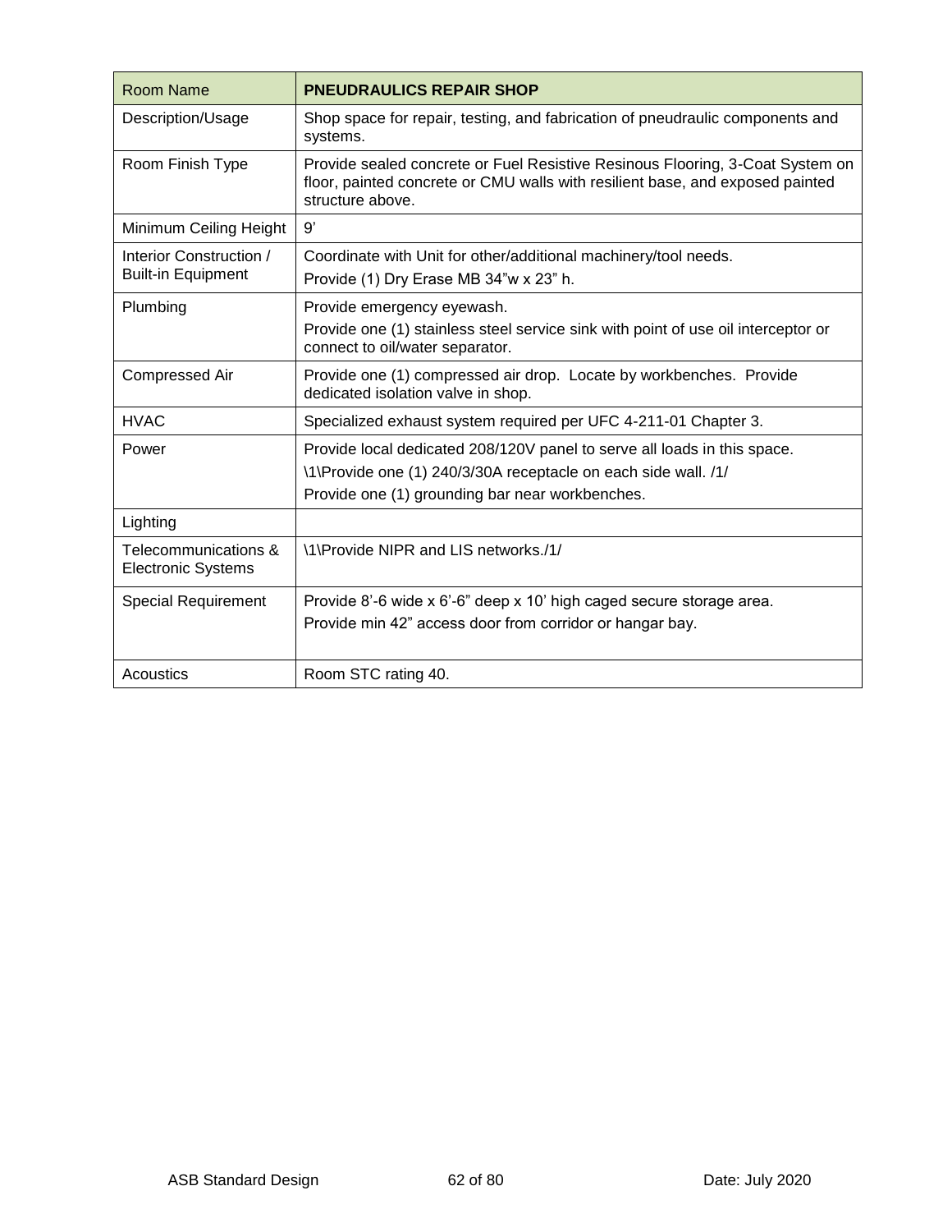| Room Name | **PNEUDRAULICS REPAIR SHOP** |
|---|---|
| Description/Usage | Shop space for repair, testing, and fabrication of pneudraulic components and systems. |
| Room Finish Type | Provide sealed concrete or Fuel Resistive Resinous Flooring, 3-Coat System on floor, painted concrete or CMU walls with resilient base, and exposed painted structure above. |
| Minimum Ceiling Height | 9' |
| Interior Construction / Built-in Equipment | Coordinate with Unit for other/additional machinery/tool needs.<br>Provide (1) Dry Erase MB 34"w x 23" h. |
| Plumbing | Provide emergency eyewash.<br>Provide one (1) stainless steel service sink with point of use oil interceptor or connect to oil/water separator. |
| Compressed Air | Provide one (1) compressed air drop. Locate by workbenches. Provide dedicated isolation valve in shop. |
| HVAC | Specialized exhaust system required per UFC 4-211-01 Chapter 3. |
| Power | Provide local dedicated 208/120V panel to serve all loads in this space.<br>\1\Provide one (1) 240/3/30A receptacle on each side wall. /1/<br>Provide one (1) grounding bar near workbenches. |
| Lighting | |
| Telecommunications & Electronic Systems | \1\Provide NIPR and LIS networks./1/ |
| Special Requirement | Provide 8'-6 wide x 6'-6" deep x 10' high caged secure storage area.<br>Provide min 42" access door from corridor or hangar bay. |
| Acoustics | Room STC rating 40. |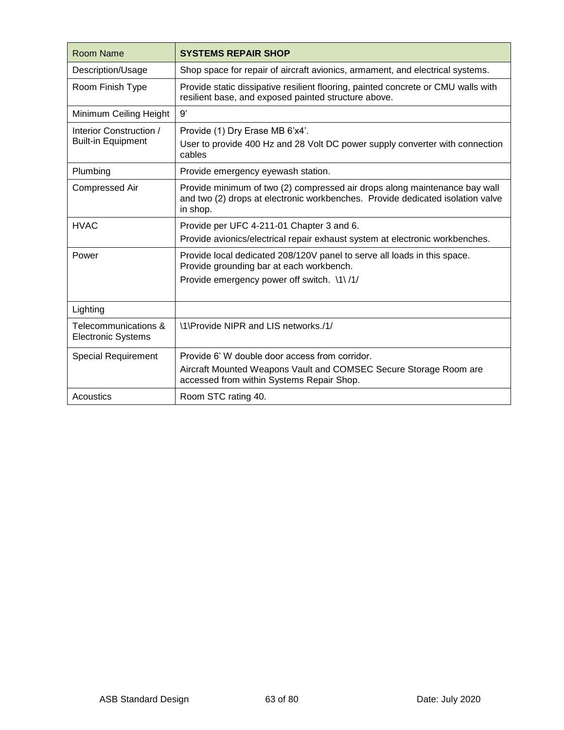| Room Name | **SYSTEMS REPAIR SHOP** |
|---|---|
| Description/Usage | Shop space for repair of aircraft avionics, armament, and electrical systems. |
| Room Finish Type | Provide static dissipative resilient flooring, painted concrete or CMU walls with resilient base, and exposed painted structure above. |
| Minimum Ceiling Height | 9’ |
| Interior Construction / Built-in Equipment | Provide (1) Dry Erase MB 6’x4’.<br>User to provide 400 Hz and 28 Volt DC power supply converter with connection cables |
| Plumbing | Provide emergency eyewash station. |
| Compressed Air | Provide minimum of two (2) compressed air drops along maintenance bay wall and two (2) drops at electronic workbenches. Provide dedicated isolation valve in shop. |
| HVAC | Provide per UFC 4-211-01 Chapter 3 and 6.<br>Provide avionics/electrical repair exhaust system at electronic workbenches. |
| Power | Provide local dedicated 208/120V panel to serve all loads in this space. Provide grounding bar at each workbench.<br>Provide emergency power off switch. \1\ /1/ |
| Lighting | |
| Telecommunications & Electronic Systems | \1\Provide NIPR and LIS networks./1/ |
| Special Requirement | Provide 6’ W double door access from corridor.<br>Aircraft Mounted Weapons Vault and COMSEC Secure Storage Room are accessed from within Systems Repair Shop. |
| Acoustics | Room STC rating 40. |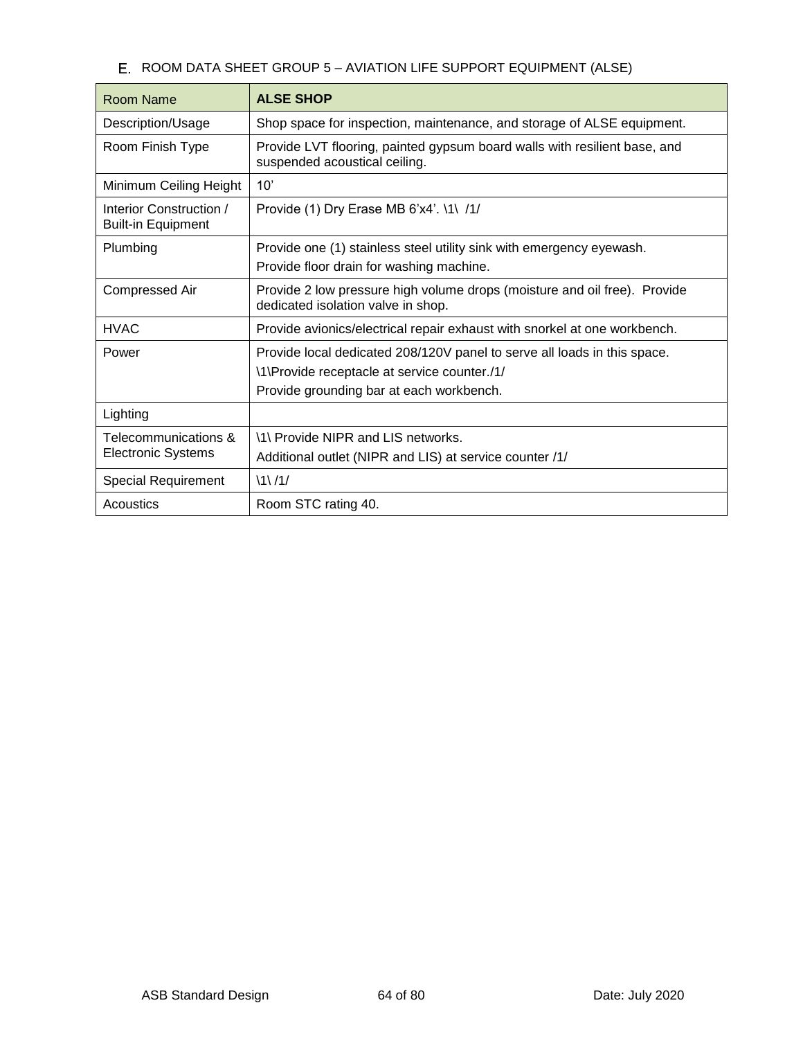## E. ROOM DATA SHEET GROUP 5 – AVIATION LIFE SUPPORT EQUIPMENT (ALSE)

| Room Name | **ALSE SHOP** |
|---|---|
| Description/Usage | Shop space for inspection, maintenance, and storage of ALSE equipment. |
| Room Finish Type | Provide LVT flooring, painted gypsum board walls with resilient base, and suspended acoustical ceiling. |
| Minimum Ceiling Height | 10’ |
| Interior Construction / Built-in Equipment | Provide (1) Dry Erase MB 6’x4’. \1\ /1/ |
| Plumbing | Provide one (1) stainless steel utility sink with emergency eyewash.<br>Provide floor drain for washing machine. |
| Compressed Air | Provide 2 low pressure high volume drops (moisture and oil free). Provide dedicated isolation valve in shop. |
| HVAC | Provide avionics/electrical repair exhaust with snorkel at one workbench. |
| Power | Provide local dedicated 208/120V panel to serve all loads in this space.<br>\1\Provide receptacle at service counter./1/<br>Provide grounding bar at each workbench. |
| Lighting | |
| Telecommunications & Electronic Systems | \1\ Provide NIPR and LIS networks.<br>Additional outlet (NIPR and LIS) at service counter /1/ |
| Special Requirement | \1\ /1/ |
| Acoustics | Room STC rating 40. |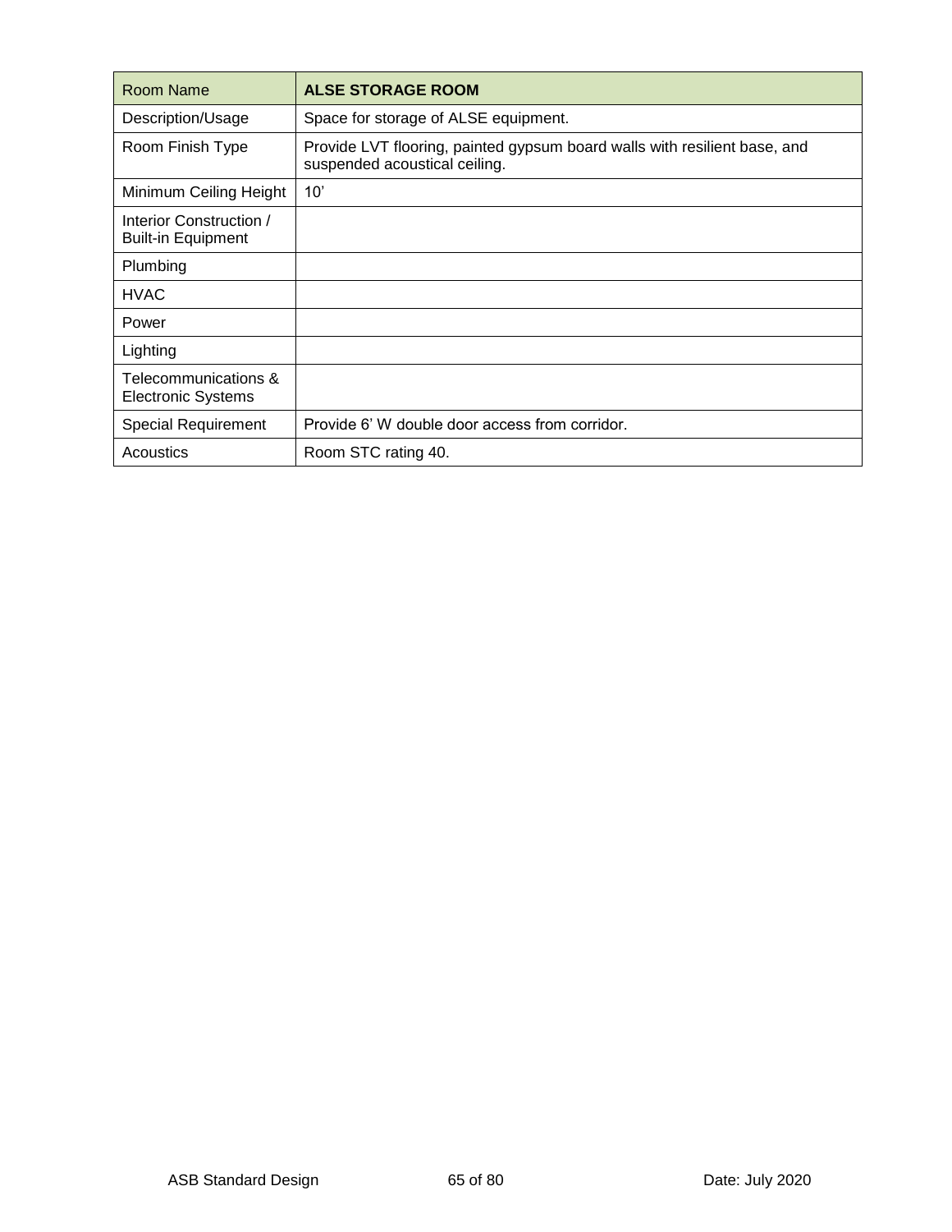| Room Name | **ALSE STORAGE ROOM** |
| --- | --- |
| Description/Usage | Space for storage of ALSE equipment. |
| Room Finish Type | Provide LVT flooring, painted gypsum board walls with resilient base, and suspended acoustical ceiling. |
| Minimum Ceiling Height | 10’ |
| Interior Construction / Built-in Equipment | |
| Plumbing | |
| HVAC | |
| Power | |
| Lighting | |
| Telecommunications & Electronic Systems | |
| Special Requirement | Provide 6’ W double door access from corridor. |
| Acoustics | Room STC rating 40. |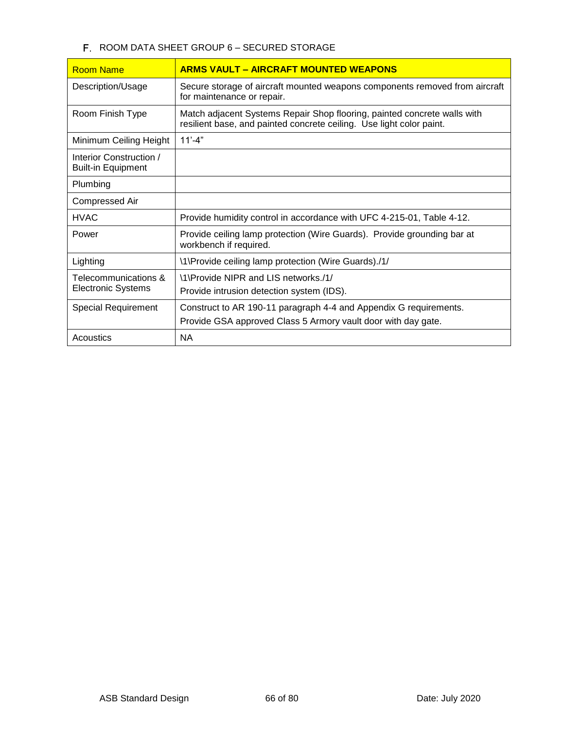### F. ROOM DATA SHEET GROUP 6 – SECURED STORAGE

| Room Name | **ARMS VAULT – AIRCRAFT MOUNTED WEAPONS** |
|---|---|
| Description/Usage | Secure storage of aircraft mounted weapons components removed from aircraft for maintenance or repair. |
| Room Finish Type | Match adjacent Systems Repair Shop flooring, painted concrete walls with resilient base, and painted concrete ceiling. Use light color paint. |
| Minimum Ceiling Height | 11'-4" |
| Interior Construction / Built-in Equipment | |
| Plumbing | |
| Compressed Air | |
| HVAC | Provide humidity control in accordance with UFC 4-215-01, Table 4-12. |
| Power | Provide ceiling lamp protection (Wire Guards). Provide grounding bar at workbench if required. |
| Lighting | \1\Provide ceiling lamp protection (Wire Guards)./1/ |
| Telecommunications & Electronic Systems | \1\Provide NIPR and LIS networks./1/ <br> Provide intrusion detection system (IDS). |
| Special Requirement | Construct to AR 190-11 paragraph 4-4 and Appendix G requirements. <br> Provide GSA approved Class 5 Armory vault door with day gate. |
| Acoustics | NA |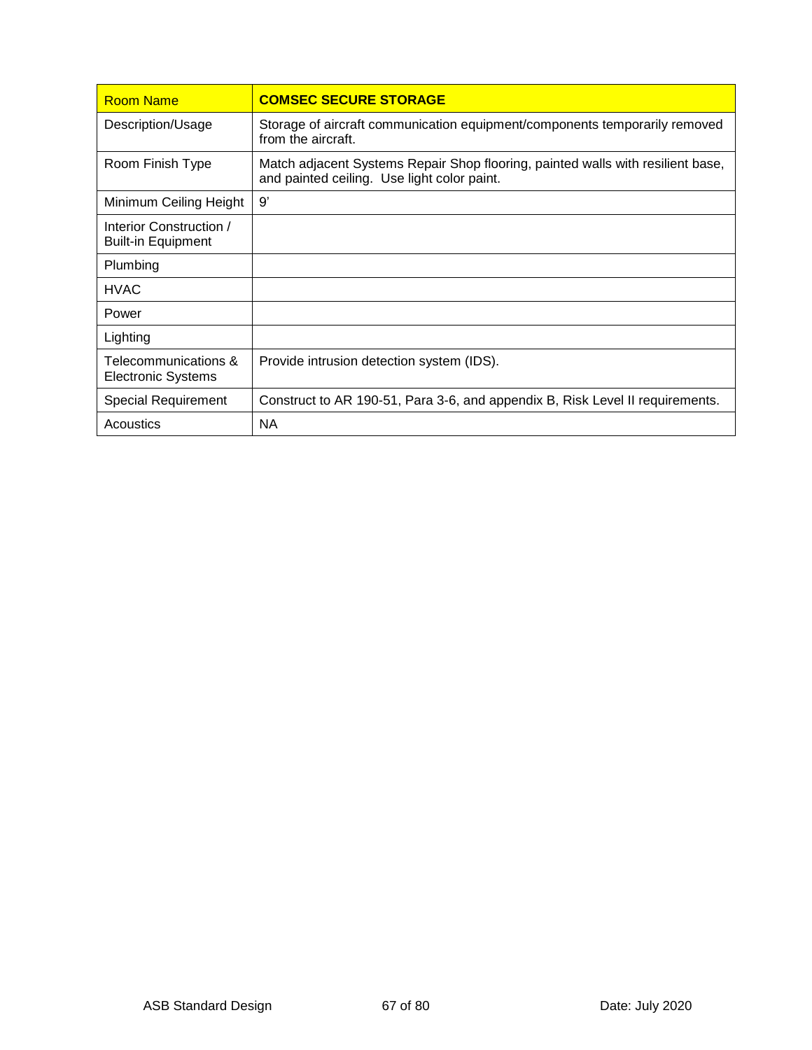| Room Name | **COMSEC SECURE STORAGE** |
|---|---|
| Description/Usage | Storage of aircraft communication equipment/components temporarily removed from the aircraft. |
| Room Finish Type | Match adjacent Systems Repair Shop flooring, painted walls with resilient base, and painted ceiling. Use light color paint. |
| Minimum Ceiling Height | 9’ |
| Interior Construction / Built-in Equipment | |
| Plumbing | |
| HVAC | |
| Power | |
| Lighting | |
| Telecommunications & Electronic Systems | Provide intrusion detection system (IDS). |
| Special Requirement | Construct to AR 190-51, Para 3-6, and appendix B, Risk Level II requirements. |
| Acoustics | NA |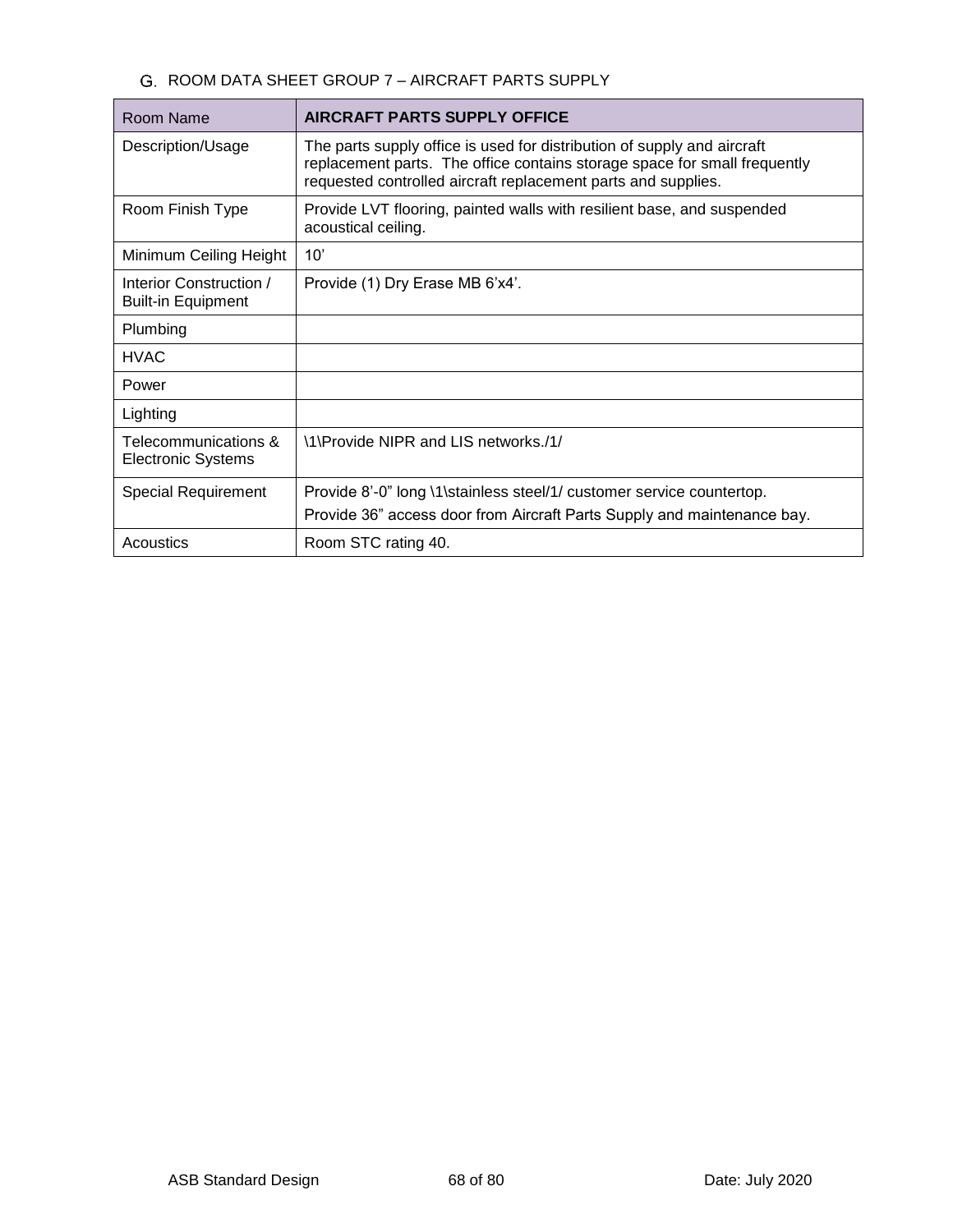## G. ROOM DATA SHEET GROUP 7 – AIRCRAFT PARTS SUPPLY

| Room Name | **AIRCRAFT PARTS SUPPLY OFFICE** |
|---|---|
| Description/Usage | The parts supply office is used for distribution of supply and aircraft replacement parts. The office contains storage space for small frequently requested controlled aircraft replacement parts and supplies. |
| Room Finish Type | Provide LVT flooring, painted walls with resilient base, and suspended acoustical ceiling. |
| Minimum Ceiling Height | 10' |
| Interior Construction / Built-in Equipment | Provide (1) Dry Erase MB 6'x4'. |
| Plumbing | |
| HVAC | |
| Power | |
| Lighting | |
| Telecommunications & Electronic Systems | \1\Provide NIPR and LIS networks./1/ |
| Special Requirement | Provide 8'-0" long \1\stainless steel/1/ customer service countertop.<br>Provide 36" access door from Aircraft Parts Supply and maintenance bay. |
| Acoustics | Room STC rating 40. |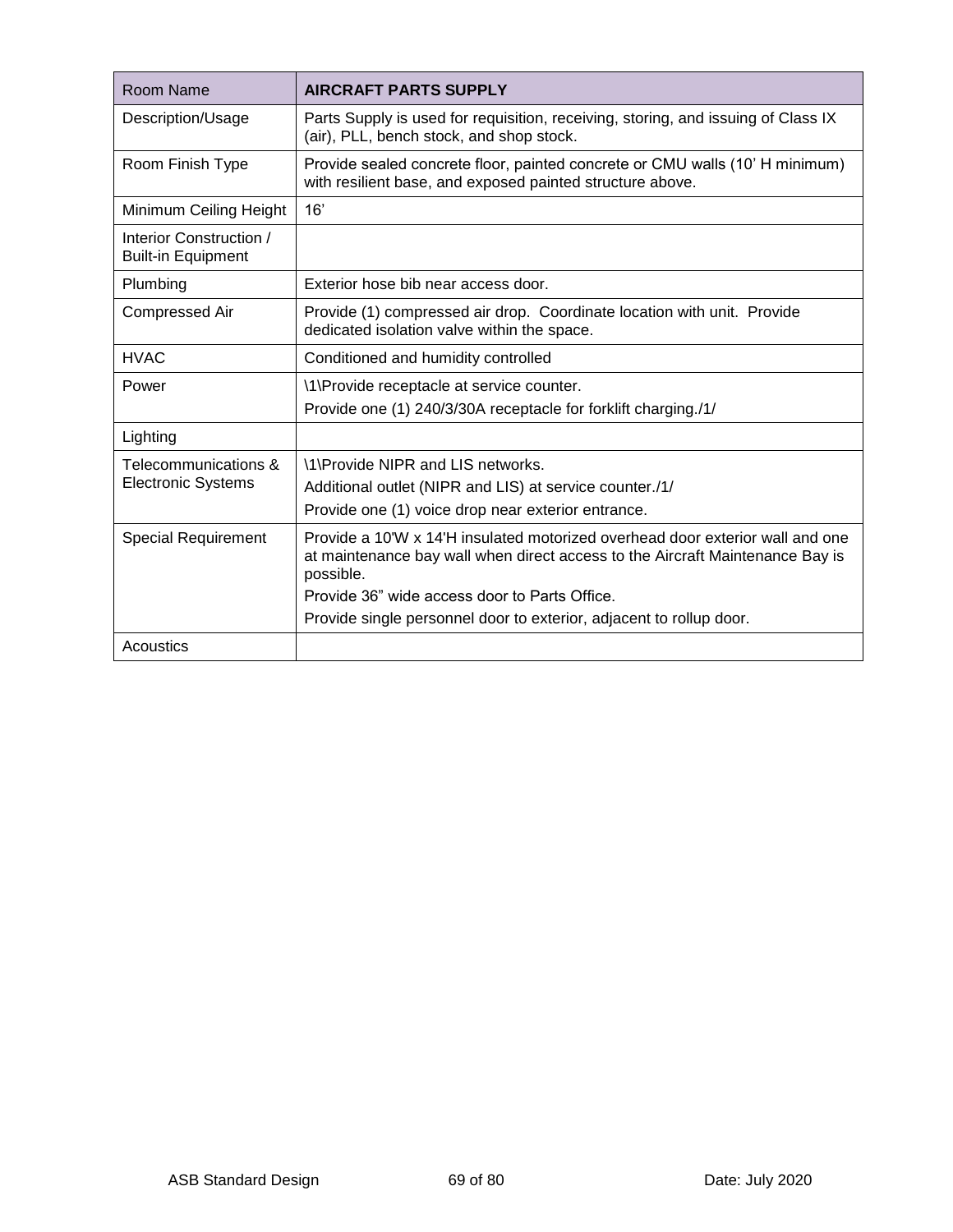| Room Name | **AIRCRAFT PARTS SUPPLY** |
|---|---|
| Description/Usage | Parts Supply is used for requisition, receiving, storing, and issuing of Class IX (air), PLL, bench stock, and shop stock. |
| Room Finish Type | Provide sealed concrete floor, painted concrete or CMU walls (10' H minimum) with resilient base, and exposed painted structure above. |
| Minimum Ceiling Height | 16' |
| Interior Construction / Built-in Equipment | |
| Plumbing | Exterior hose bib near access door. |
| Compressed Air | Provide (1) compressed air drop. Coordinate location with unit. Provide dedicated isolation valve within the space. |
| HVAC | Conditioned and humidity controlled |
| Power | \1\Provide receptacle at service counter.<br>Provide one (1) 240/3/30A receptacle for forklift charging./1/ |
| Lighting | |
| Telecommunications & Electronic Systems | \1\Provide NIPR and LIS networks.<br>Additional outlet (NIPR and LIS) at service counter./1/<br>Provide one (1) voice drop near exterior entrance. |
| Special Requirement | Provide a 10'W x 14'H insulated motorized overhead door exterior wall and one at maintenance bay wall when direct access to the Aircraft Maintenance Bay is possible.<br>Provide 36" wide access door to Parts Office.<br>Provide single personnel door to exterior, adjacent to rollup door. |
| Acoustics | |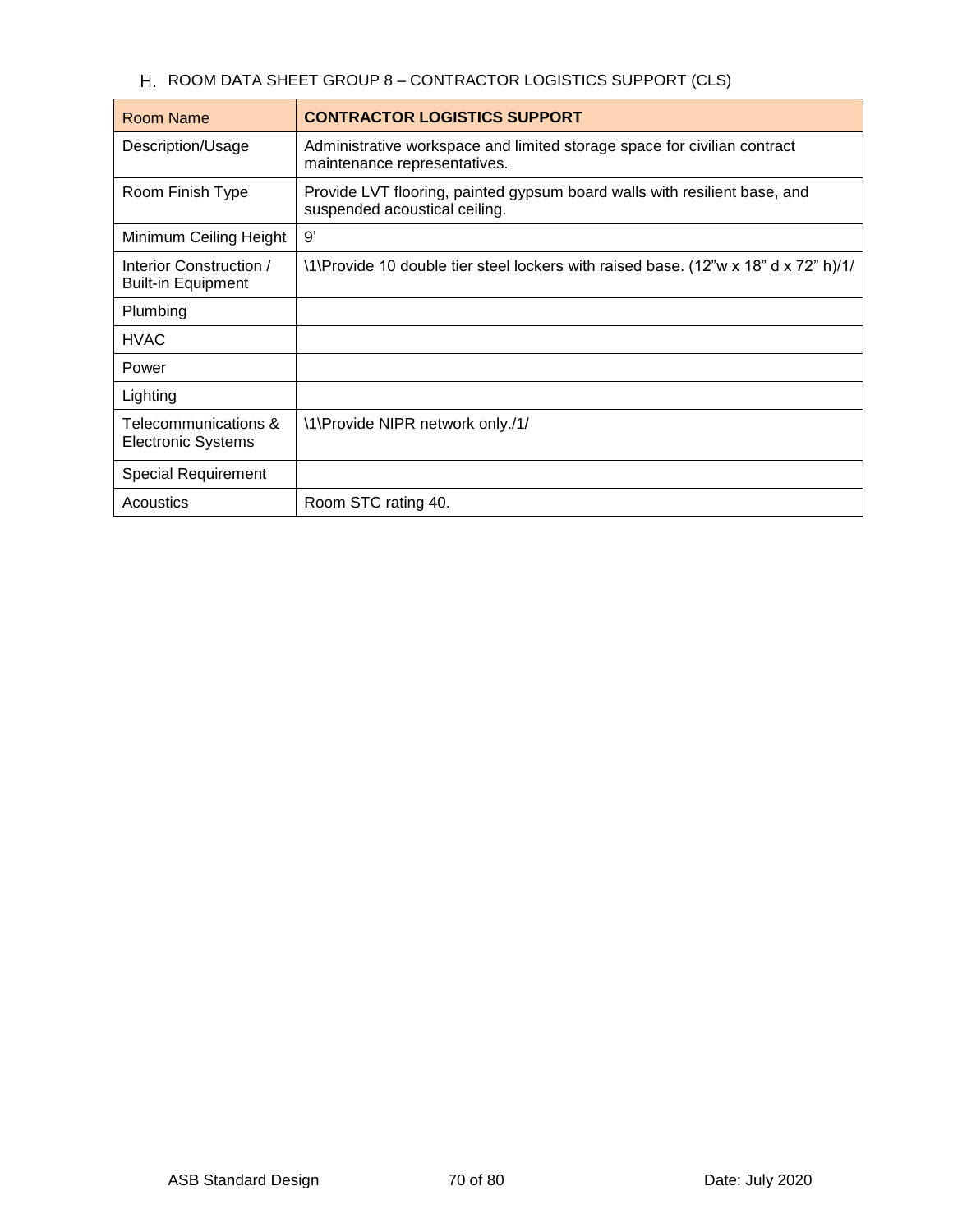### H. ROOM DATA SHEET GROUP 8 – CONTRACTOR LOGISTICS SUPPORT (CLS)

| Room Name | **CONTRACTOR LOGISTICS SUPPORT** |
|---|---|
| Description/Usage | Administrative workspace and limited storage space for civilian contract maintenance representatives. |
| Room Finish Type | Provide LVT flooring, painted gypsum board walls with resilient base, and suspended acoustical ceiling. |
| Minimum Ceiling Height | 9’ |
| Interior Construction / Built-in Equipment | \1\Provide 10 double tier steel lockers with raised base. (12”w x 18” d x 72” h)/1/ |
| Plumbing | |
| HVAC | |
| Power | |
| Lighting | |
| Telecommunications & Electronic Systems | \1\Provide NIPR network only./1/ |
| Special Requirement | |
| Acoustics | Room STC rating 40. |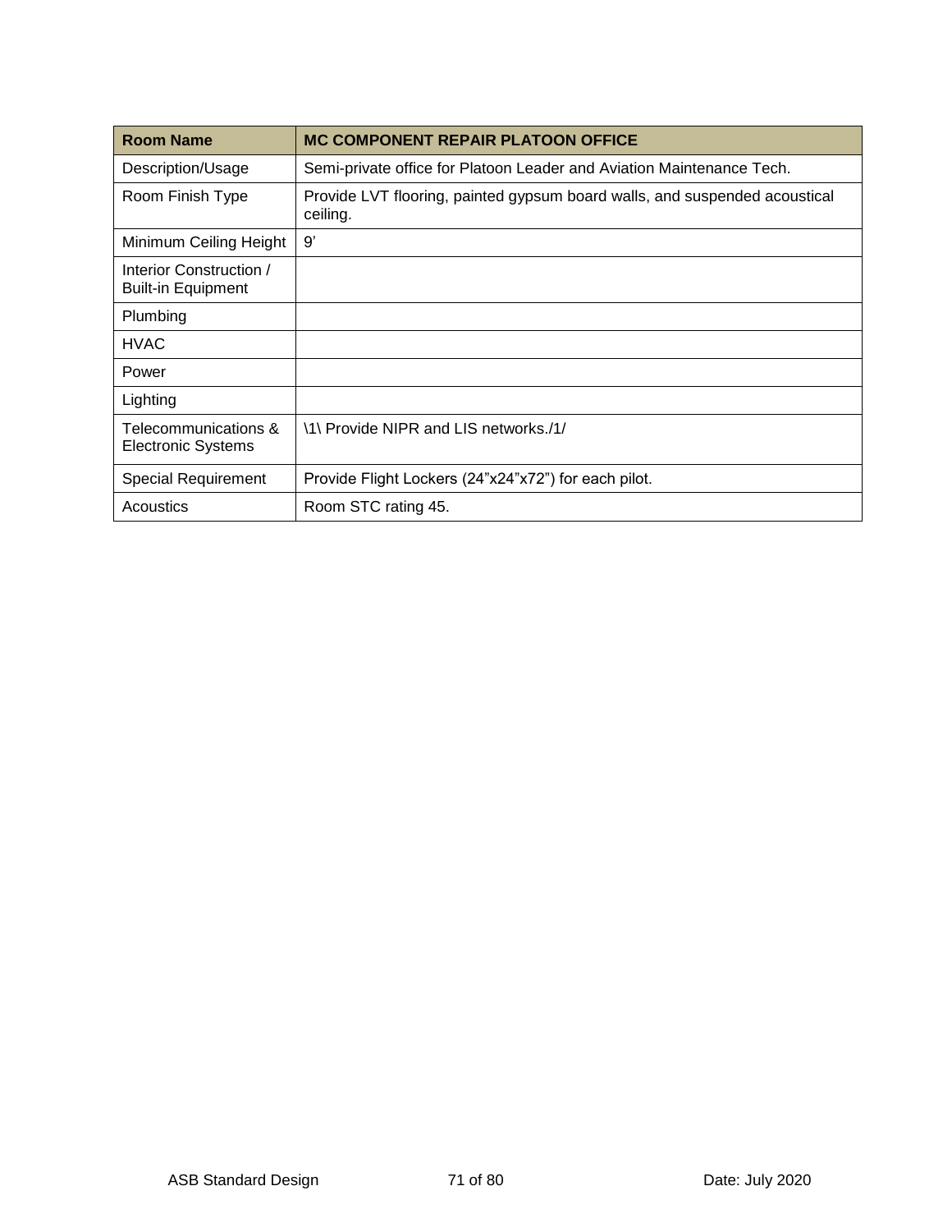| Room Name | MC COMPONENT REPAIR PLATOON OFFICE |
| --- | --- |
| Description/Usage | Semi-private office for Platoon Leader and Aviation Maintenance Tech. |
| Room Finish Type | Provide LVT flooring, painted gypsum board walls, and suspended acoustical ceiling. |
| Minimum Ceiling Height | 9’ |
| Interior Construction / Built-in Equipment | |
| Plumbing | |
| HVAC | |
| Power | |
| Lighting | |
| Telecommunications & Electronic Systems | \1\ Provide NIPR and LIS networks./1/ |
| Special Requirement | Provide Flight Lockers (24”x24”x72”) for each pilot. |
| Acoustics | Room STC rating 45. |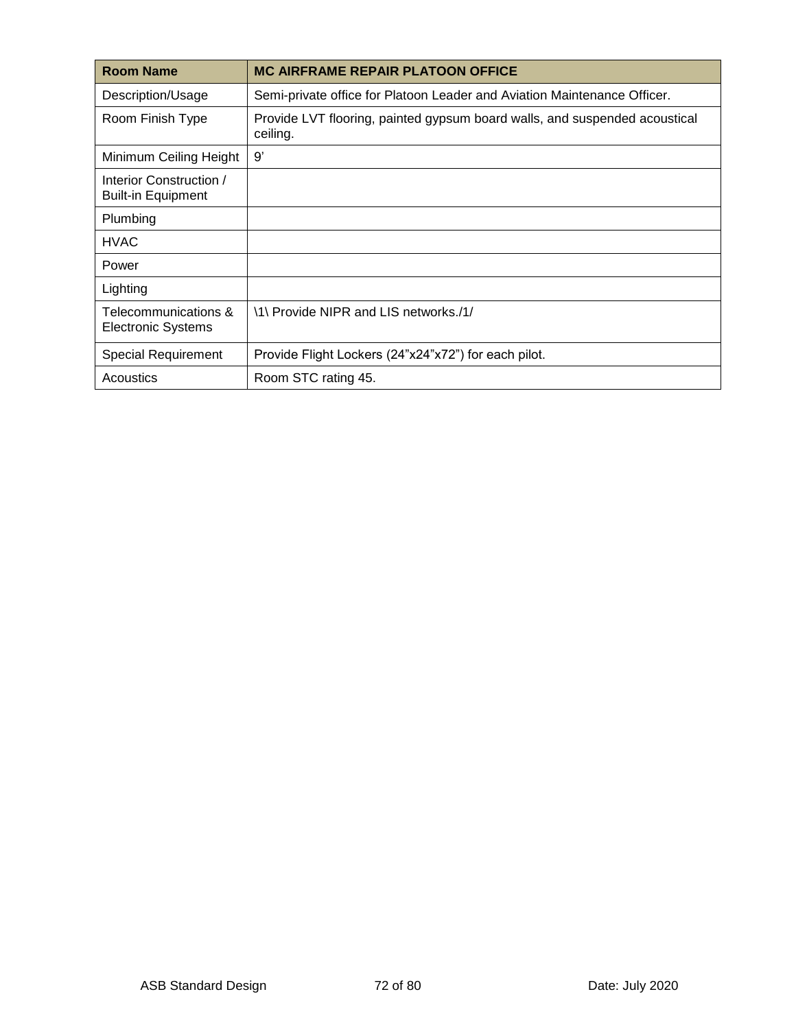| Room Name | MC AIRFRAME REPAIR PLATOON OFFICE |
|---|---|
| Description/Usage | Semi-private office for Platoon Leader and Aviation Maintenance Officer. |
| Room Finish Type | Provide LVT flooring, painted gypsum board walls, and suspended acoustical ceiling. |
| Minimum Ceiling Height | 9’ |
| Interior Construction / Built-in Equipment | |
| Plumbing | |
| HVAC | |
| Power | |
| Lighting | |
| Telecommunications & Electronic Systems | \1\ Provide NIPR and LIS networks./1/ |
| Special Requirement | Provide Flight Lockers (24”x24”x72”) for each pilot. |
| Acoustics | Room STC rating 45. |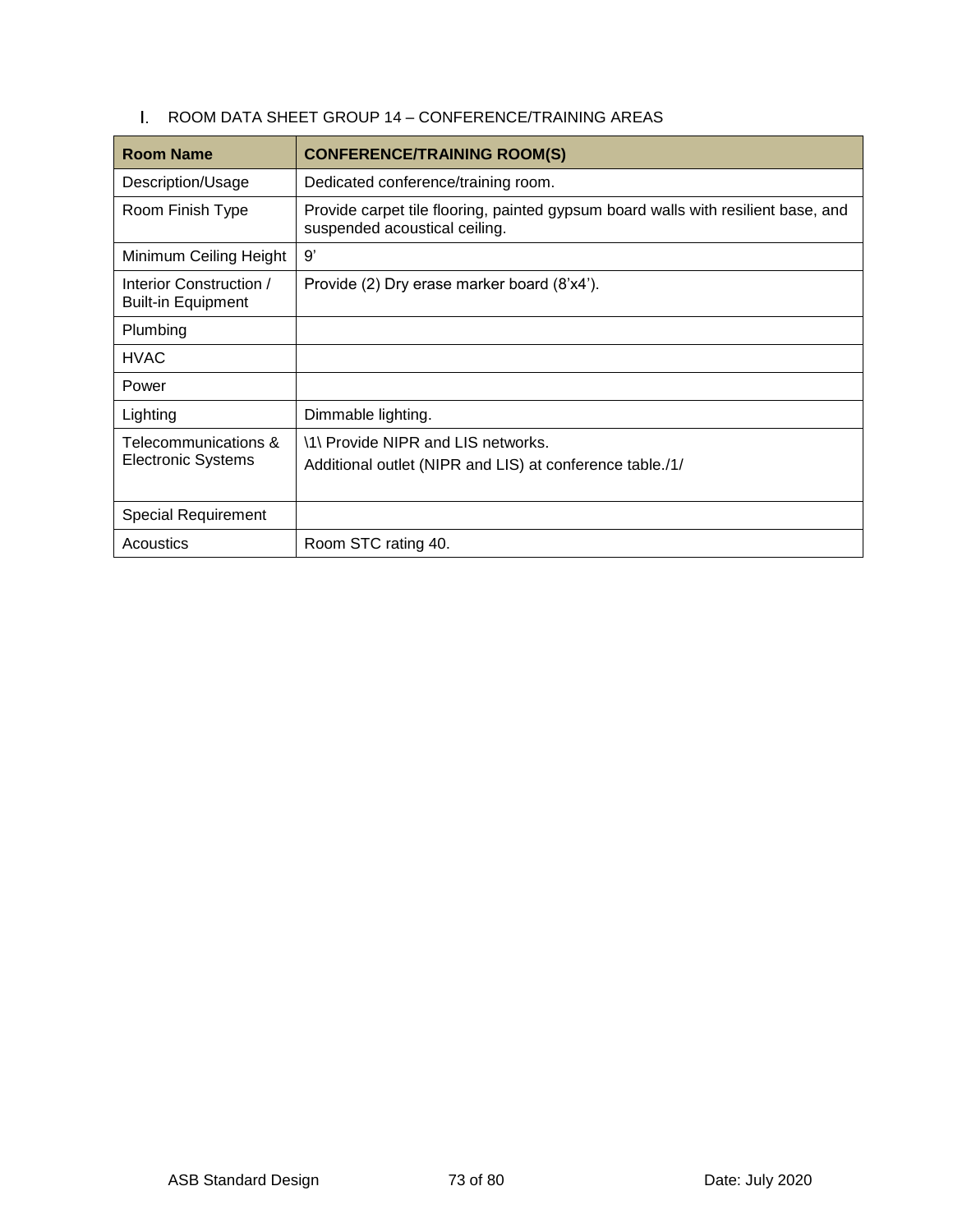I. ROOM DATA SHEET GROUP 14 – CONFERENCE/TRAINING AREAS

| **Room Name** | **CONFERENCE/TRAINING ROOM(S)** |
|---|---|
| Description/Usage | Dedicated conference/training room. |
| Room Finish Type | Provide carpet tile flooring, painted gypsum board walls with resilient base, and suspended acoustical ceiling. |
| Minimum Ceiling Height | 9’ |
| Interior Construction / Built-in Equipment | Provide (2) Dry erase marker board (8’x4’). |
| Plumbing | |
| HVAC | |
| Power | |
| Lighting | Dimmable lighting. |
| Telecommunications & Electronic Systems | \1\ Provide NIPR and LIS networks.<br>Additional outlet (NIPR and LIS) at conference table./1/ |
| Special Requirement | |
| Acoustics | Room STC rating 40. |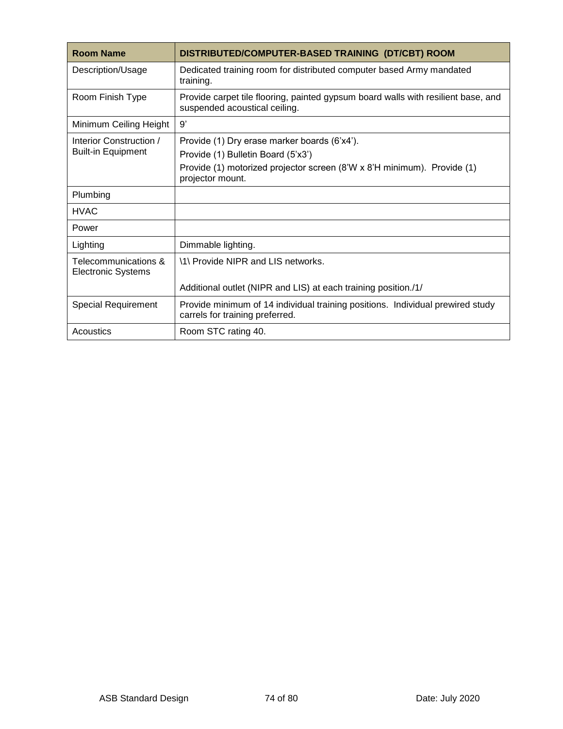| Room Name | DISTRIBUTED/COMPUTER-BASED TRAINING (DT/CBT) ROOM |
|---|---|
| Description/Usage | Dedicated training room for distributed computer based Army mandated training. |
| Room Finish Type | Provide carpet tile flooring, painted gypsum board walls with resilient base, and suspended acoustical ceiling. |
| Minimum Ceiling Height | 9’ |
| Interior Construction / Built-in Equipment | Provide (1) Dry erase marker boards (6’x4’).<br>Provide (1) Bulletin Board (5’x3’)<br>Provide (1) motorized projector screen (8’W x 8’H minimum). Provide (1) projector mount. |
| Plumbing | |
| HVAC | |
| Power | |
| Lighting | Dimmable lighting. |
| Telecommunications & Electronic Systems | \1\ Provide NIPR and LIS networks.<br><br>Additional outlet (NIPR and LIS) at each training position./1/ |
| Special Requirement | Provide minimum of 14 individual training positions. Individual prewired study carrels for training preferred. |
| Acoustics | Room STC rating 40. |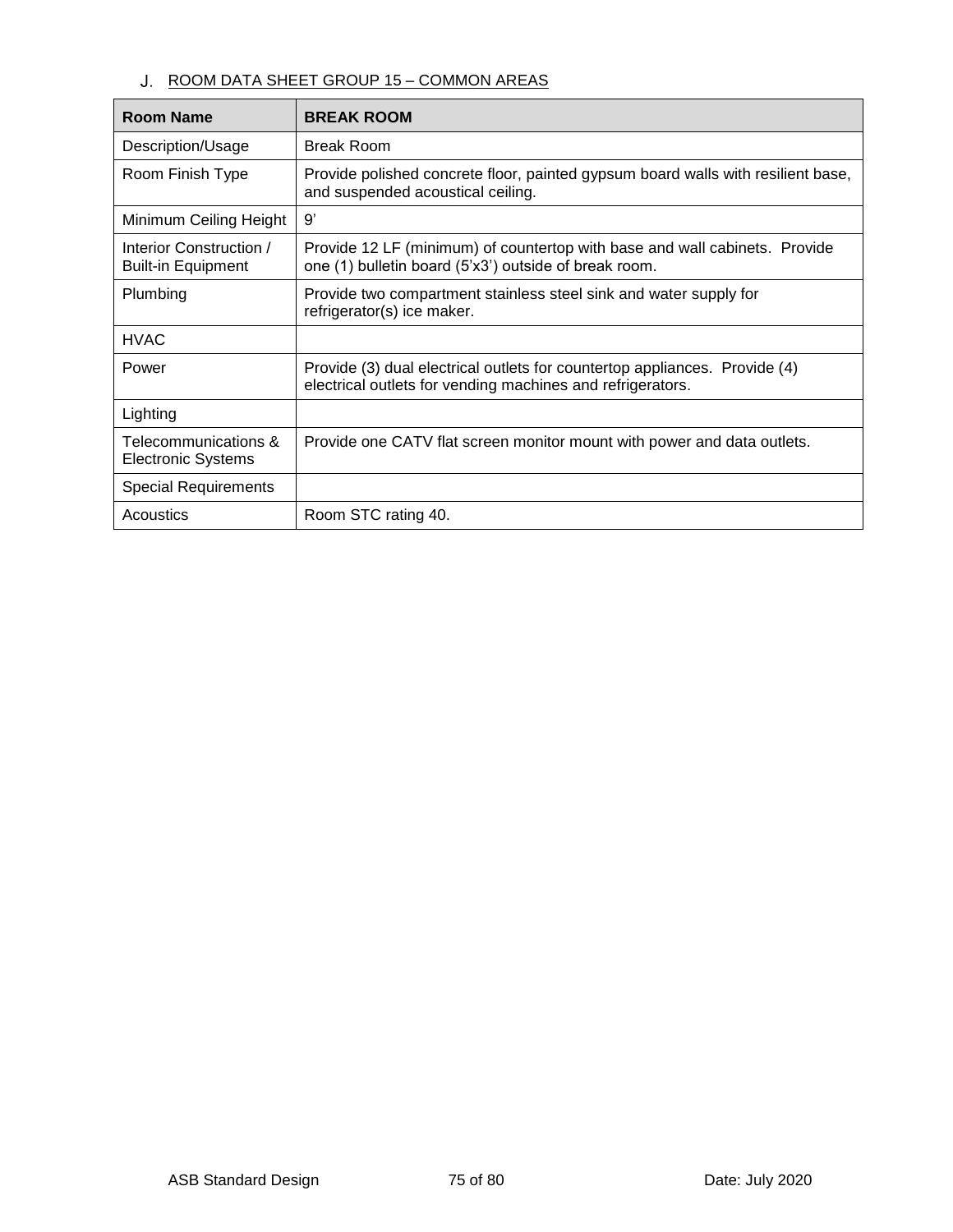J. ROOM DATA SHEET GROUP 15 – COMMON AREAS

| **Room Name** | **BREAK ROOM** |
|---|---|
| Description/Usage | Break Room |
| Room Finish Type | Provide polished concrete floor, painted gypsum board walls with resilient base, and suspended acoustical ceiling. |
| Minimum Ceiling Height | 9’ |
| Interior Construction / Built-in Equipment | Provide 12 LF (minimum) of countertop with base and wall cabinets. Provide one (1) bulletin board (5’x3’) outside of break room. |
| Plumbing | Provide two compartment stainless steel sink and water supply for refrigerator(s) ice maker. |
| HVAC | |
| Power | Provide (3) dual electrical outlets for countertop appliances. Provide (4) electrical outlets for vending machines and refrigerators. |
| Lighting | |
| Telecommunications & Electronic Systems | Provide one CATV flat screen monitor mount with power and data outlets. |
| Special Requirements | |
| Acoustics | Room STC rating 40. |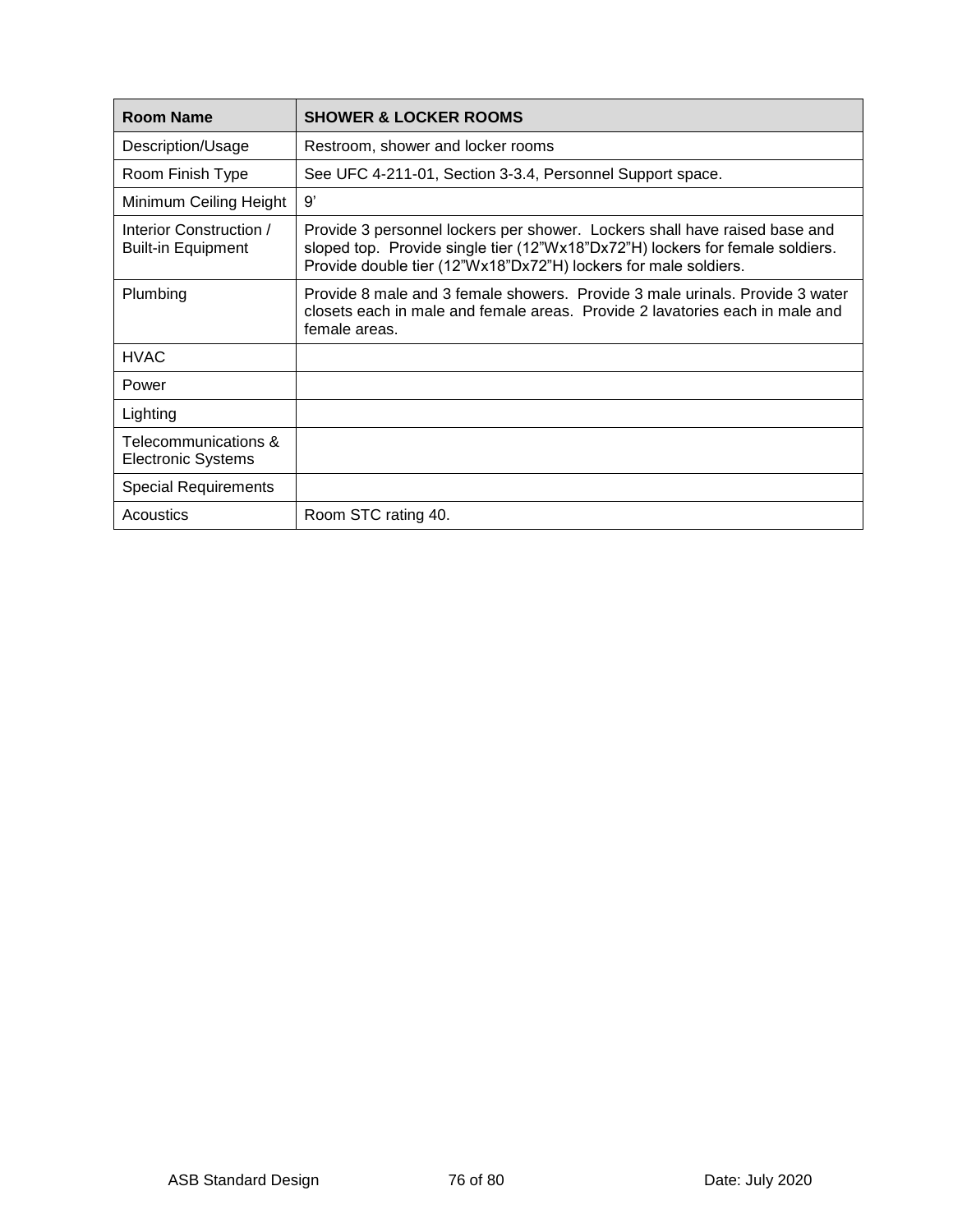| Room Name | SHOWER & LOCKER ROOMS |
|---|---|
| Description/Usage | Restroom, shower and locker rooms |
| Room Finish Type | See UFC 4-211-01, Section 3-3.4, Personnel Support space. |
| Minimum Ceiling Height | 9’ |
| Interior Construction / Built-in Equipment | Provide 3 personnel lockers per shower. Lockers shall have raised base and sloped top. Provide single tier (12”Wx18”Dx72”H) lockers for female soldiers. Provide double tier (12”Wx18”Dx72”H) lockers for male soldiers. |
| Plumbing | Provide 8 male and 3 female showers. Provide 3 male urinals. Provide 3 water closets each in male and female areas. Provide 2 lavatories each in male and female areas. |
| HVAC | |
| Power | |
| Lighting | |
| Telecommunications & Electronic Systems | |
| Special Requirements | |
| Acoustics | Room STC rating 40. |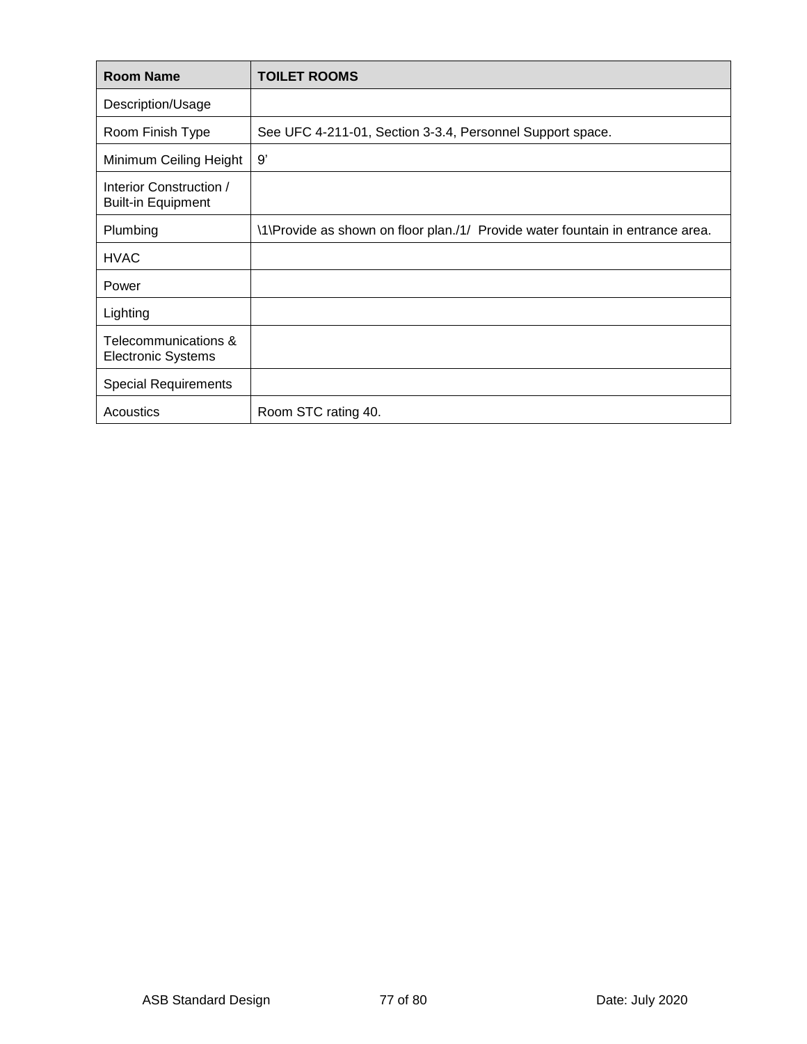| Room Name | TOILET ROOMS |
| --- | --- |
| Description/Usage | |
| Room Finish Type | See UFC 4-211-01, Section 3-3.4, Personnel Support space. |
| Minimum Ceiling Height | 9’ |
| Interior Construction / Built-in Equipment | |
| Plumbing | \1\Provide as shown on floor plan./1/ Provide water fountain in entrance area. |
| HVAC | |
| Power | |
| Lighting | |
| Telecommunications & Electronic Systems | |
| Special Requirements | |
| Acoustics | Room STC rating 40. |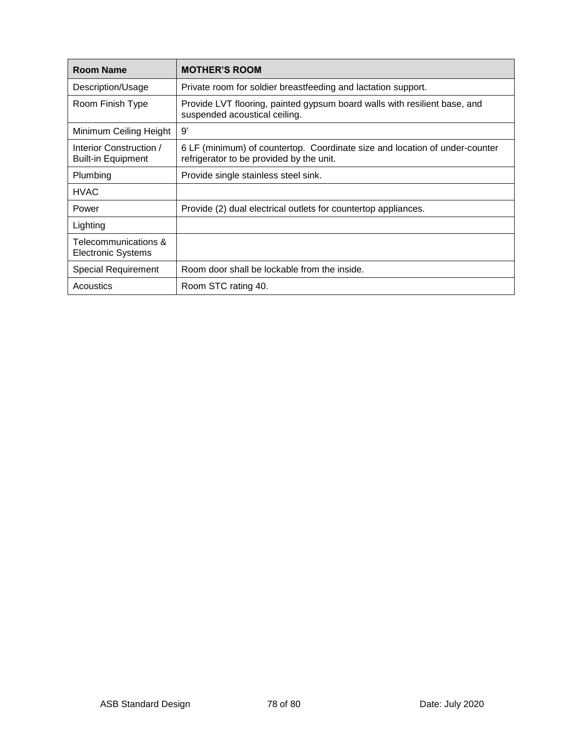| Room Name | MOTHER'S ROOM |
| --- | --- |
| Description/Usage | Private room for soldier breastfeeding and lactation support. |
| Room Finish Type | Provide LVT flooring, painted gypsum board walls with resilient base, and suspended acoustical ceiling. |
| Minimum Ceiling Height | 9' |
| Interior Construction / Built-in Equipment | 6 LF (minimum) of countertop. Coordinate size and location of under-counter refrigerator to be provided by the unit. |
| Plumbing | Provide single stainless steel sink. |
| HVAC | |
| Power | Provide (2) dual electrical outlets for countertop appliances. |
| Lighting | |
| Telecommunications & Electronic Systems | |
| Special Requirement | Room door shall be lockable from the inside. |
| Acoustics | Room STC rating 40. |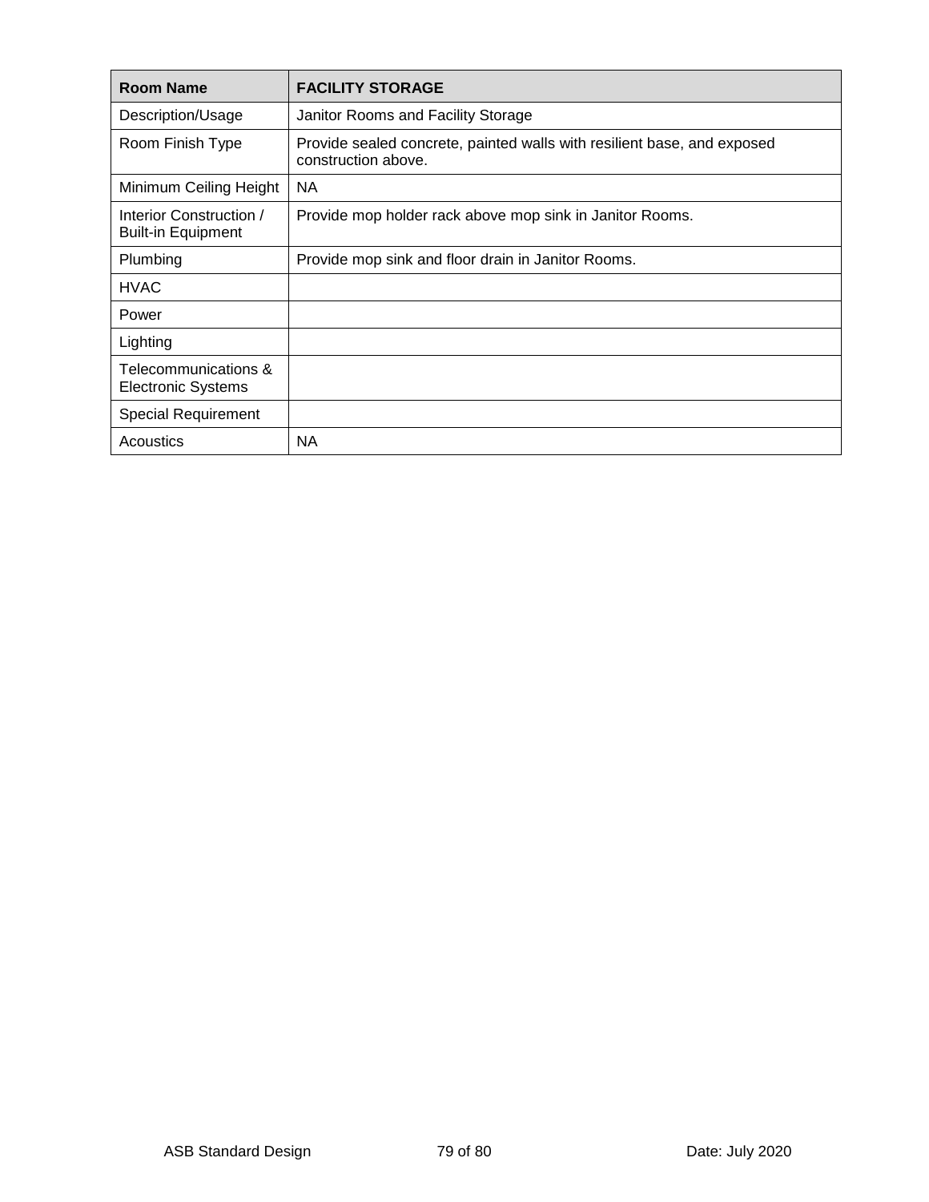| Room Name | FACILITY STORAGE |
|---|---|
| Description/Usage | Janitor Rooms and Facility Storage |
| Room Finish Type | Provide sealed concrete, painted walls with resilient base, and exposed construction above. |
| Minimum Ceiling Height | NA |
| Interior Construction / Built-in Equipment | Provide mop holder rack above mop sink in Janitor Rooms. |
| Plumbing | Provide mop sink and floor drain in Janitor Rooms. |
| HVAC | |
| Power | |
| Lighting | |
| Telecommunications & Electronic Systems | |
| Special Requirement | |
| Acoustics | NA |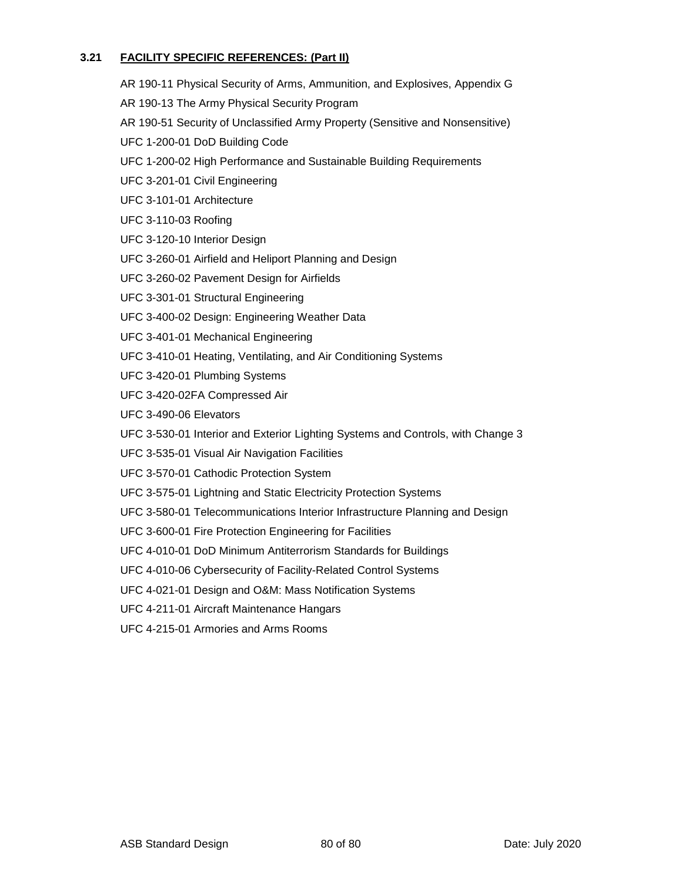### 3.21 FACILITY SPECIFIC REFERENCES: (Part II)

AR 190-11 Physical Security of Arms, Ammunition, and Explosives, Appendix G

AR 190-13 The Army Physical Security Program

AR 190-51 Security of Unclassified Army Property (Sensitive and Nonsensitive)

UFC 1-200-01 DoD Building Code

UFC 1-200-02 High Performance and Sustainable Building Requirements

UFC 3-201-01 Civil Engineering

UFC 3-101-01 Architecture

UFC 3-110-03 Roofing

UFC 3-120-10 Interior Design

UFC 3-260-01 Airfield and Heliport Planning and Design

UFC 3-260-02 Pavement Design for Airfields

UFC 3-301-01 Structural Engineering

UFC 3-400-02 Design: Engineering Weather Data

UFC 3-401-01 Mechanical Engineering

UFC 3-410-01 Heating, Ventilating, and Air Conditioning Systems

UFC 3-420-01 Plumbing Systems

UFC 3-420-02FA Compressed Air

UFC 3-490-06 Elevators

UFC 3-530-01 Interior and Exterior Lighting Systems and Controls, with Change 3

UFC 3-535-01 Visual Air Navigation Facilities

UFC 3-570-01 Cathodic Protection System

UFC 3-575-01 Lightning and Static Electricity Protection Systems

UFC 3-580-01 Telecommunications Interior Infrastructure Planning and Design

UFC 3-600-01 Fire Protection Engineering for Facilities

UFC 4-010-01 DoD Minimum Antiterrorism Standards for Buildings

UFC 4-010-06 Cybersecurity of Facility-Related Control Systems

UFC 4-021-01 Design and O&M: Mass Notification Systems

UFC 4-211-01 Aircraft Maintenance Hangars

UFC 4-215-01 Armories and Arms Rooms